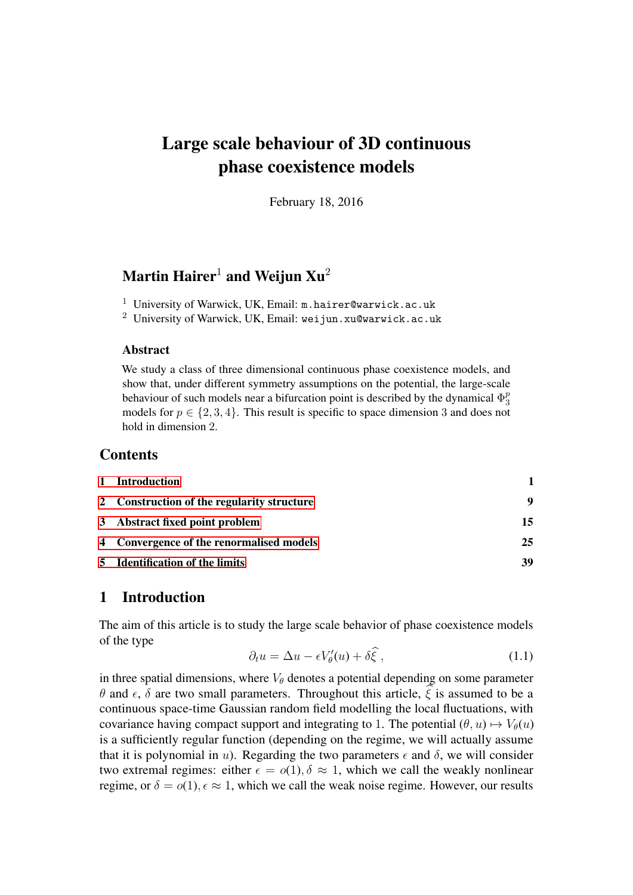# Large scale behaviour of 3D continuous phase coexistence models

February 18, 2016

## Martin Hairer[1] and Weijun Xu[2]

[1] University of Warwick, UK, Email: m.hairer@warwick.ac.uk
[2] University of Warwick, UK, Email: weijun.xu@warwick.ac.uk

### Abstract

We study a class of three dimensional continuous phase coexistence models, and show that, under different symmetry assumptions on the potential, the large-scale behaviour of such models near a bifurcation point is described by the dynamical $\Phi^p_3$ models for $p \in \{2, 3, 4\}$. This result is specific to space dimension 3 and does not hold in dimension 2.

## Contents

| | | |
|---|---|---|
| 1 | Introduction | 1 |
| 2 | Construction of the regularity structure | 9 |
| 3 | Abstract fixed point problem | 15 |
| 4 | Convergence of the renormalised models | 25 |
| 5 | Identification of the limits | 39 |

## 1 Introduction

The aim of this article is to study the large scale behavior of phase coexistence models of the type

$$\partial_t u = \Delta u - \epsilon V'_\theta(u) + \delta \widehat{\xi}\,, \tag{1.1}$$

in three spatial dimensions, where $V_\theta$ denotes a potential depending on some parameter $\theta$ and $\epsilon$, $\delta$ are two small parameters. Throughout this article, $\widehat{\xi}$ is assumed to be a continuous space-time Gaussian random field modelling the local fluctuations, with covariance having compact support and integrating to 1. The potential $(\theta, u) \mapsto V_\theta(u)$ is a sufficiently regular function (depending on the regime, we will actually assume that it is polynomial in $u$). Regarding the two parameters $\epsilon$ and $\delta$, we will consider two extremal regimes: either $\epsilon = o(1), \delta \approx 1$, which we call the weakly nonlinear regime, or $\delta = o(1), \epsilon \approx 1$, which we call the weak noise regime. However, our results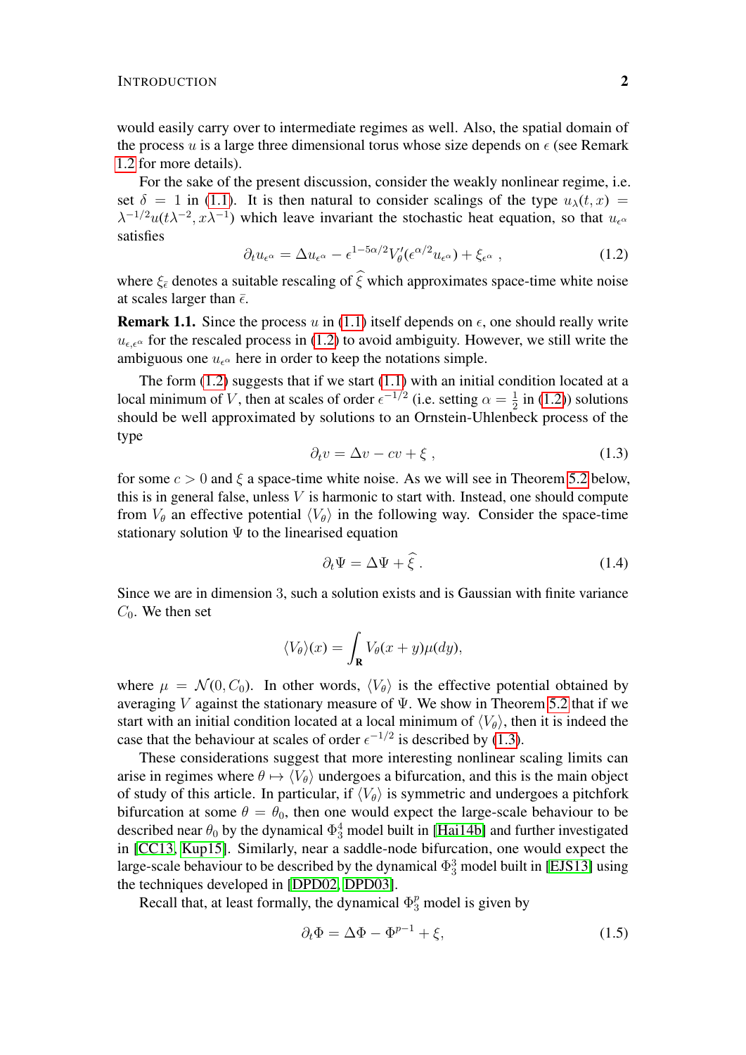would easily carry over to intermediate regimes as well. Also, the spatial domain of the process $u$ is a large three dimensional torus whose size depends on $\epsilon$ (see Remark 1.2 for more details).

For the sake of the present discussion, consider the weakly nonlinear regime, i.e. set $\delta = 1$ in (1.1). It is then natural to consider scalings of the type $u_\lambda(t,x) = \lambda^{-1/2}u(t\lambda^{-2}, x\lambda^{-1})$ which leave invariant the stochastic heat equation, so that $u_{\epsilon^\alpha}$ satisfies

$$\partial_t u_{\epsilon^\alpha} = \Delta u_{\epsilon^\alpha} - \epsilon^{1-5\alpha/2} V_\theta'(\epsilon^{\alpha/2} u_{\epsilon^\alpha}) + \xi_{\epsilon^\alpha} \;, \tag{1.2}$$

where $\xi_{\bar\epsilon}$ denotes a suitable rescaling of $\widehat{\xi}$ which approximates space-time white noise at scales larger than $\bar\epsilon$.

**Remark 1.1.** Since the process $u$ in (1.1) itself depends on $\epsilon$, one should really write $u_{\epsilon,\epsilon^\alpha}$ for the rescaled process in (1.2) to avoid ambiguity. However, we still write the ambiguous one $u_{\epsilon^\alpha}$ here in order to keep the notations simple.

The form (1.2) suggests that if we start (1.1) with an initial condition located at a local minimum of $V$, then at scales of order $\epsilon^{-1/2}$ (i.e. setting $\alpha = \frac{1}{2}$ in (1.2)) solutions should be well approximated by solutions to an Ornstein-Uhlenbeck process of the type

$$\partial_t v = \Delta v - cv + \xi \;, \tag{1.3}$$

for some $c > 0$ and $\xi$ a space-time white noise. As we will see in Theorem 5.2 below, this is in general false, unless $V$ is harmonic to start with. Instead, one should compute from $V_\theta$ an effective potential $\langle V_\theta \rangle$ in the following way. Consider the space-time stationary solution $\Psi$ to the linearised equation

$$\partial_t \Psi = \Delta \Psi + \widehat{\xi} \,. \tag{1.4}$$

Since we are in dimension 3, such a solution exists and is Gaussian with finite variance $C_0$. We then set

$$\langle V_\theta \rangle(x) = \int_{\mathbf{R}} V_\theta(x+y)\mu(dy),$$

where $\mu = \mathcal{N}(0, C_0)$. In other words, $\langle V_\theta \rangle$ is the effective potential obtained by averaging $V$ against the stationary measure of $\Psi$. We show in Theorem 5.2 that if we start with an initial condition located at a local minimum of $\langle V_\theta \rangle$, then it is indeed the case that the behaviour at scales of order $\epsilon^{-1/2}$ is described by (1.3).

These considerations suggest that more interesting nonlinear scaling limits can arise in regimes where $\theta \mapsto \langle V_\theta \rangle$ undergoes a bifurcation, and this is the main object of study of this article. In particular, if $\langle V_\theta \rangle$ is symmetric and undergoes a pitchfork bifurcation at some $\theta = \theta_0$, then one would expect the large-scale behaviour to be described near $\theta_0$ by the dynamical $\Phi^4_3$ model built in [Hai14b] and further investigated in [CC13, Kup15]. Similarly, near a saddle-node bifurcation, one would expect the large-scale behaviour to be described by the dynamical $\Phi^3_3$ model built in [EJS13] using the techniques developed in [DPD02, DPD03].

Recall that, at least formally, the dynamical $\Phi^p_3$ model is given by

$$\partial_t \Phi = \Delta \Phi - \Phi^{p-1} + \xi, \tag{1.5}$$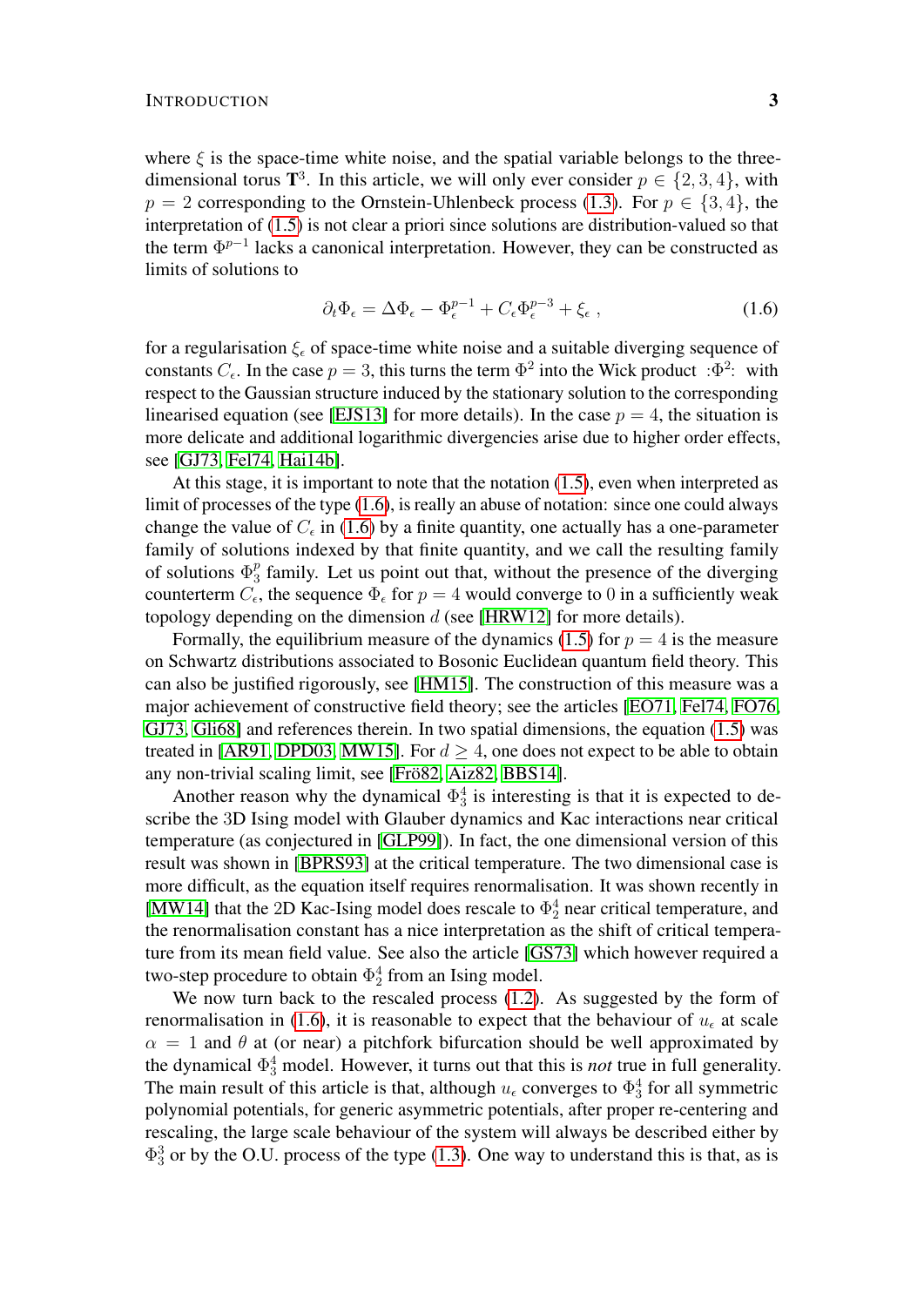where $\xi$ is the space-time white noise, and the spatial variable belongs to the three-dimensional torus $\mathbf{T}^3$. In this article, we will only ever consider $p \in \{2, 3, 4\}$, with $p = 2$ corresponding to the Ornstein-Uhlenbeck process (1.3). For $p \in \{3, 4\}$, the interpretation of (1.5) is not clear a priori since solutions are distribution-valued so that the term $\Phi^{p-1}$ lacks a canonical interpretation. However, they can be constructed as limits of solutions to

$$\partial_t \Phi_\epsilon = \Delta \Phi_\epsilon - \Phi_\epsilon^{p-1} + C_\epsilon \Phi_\epsilon^{p-3} + \xi_\epsilon \;, \tag{1.6}$$

for a regularisation $\xi_\epsilon$ of space-time white noise and a suitable diverging sequence of constants $C_\epsilon$. In the case $p = 3$, this turns the term $\Phi^2$ into the Wick product $:\!\Phi^2\!:$ with respect to the Gaussian structure induced by the stationary solution to the corresponding linearised equation (see [EJS13] for more details). In the case $p = 4$, the situation is more delicate and additional logarithmic divergencies arise due to higher order effects, see [GJ73, Fel74, Hai14b].

At this stage, it is important to note that the notation (1.5), even when interpreted as limit of processes of the type (1.6), is really an abuse of notation: since one could always change the value of $C_\epsilon$ in (1.6) by a finite quantity, one actually has a one-parameter family of solutions indexed by that finite quantity, and we call the resulting family of solutions $\Phi_3^p$ family. Let us point out that, without the presence of the diverging counterterm $C_\epsilon$, the sequence $\Phi_\epsilon$ for $p = 4$ would converge to $0$ in a sufficiently weak topology depending on the dimension $d$ (see [HRW12] for more details).

Formally, the equilibrium measure of the dynamics (1.5) for $p = 4$ is the measure on Schwartz distributions associated to Bosonic Euclidean quantum field theory. This can also be justified rigorously, see [HM15]. The construction of this measure was a major achievement of constructive field theory; see the articles [EO71, Fel74, FO76, GJ73, Gli68] and references therein. In two spatial dimensions, the equation (1.5) was treated in [AR91, DPD03, MW15]. For $d \geq 4$, one does not expect to be able to obtain any non-trivial scaling limit, see [Frö82, Aiz82, BBS14].

Another reason why the dynamical $\Phi_3^4$ is interesting is that it is expected to describe the 3D Ising model with Glauber dynamics and Kac interactions near critical temperature (as conjectured in [GLP99]). In fact, the one dimensional version of this result was shown in [BPRS93] at the critical temperature. The two dimensional case is more difficult, as the equation itself requires renormalisation. It was shown recently in [MW14] that the 2D Kac-Ising model does rescale to $\Phi_2^4$ near critical temperature, and the renormalisation constant has a nice interpretation as the shift of critical temperature from its mean field value. See also the article [GS73] which however required a two-step procedure to obtain $\Phi_2^4$ from an Ising model.

We now turn back to the rescaled process (1.2). As suggested by the form of renormalisation in (1.6), it is reasonable to expect that the behaviour of $u_\epsilon$ at scale $\alpha = 1$ and $\theta$ at (or near) a pitchfork bifurcation should be well approximated by the dynamical $\Phi_3^4$ model. However, it turns out that this is *not* true in full generality. The main result of this article is that, although $u_\epsilon$ converges to $\Phi_3^4$ for all symmetric polynomial potentials, for generic asymmetric potentials, after proper re-centering and rescaling, the large scale behaviour of the system will always be described either by $\Phi_3^3$ or by the O.U. process of the type (1.3). One way to understand this is that, as is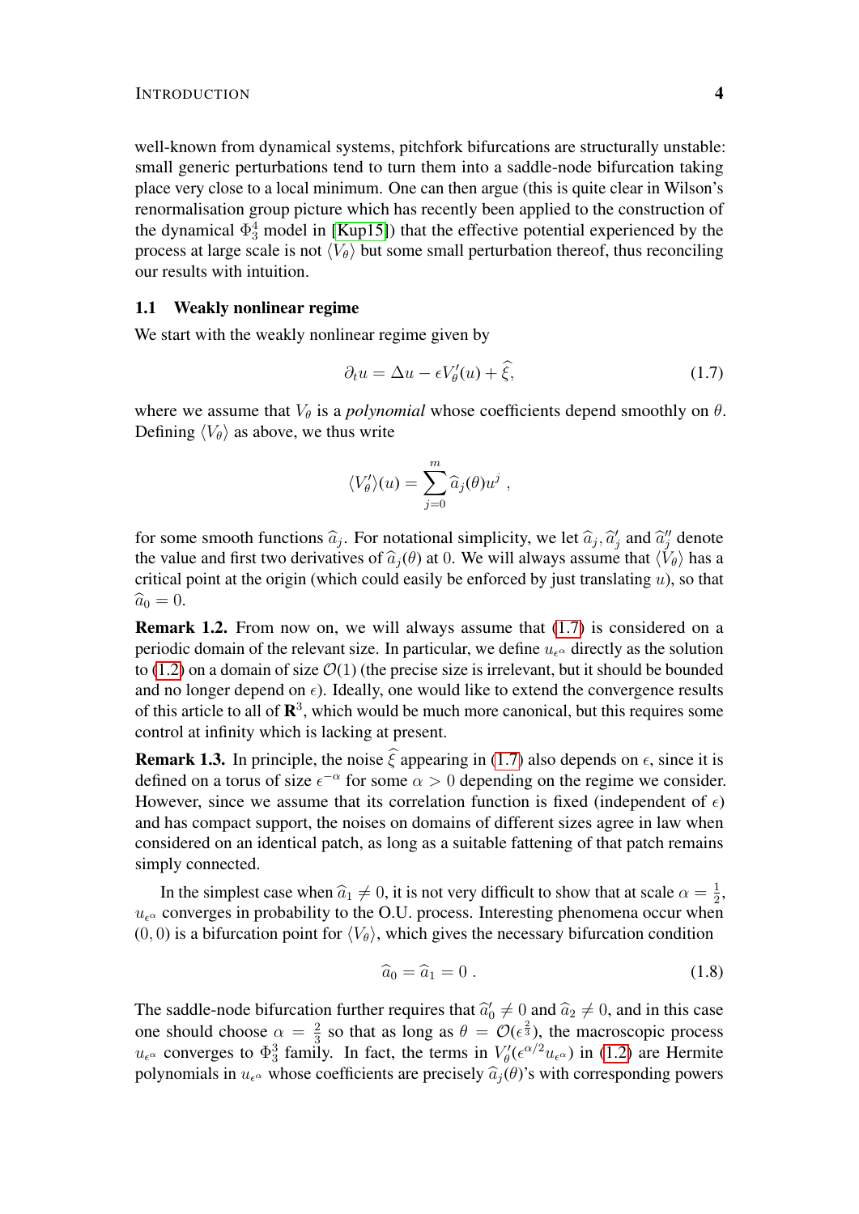well-known from dynamical systems, pitchfork bifurcations are structurally unstable: small generic perturbations tend to turn them into a saddle-node bifurcation taking place very close to a local minimum. One can then argue (this is quite clear in Wilson's renormalisation group picture which has recently been applied to the construction of the dynamical $\Phi^4_3$ model in [Kup15]) that the effective potential experienced by the process at large scale is not $\langle V_\theta \rangle$ but some small perturbation thereof, thus reconciling our results with intuition.

### 1.1 Weakly nonlinear regime

We start with the weakly nonlinear regime given by

$$\partial_t u = \Delta u - \epsilon V_\theta'(u) + \widehat{\xi}, \tag{1.7}$$

where we assume that $V_\theta$ is a *polynomial* whose coefficients depend smoothly on $\theta$. Defining $\langle V_\theta \rangle$ as above, we thus write

$$\langle V_\theta' \rangle(u) = \sum_{j=0}^{m} \widehat{a}_j(\theta) u^j ,$$

for some smooth functions $\widehat{a}_j$. For notational simplicity, we let $\widehat{a}_j, \widehat{a}_j'$ and $\widehat{a}_j''$ denote the value and first two derivatives of $\widehat{a}_j(\theta)$ at $0$. We will always assume that $\langle V_\theta \rangle$ has a critical point at the origin (which could easily be enforced by just translating $u$), so that $\widehat{a}_0 = 0$.

**Remark 1.2.** From now on, we will always assume that (1.7) is considered on a periodic domain of the relevant size. In particular, we define $u_{\epsilon^\alpha}$ directly as the solution to (1.2) on a domain of size $\mathcal{O}(1)$ (the precise size is irrelevant, but it should be bounded and no longer depend on $\epsilon$). Ideally, one would like to extend the convergence results of this article to all of $\mathbf{R}^3$, which would be much more canonical, but this requires some control at infinity which is lacking at present.

**Remark 1.3.** In principle, the noise $\widehat{\xi}$ appearing in (1.7) also depends on $\epsilon$, since it is defined on a torus of size $\epsilon^{-\alpha}$ for some $\alpha > 0$ depending on the regime we consider. However, since we assume that its correlation function is fixed (independent of $\epsilon$) and has compact support, the noises on domains of different sizes agree in law when considered on an identical patch, as long as a suitable fattening of that patch remains simply connected.

In the simplest case when $\widehat{a}_1 \neq 0$, it is not very difficult to show that at scale $\alpha = \frac{1}{2}$, $u_{\epsilon^\alpha}$ converges in probability to the O.U. process. Interesting phenomena occur when $(0, 0)$ is a bifurcation point for $\langle V_\theta \rangle$, which gives the necessary bifurcation condition

$$\widehat{a}_0 = \widehat{a}_1 = 0 . \tag{1.8}$$

The saddle-node bifurcation further requires that $\widehat{a}_0' \neq 0$ and $\widehat{a}_2 \neq 0$, and in this case one should choose $\alpha = \frac{2}{3}$ so that as long as $\theta = \mathcal{O}(\epsilon^{\frac{2}{3}})$, the macroscopic process $u_{\epsilon^\alpha}$ converges to $\Phi^3_3$ family. In fact, the terms in $V_\theta'(\epsilon^{\alpha/2} u_{\epsilon^\alpha})$ in (1.2) are Hermite polynomials in $u_{\epsilon^\alpha}$ whose coefficients are precisely $\widehat{a}_j(\theta)$'s with corresponding powers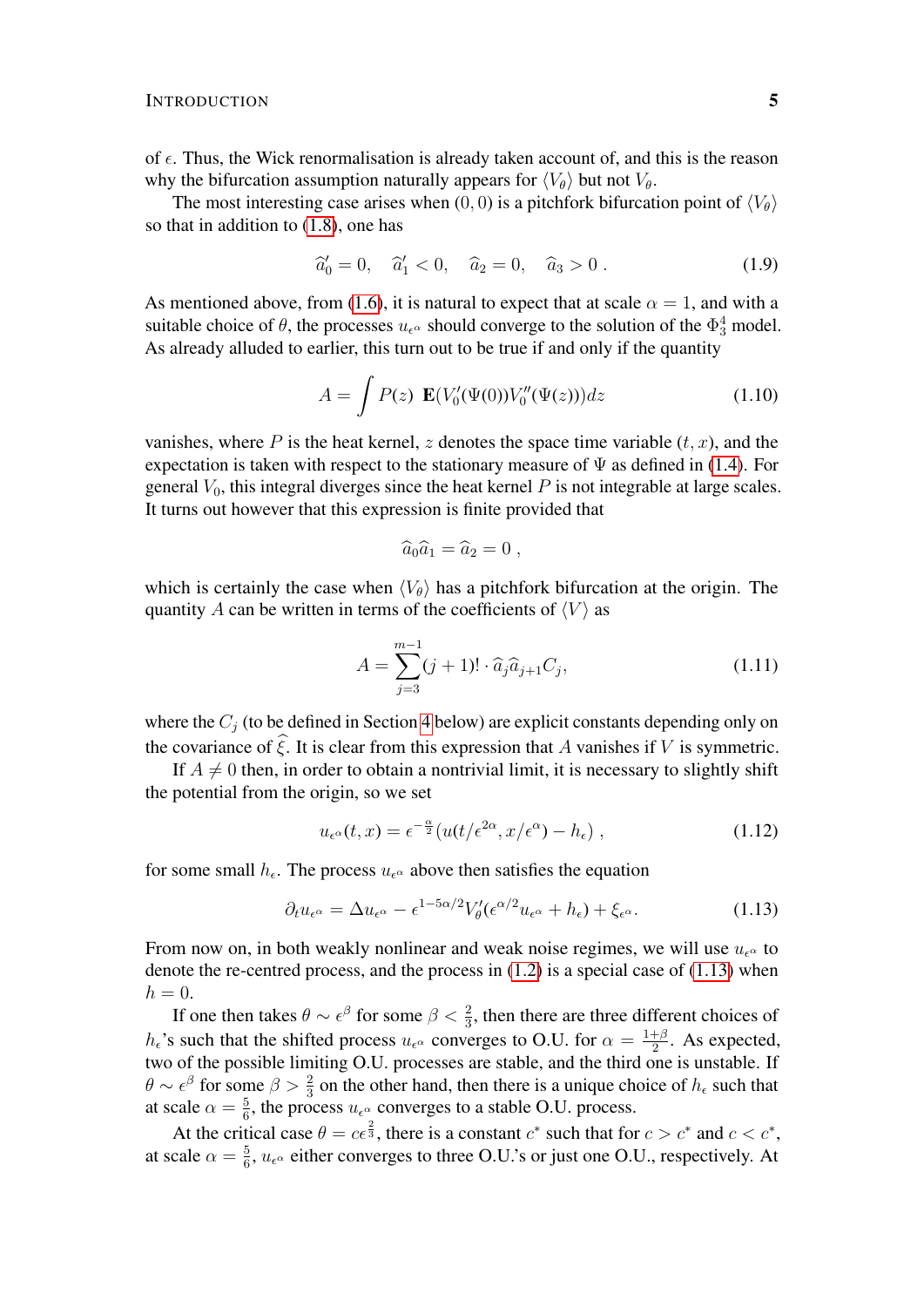of $\epsilon$. Thus, the Wick renormalisation is already taken account of, and this is the reason why the bifurcation assumption naturally appears for $\langle V_\theta \rangle$ but not $V_\theta$.

The most interesting case arises when $(0,0)$ is a pitchfork bifurcation point of $\langle V_\theta \rangle$ so that in addition to (1.8), one has

$$\widehat{a}_0' = 0, \quad \widehat{a}_1' < 0, \quad \widehat{a}_2 = 0, \quad \widehat{a}_3 > 0\;. \tag{1.9}$$

As mentioned above, from (1.6), it is natural to expect that at scale $\alpha = 1$, and with a suitable choice of $\theta$, the processes $u_{\epsilon^\alpha}$ should converge to the solution of the $\Phi^4_3$ model. As already alluded to earlier, this turn out to be true if and only if the quantity

$$A = \int P(z)\; \mathbf{E}(V_0'(\Psi(0)) V_0''(\Psi(z))) dz \tag{1.10}$$

vanishes, where $P$ is the heat kernel, $z$ denotes the space time variable $(t,x)$, and the expectation is taken with respect to the stationary measure of $\Psi$ as defined in (1.4). For general $V_0$, this integral diverges since the heat kernel $P$ is not integrable at large scales. It turns out however that this expression is finite provided that

$$\widehat{a}_0 \widehat{a}_1 = \widehat{a}_2 = 0\;,$$

which is certainly the case when $\langle V_\theta \rangle$ has a pitchfork bifurcation at the origin. The quantity $A$ can be written in terms of the coefficients of $\langle V \rangle$ as

$$A = \sum_{j=3}^{m-1} (j+1)! \cdot \widehat{a}_j \widehat{a}_{j+1} C_j, \tag{1.11}$$

where the $C_j$ (to be defined in Section 4 below) are explicit constants depending only on the covariance of $\widehat{\xi}$. It is clear from this expression that $A$ vanishes if $V$ is symmetric.

If $A \neq 0$ then, in order to obtain a nontrivial limit, it is necessary to slightly shift the potential from the origin, so we set

$$u_{\epsilon^\alpha}(t,x) = \epsilon^{-\frac{\alpha}{2}} \big(u(t/\epsilon^{2\alpha}, x/\epsilon^\alpha) - h_\epsilon\big)\;, \tag{1.12}$$

for some small $h_\epsilon$. The process $u_{\epsilon^\alpha}$ above then satisfies the equation

$$\partial_t u_{\epsilon^\alpha} = \Delta u_{\epsilon^\alpha} - \epsilon^{1-5\alpha/2} V_\theta'(\epsilon^{\alpha/2} u_{\epsilon^\alpha} + h_\epsilon) + \xi_{\epsilon^\alpha}. \tag{1.13}$$

From now on, in both weakly nonlinear and weak noise regimes, we will use $u_{\epsilon^\alpha}$ to denote the re-centred process, and the process in (1.2) is a special case of (1.13) when $h = 0$.

If one then takes $\theta \sim \epsilon^\beta$ for some $\beta < \frac{2}{3}$, then there are three different choices of $h_\epsilon$'s such that the shifted process $u_{\epsilon^\alpha}$ converges to O.U. for $\alpha = \frac{1+\beta}{2}$. As expected, two of the possible limiting O.U. processes are stable, and the third one is unstable. If $\theta \sim \epsilon^\beta$ for some $\beta > \frac{2}{3}$ on the other hand, then there is a unique choice of $h_\epsilon$ such that at scale $\alpha = \frac{5}{6}$, the process $u_{\epsilon^\alpha}$ converges to a stable O.U. process.

At the critical case $\theta = c\epsilon^{\frac{2}{3}}$, there is a constant $c^*$ such that for $c > c^*$ and $c < c^*$, at scale $\alpha = \frac{5}{6}$, $u_{\epsilon^\alpha}$ either converges to three O.U.'s or just one O.U., respectively. At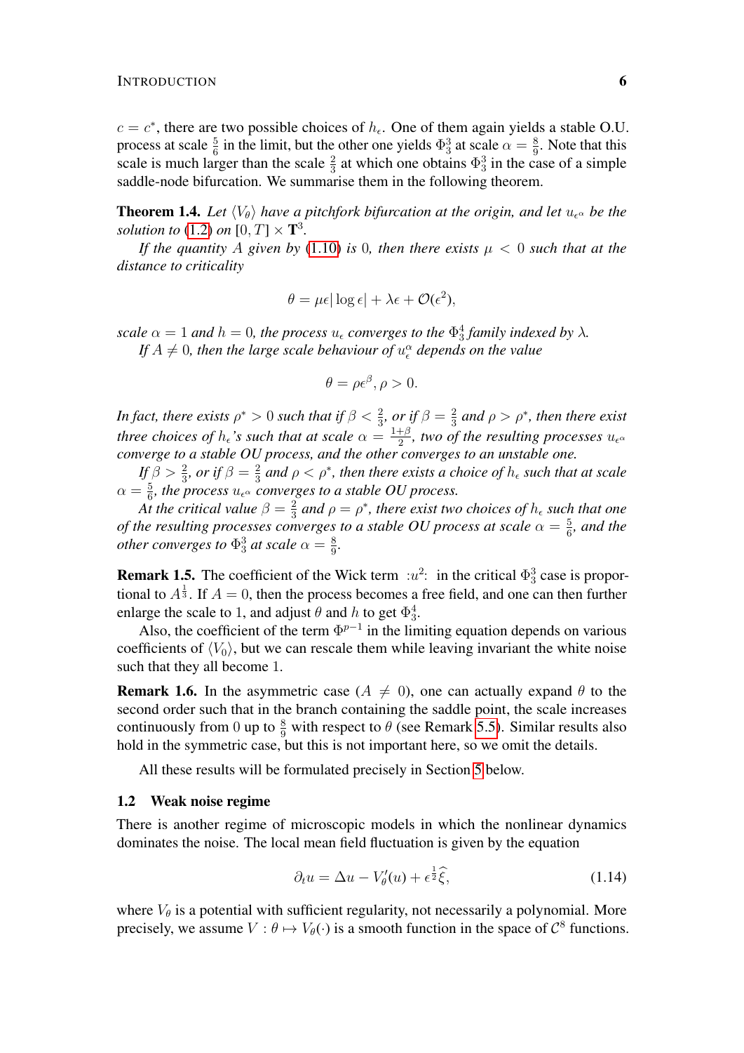$c = c^*$, there are two possible choices of $h_\epsilon$. One of them again yields a stable O.U. process at scale $\frac{5}{6}$ in the limit, but the other one yields $\Phi^3_3$ at scale $\alpha = \frac{8}{9}$. Note that this scale is much larger than the scale $\frac{2}{3}$ at which one obtains $\Phi^3_3$ in the case of a simple saddle-node bifurcation. We summarise them in the following theorem.

**Theorem 1.4.** *Let $\langle V_\theta \rangle$ have a pitchfork bifurcation at the origin, and let $u_{\epsilon^\alpha}$ be the solution to (1.2) on $[0, T] \times \mathbf{T}^3$.*

*If the quantity $A$ given by (1.10) is 0, then there exists $\mu < 0$ such that at the distance to criticality*

$$\theta = \mu \epsilon |\log \epsilon| + \lambda \epsilon + \mathcal{O}(\epsilon^2),$$

*scale $\alpha = 1$ and $h = 0$, the process $u_\epsilon$ converges to the $\Phi^4_3$ family indexed by $\lambda$.*

*If $A \neq 0$, then the large scale behaviour of $u^\alpha_\epsilon$ depends on the value*

$$\theta = \rho \epsilon^\beta, \rho > 0.$$

*In fact, there exists $\rho^* > 0$ such that if $\beta < \frac{2}{3}$, or if $\beta = \frac{2}{3}$ and $\rho > \rho^*$, then there exist three choices of $h_\epsilon$'s such that at scale $\alpha = \frac{1+\beta}{2}$, two of the resulting processes $u_{\epsilon^\alpha}$ converge to a stable OU process, and the other converges to an unstable one.*

*If $\beta > \frac{2}{3}$, or if $\beta = \frac{2}{3}$ and $\rho < \rho^*$, then there exists a choice of $h_\epsilon$ such that at scale $\alpha = \frac{5}{6}$, the process $u_{\epsilon^\alpha}$ converges to a stable OU process.*

*At the critical value $\beta = \frac{2}{3}$ and $\rho = \rho^*$, there exist two choices of $h_\epsilon$ such that one of the resulting processes converges to a stable OU process at scale $\alpha = \frac{5}{6}$, and the other converges to $\Phi^3_3$ at scale $\alpha = \frac{8}{9}$.*

**Remark 1.5.** The coefficient of the Wick term $:u^2:$ in the critical $\Phi^3_3$ case is proportional to $A^{\frac{1}{3}}$. If $A = 0$, then the process becomes a free field, and one can then further enlarge the scale to 1, and adjust $\theta$ and $h$ to get $\Phi^4_3$.

Also, the coefficient of the term $\Phi^{p-1}$ in the limiting equation depends on various coefficients of $\langle V_0 \rangle$, but we can rescale them while leaving invariant the white noise such that they all become 1.

**Remark 1.6.** In the asymmetric case ($A \neq 0$), one can actually expand $\theta$ to the second order such that in the branch containing the saddle point, the scale increases continuously from 0 up to $\frac{8}{9}$ with respect to $\theta$ (see Remark 5.5). Similar results also hold in the symmetric case, but this is not important here, so we omit the details.

All these results will be formulated precisely in Section 5 below.

## 1.2 Weak noise regime

There is another regime of microscopic models in which the nonlinear dynamics dominates the noise. The local mean field fluctuation is given by the equation

$$\partial_t u = \Delta u - V'_\theta(u) + \epsilon^{\frac{1}{2}} \widehat{\xi}, \tag{1.14}$$

where $V_\theta$ is a potential with sufficient regularity, not necessarily a polynomial. More precisely, we assume $V : \theta \mapsto V_\theta(\cdot)$ is a smooth function in the space of $\mathcal{C}^8$ functions.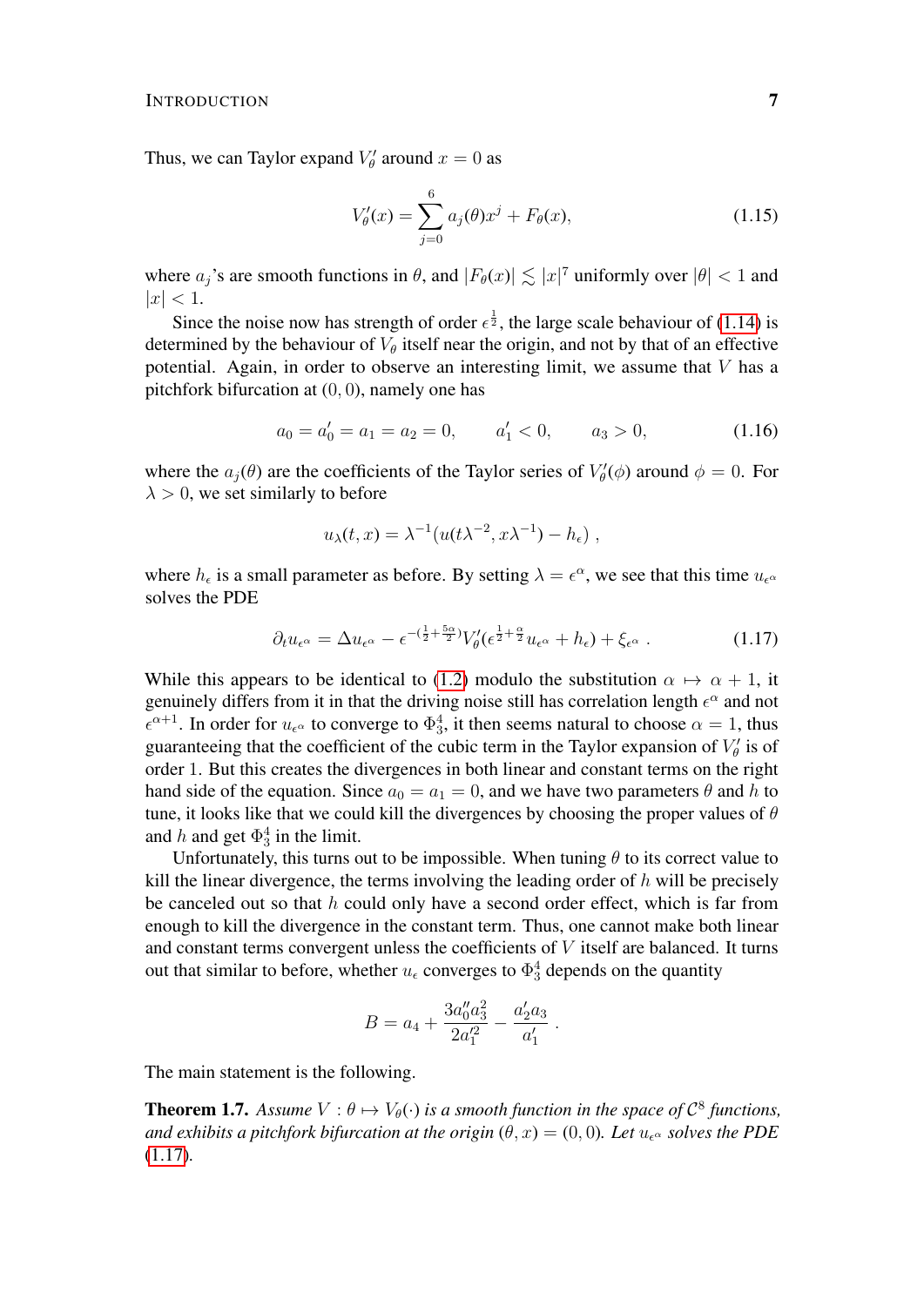Thus, we can Taylor expand $V'_\theta$ around $x = 0$ as

$$V'_\theta(x) = \sum_{j=0}^{6} a_j(\theta) x^j + F_\theta(x), \tag{1.15}$$

where $a_j$'s are smooth functions in $\theta$, and $|F_\theta(x)| \lesssim |x|^7$ uniformly over $|\theta| < 1$ and $|x| < 1$.

Since the noise now has strength of order $\epsilon^{\frac{1}{2}}$, the large scale behaviour of (1.14) is determined by the behaviour of $V_\theta$ itself near the origin, and not by that of an effective potential. Again, in order to observe an interesting limit, we assume that $V$ has a pitchfork bifurcation at $(0, 0)$, namely one has

$$a_0 = a'_0 = a_1 = a_2 = 0, \qquad a'_1 < 0, \qquad a_3 > 0, \tag{1.16}$$

where the $a_j(\theta)$ are the coefficients of the Taylor series of $V'_\theta(\phi)$ around $\phi = 0$. For $\lambda > 0$, we set similarly to before

$$u_\lambda(t, x) = \lambda^{-1}(u(t\lambda^{-2}, x\lambda^{-1}) - h_\epsilon) \;,$$

where $h_\epsilon$ is a small parameter as before. By setting $\lambda = \epsilon^\alpha$, we see that this time $u_{\epsilon^\alpha}$ solves the PDE

$$\partial_t u_{\epsilon^\alpha} = \Delta u_{\epsilon^\alpha} - \epsilon^{-(\frac{1}{2} + \frac{5\alpha}{2})} V'_\theta(\epsilon^{\frac{1}{2} + \frac{\alpha}{2}} u_{\epsilon^\alpha} + h_\epsilon) + \xi_{\epsilon^\alpha} \;. \tag{1.17}$$

While this appears to be identical to (1.2) modulo the substitution $\alpha \mapsto \alpha + 1$, it genuinely differs from it in that the driving noise still has correlation length $\epsilon^\alpha$ and not $\epsilon^{\alpha+1}$. In order for $u_{\epsilon^\alpha}$ to converge to $\Phi^4_3$, it then seems natural to choose $\alpha = 1$, thus guaranteeing that the coefficient of the cubic term in the Taylor expansion of $V'_\theta$ is of order 1. But this creates the divergences in both linear and constant terms on the right hand side of the equation. Since $a_0 = a_1 = 0$, and we have two parameters $\theta$ and $h$ to tune, it looks like that we could kill the divergences by choosing the proper values of $\theta$ and $h$ and get $\Phi^4_3$ in the limit.

Unfortunately, this turns out to be impossible. When tuning $\theta$ to its correct value to kill the linear divergence, the terms involving the leading order of $h$ will be precisely be canceled out so that $h$ could only have a second order effect, which is far from enough to kill the divergence in the constant term. Thus, one cannot make both linear and constant terms convergent unless the coefficients of $V$ itself are balanced. It turns out that similar to before, whether $u_\epsilon$ converges to $\Phi^4_3$ depends on the quantity

$$B = a_4 + \frac{3a''_0 a_3^2}{2a'^2_1} - \frac{a'_2 a_3}{a'_1} \;.$$

The main statement is the following.

**Theorem 1.7.** *Assume $V : \theta \mapsto V_\theta(\cdot)$ is a smooth function in the space of $\mathcal{C}^8$ functions, and exhibits a pitchfork bifurcation at the origin $(\theta, x) = (0, 0)$. Let $u_{\epsilon^\alpha}$ solves the PDE (1.17).*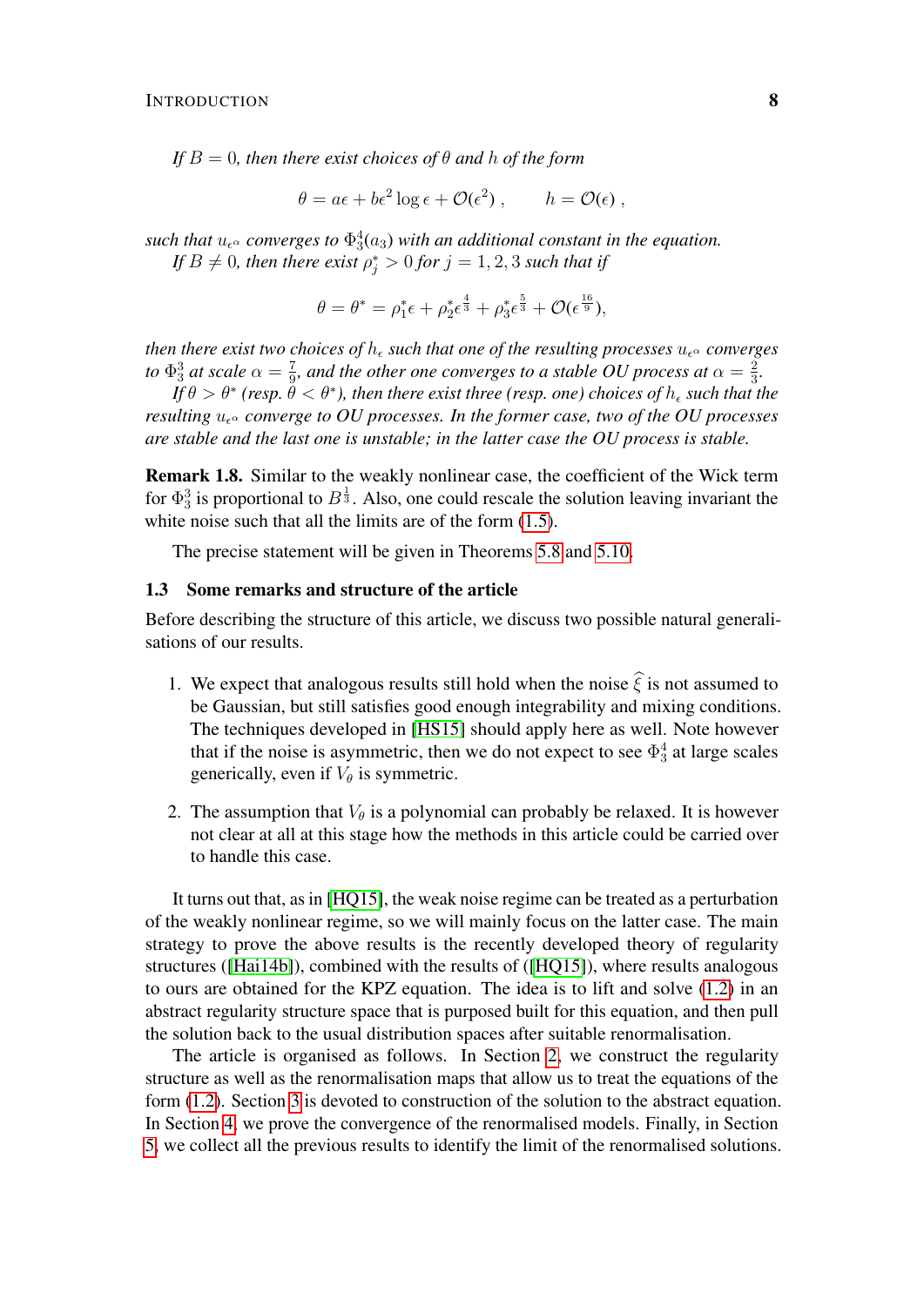*If $B = 0$, then there exist choices of $\theta$ and $h$ of the form*

$$\theta = a\epsilon + b\epsilon^2 \log \epsilon + \mathcal{O}(\epsilon^2) \;, \qquad h = \mathcal{O}(\epsilon) \;,$$

*such that $u_{\epsilon^\alpha}$ converges to $\Phi^4_3(a_3)$ with an additional constant in the equation.*

*If $B \neq 0$, then there exist $\rho^*_j > 0$ for $j = 1, 2, 3$ such that if*

$$\theta = \theta^* = \rho^*_1 \epsilon + \rho^*_2 \epsilon^{\frac{4}{3}} + \rho^*_3 \epsilon^{\frac{5}{3}} + \mathcal{O}(\epsilon^{\frac{16}{9}}),$$

*then there exist two choices of $h_\epsilon$ such that one of the resulting processes $u_{\epsilon^\alpha}$ converges to $\Phi^3_3$ at scale $\alpha = \frac{7}{9}$, and the other one converges to a stable OU process at $\alpha = \frac{2}{3}$.*

*If $\theta > \theta^*$ (resp. $\theta < \theta^*$), then there exist three (resp. one) choices of $h_\epsilon$ such that the resulting $u_{\epsilon^\alpha}$ converge to OU processes. In the former case, two of the OU processes are stable and the last one is unstable; in the latter case the OU process is stable.*

**Remark 1.8.** Similar to the weakly nonlinear case, the coefficient of the Wick term for $\Phi^3_3$ is proportional to $B^{\frac{1}{3}}$. Also, one could rescale the solution leaving invariant the white noise such that all the limits are of the form (1.5).

The precise statement will be given in Theorems 5.8 and 5.10.

### 1.3 Some remarks and structure of the article

Before describing the structure of this article, we discuss two possible natural generalisations of our results.

1. We expect that analogous results still hold when the noise $\widehat{\xi}$ is not assumed to be Gaussian, but still satisfies good enough integrability and mixing conditions. The techniques developed in [HS15] should apply here as well. Note however that if the noise is asymmetric, then we do not expect to see $\Phi^4_3$ at large scales generically, even if $V_\theta$ is symmetric.

2. The assumption that $V_\theta$ is a polynomial can probably be relaxed. It is however not clear at all at this stage how the methods in this article could be carried over to handle this case.

It turns out that, as in [HQ15], the weak noise regime can be treated as a perturbation of the weakly nonlinear regime, so we will mainly focus on the latter case. The main strategy to prove the above results is the recently developed theory of regularity structures ([Hai14b]), combined with the results of ([HQ15]), where results analogous to ours are obtained for the KPZ equation. The idea is to lift and solve (1.2) in an abstract regularity structure space that is purposed built for this equation, and then pull the solution back to the usual distribution spaces after suitable renormalisation.

The article is organised as follows. In Section 2, we construct the regularity structure as well as the renormalisation maps that allow us to treat the equations of the form (1.2). Section 3 is devoted to construction of the solution to the abstract equation. In Section 4, we prove the convergence of the renormalised models. Finally, in Section 5, we collect all the previous results to identify the limit of the renormalised solutions.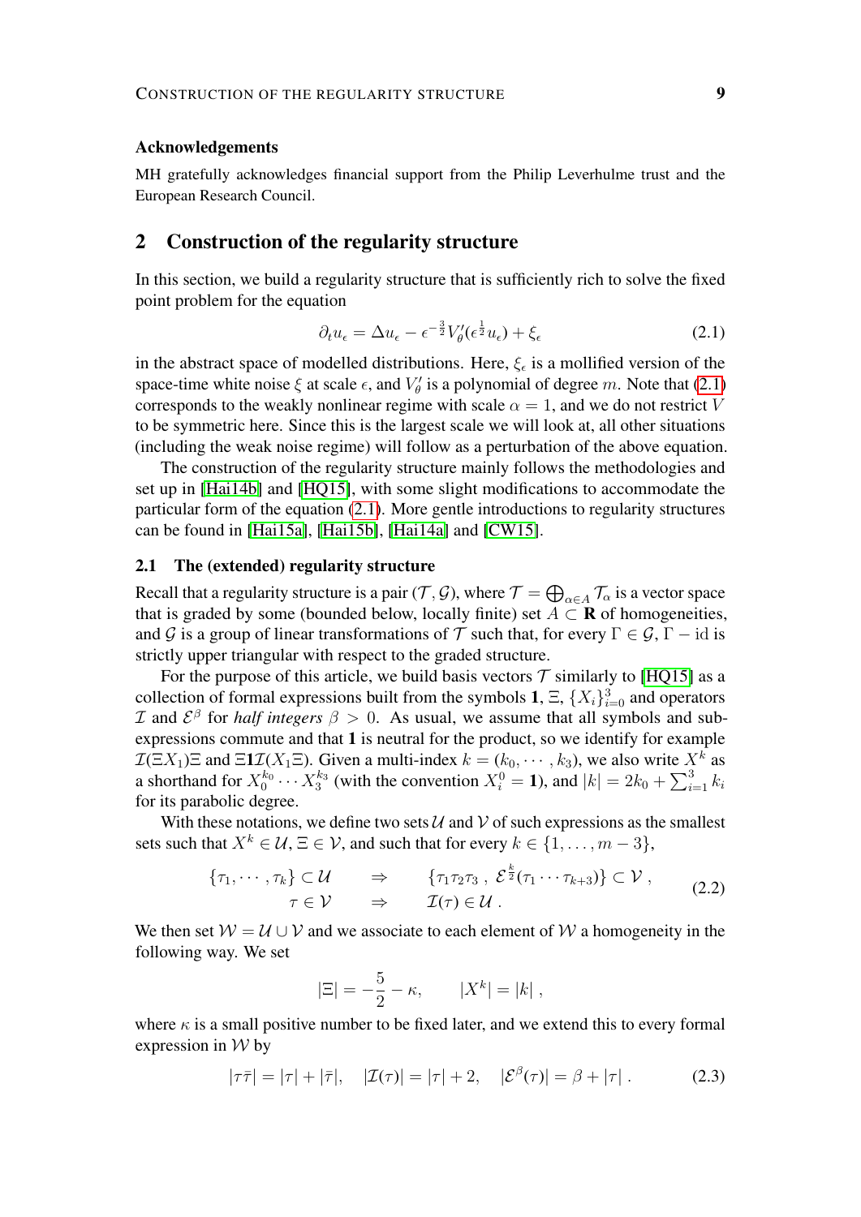### Acknowledgements

MH gratefully acknowledges financial support from the Philip Leverhulme trust and the European Research Council.

## 2 Construction of the regularity structure

In this section, we build a regularity structure that is sufficiently rich to solve the fixed point problem for the equation

$$\partial_t u_\epsilon = \Delta u_\epsilon - \epsilon^{-\frac{3}{2}} V'_\theta(\epsilon^{\frac{1}{2}} u_\epsilon) + \xi_\epsilon \tag{2.1}$$

in the abstract space of modelled distributions. Here, $\xi_\epsilon$ is a mollified version of the space-time white noise $\xi$ at scale $\epsilon$, and $V'_\theta$ is a polynomial of degree $m$. Note that (2.1) corresponds to the weakly nonlinear regime with scale $\alpha = 1$, and we do not restrict $V$ to be symmetric here. Since this is the largest scale we will look at, all other situations (including the weak noise regime) will follow as a perturbation of the above equation.

The construction of the regularity structure mainly follows the methodologies and set up in [Hai14b] and [HQ15], with some slight modifications to accommodate the particular form of the equation (2.1). More gentle introductions to regularity structures can be found in [Hai15a], [Hai15b], [Hai14a] and [CW15].

### 2.1 The (extended) regularity structure

Recall that a regularity structure is a pair $(\mathcal{T}, \mathcal{G})$, where $\mathcal{T} = \bigoplus_{\alpha \in A} \mathcal{T}_\alpha$ is a vector space that is graded by some (bounded below, locally finite) set $A \subset \mathbf{R}$ of homogeneities, and $\mathcal{G}$ is a group of linear transformations of $\mathcal{T}$ such that, for every $\Gamma \in \mathcal{G}$, $\Gamma - \mathrm{id}$ is strictly upper triangular with respect to the graded structure.

For the purpose of this article, we build basis vectors $\mathcal{T}$ similarly to [HQ15] as a collection of formal expressions built from the symbols $\mathbf{1}$, $\Xi$, $\{X_i\}_{i=0}^3$ and operators $\mathcal{I}$ and $\mathcal{E}^\beta$ for *half integers* $\beta > 0$. As usual, we assume that all symbols and sub-expressions commute and that $\mathbf{1}$ is neutral for the product, so we identify for example $\mathcal{I}(\Xi X_1)\Xi$ and $\Xi \mathbf{1} \mathcal{I}(X_1 \Xi)$. Given a multi-index $k = (k_0, \cdots, k_3)$, we also write $X^k$ as a shorthand for $X_0^{k_0} \cdots X_3^{k_3}$ (with the convention $X_i^0 = \mathbf{1}$), and $|k| = 2k_0 + \sum_{i=1}^3 k_i$ for its parabolic degree.

With these notations, we define two sets $\mathcal{U}$ and $\mathcal{V}$ of such expressions as the smallest sets such that $X^k \in \mathcal{U}$, $\Xi \in \mathcal{V}$, and such that for every $k \in \{1, \ldots, m-3\}$,

$$\begin{aligned}
\{\tau_1, \cdots, \tau_k\} \subset \mathcal{U} \quad &\Rightarrow \quad \{\tau_1 \tau_2 \tau_3 \,,\, \mathcal{E}^{\frac{k}{2}}(\tau_1 \cdots \tau_{k+3})\} \subset \mathcal{V} \,, \\
\tau \in \mathcal{V} \quad &\Rightarrow \quad \mathcal{I}(\tau) \in \mathcal{U} \,.
\end{aligned} \tag{2.2}$$

We then set $\mathcal{W} = \mathcal{U} \cup \mathcal{V}$ and we associate to each element of $\mathcal{W}$ a homogeneity in the following way. We set

$$|\Xi| = -\frac{5}{2} - \kappa, \qquad |X^k| = |k| \,,$$

where $\kappa$ is a small positive number to be fixed later, and we extend this to every formal expression in $\mathcal{W}$ by

$$|\tau \bar{\tau}| = |\tau| + |\bar{\tau}|, \quad |\mathcal{I}(\tau)| = |\tau| + 2, \quad |\mathcal{E}^\beta(\tau)| = \beta + |\tau| \,. \tag{2.3}$$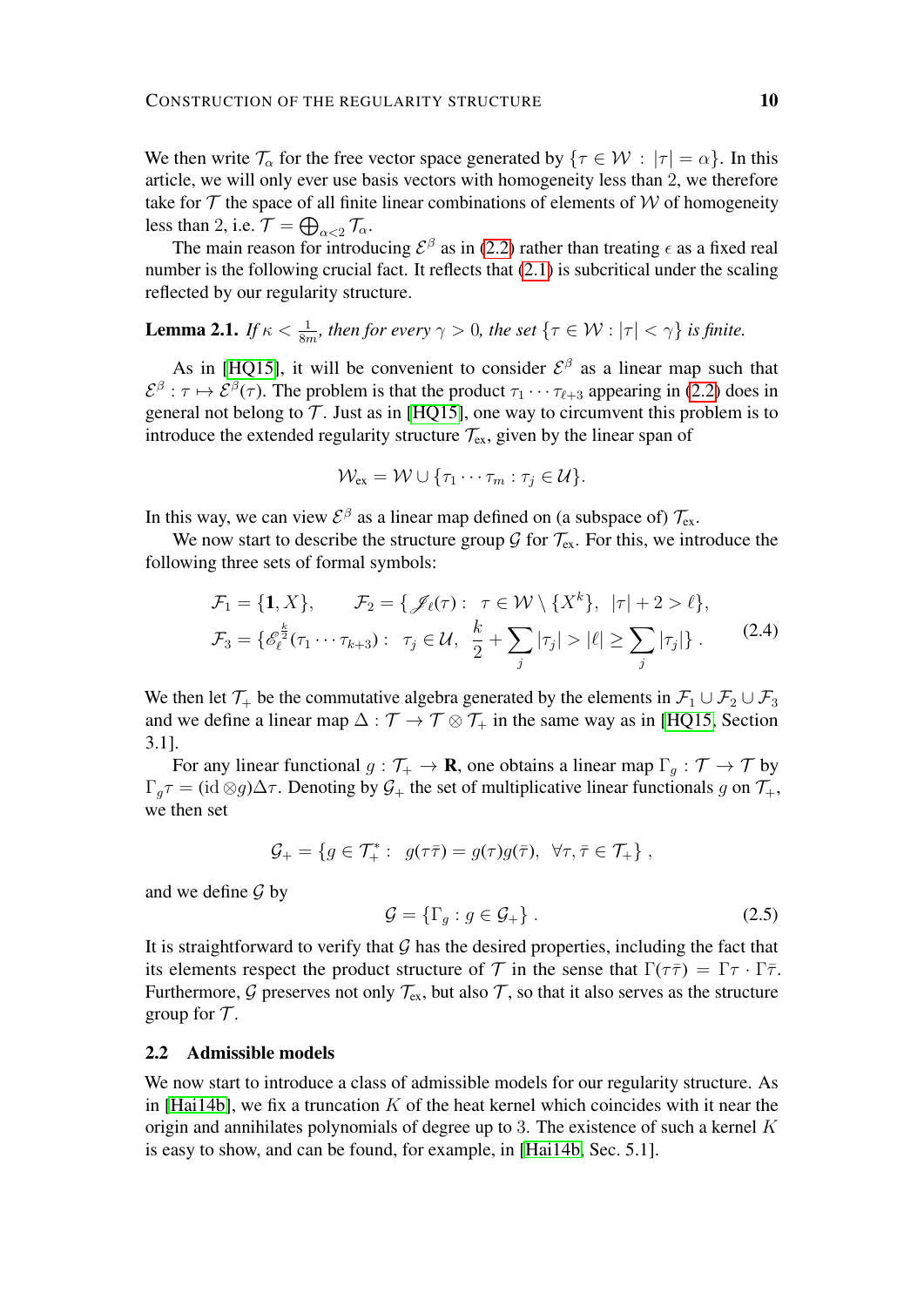We then write $\mathcal{T}_\alpha$ for the free vector space generated by $\{\tau \in \mathcal{W} : |\tau| = \alpha\}$. In this article, we will only ever use basis vectors with homogeneity less than 2, we therefore take for $\mathcal{T}$ the space of all finite linear combinations of elements of $\mathcal{W}$ of homogeneity less than 2, i.e. $\mathcal{T} = \bigoplus_{\alpha<2} \mathcal{T}_\alpha$.

The main reason for introducing $\mathcal{E}^\beta$ as in (2.2) rather than treating $\epsilon$ as a fixed real number is the following crucial fact. It reflects that (2.1) is subcritical under the scaling reflected by our regularity structure.

**Lemma 2.1.** *If $\kappa < \frac{1}{8m}$, then for every $\gamma > 0$, the set $\{\tau \in \mathcal{W} : |\tau| < \gamma\}$ is finite.*

As in [HQ15], it will be convenient to consider $\mathcal{E}^\beta$ as a linear map such that $\mathcal{E}^\beta : \tau \mapsto \mathcal{E}^\beta(\tau)$. The problem is that the product $\tau_1 \cdots \tau_{\ell+3}$ appearing in (2.2) does in general not belong to $\mathcal{T}$. Just as in [HQ15], one way to circumvent this problem is to introduce the extended regularity structure $\mathcal{T}_{\text{ex}}$, given by the linear span of

$$\mathcal{W}_{\text{ex}} = \mathcal{W} \cup \{\tau_1 \cdots \tau_m : \tau_j \in \mathcal{U}\}.$$

In this way, we can view $\mathcal{E}^\beta$ as a linear map defined on (a subspace of) $\mathcal{T}_{\text{ex}}$.

We now start to describe the structure group $\mathcal{G}$ for $\mathcal{T}_{\text{ex}}$. For this, we introduce the following three sets of formal symbols:

$$\begin{aligned} &\mathcal{F}_1 = \{\mathbf{1}, X\}, \qquad \mathcal{F}_2 = \{\mathscr{I}_\ell(\tau) : \ \tau \in \mathcal{W} \setminus \{X^k\}, \ |\tau| + 2 > \ell\}, \\ &\mathcal{F}_3 = \{\mathscr{E}_\ell^{\frac{k}{2}}(\tau_1 \cdots \tau_{k+3}) : \ \tau_j \in \mathcal{U}, \ \frac{k}{2} + \sum_j |\tau_j| > |\ell| \geq \sum_j |\tau_j|\} \,. \end{aligned} \tag{2.4}$$

We then let $\mathcal{T}_+$ be the commutative algebra generated by the elements in $\mathcal{F}_1 \cup \mathcal{F}_2 \cup \mathcal{F}_3$ and we define a linear map $\Delta : \mathcal{T} \to \mathcal{T} \otimes \mathcal{T}_+$ in the same way as in [HQ15, Section 3.1].

For any linear functional $g : \mathcal{T}_+ \to \mathbf{R}$, one obtains a linear map $\Gamma_g : \mathcal{T} \to \mathcal{T}$ by $\Gamma_g \tau = (\mathrm{id} \otimes g)\Delta\tau$. Denoting by $\mathcal{G}_+$ the set of multiplicative linear functionals $g$ on $\mathcal{T}_+$, we then set

$$\mathcal{G}_+ = \{g \in \mathcal{T}_+^* : \ g(\tau\bar{\tau}) = g(\tau)g(\bar{\tau}), \ \forall \tau, \bar{\tau} \in \mathcal{T}_+\} \,,$$

and we define $\mathcal{G}$ by

$$\mathcal{G} = \{\Gamma_g : g \in \mathcal{G}_+\} \,. \tag{2.5}$$

It is straightforward to verify that $\mathcal{G}$ has the desired properties, including the fact that its elements respect the product structure of $\mathcal{T}$ in the sense that $\Gamma(\tau\bar{\tau}) = \Gamma\tau \cdot \Gamma\bar{\tau}$. Furthermore, $\mathcal{G}$ preserves not only $\mathcal{T}_{\text{ex}}$, but also $\mathcal{T}$, so that it also serves as the structure group for $\mathcal{T}$.

### 2.2 Admissible models

We now start to introduce a class of admissible models for our regularity structure. As in [Hai14b], we fix a truncation $K$ of the heat kernel which coincides with it near the origin and annihilates polynomials of degree up to 3. The existence of such a kernel $K$ is easy to show, and can be found, for example, in [Hai14b, Sec. 5.1].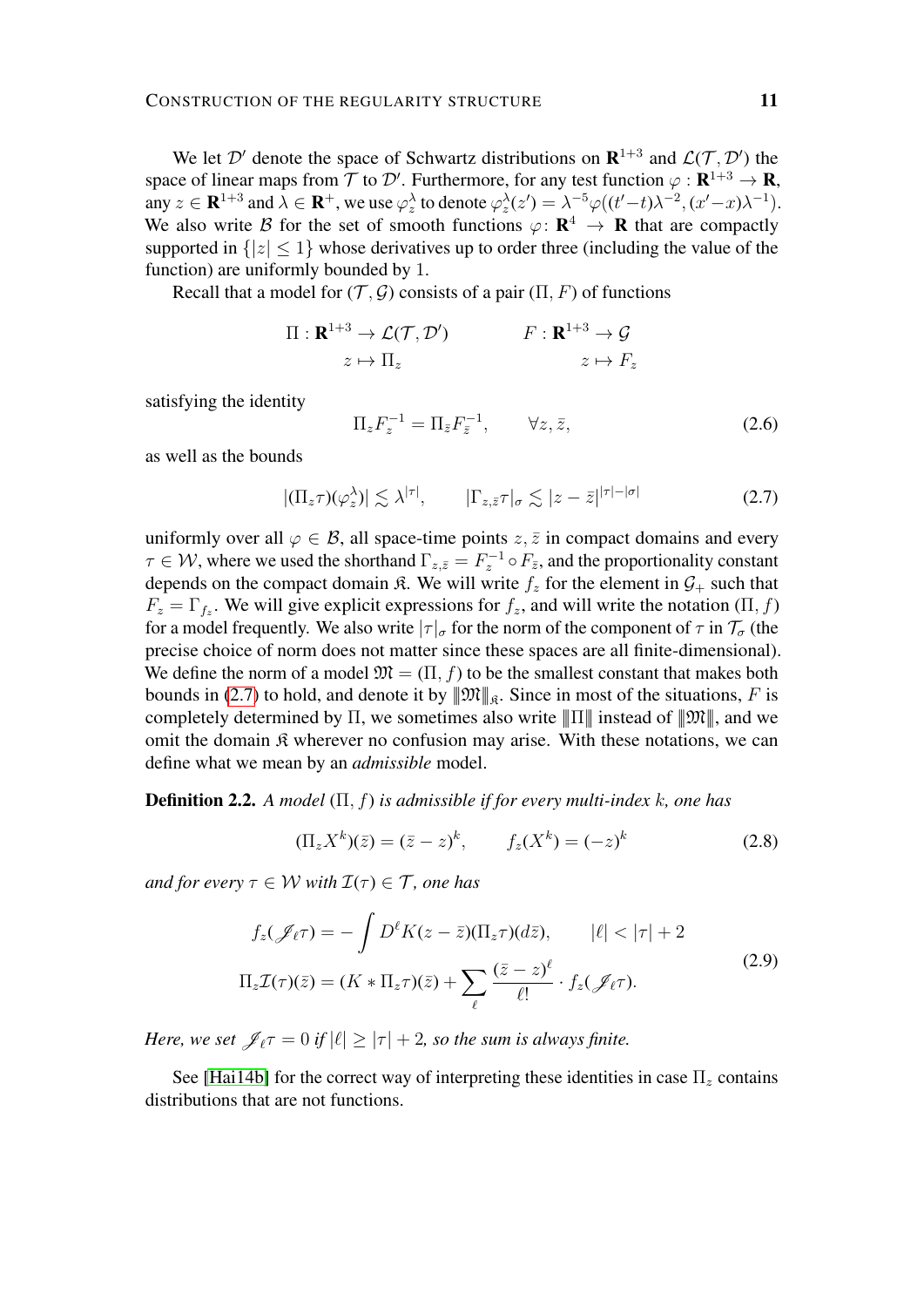We let $\mathcal{D}'$ denote the space of Schwartz distributions on $\mathbf{R}^{1+3}$ and $\mathcal{L}(\mathcal{T}, \mathcal{D}')$ the space of linear maps from $\mathcal{T}$ to $\mathcal{D}'$. Furthermore, for any test function $\varphi : \mathbf{R}^{1+3} \to \mathbf{R}$, any $z \in \mathbf{R}^{1+3}$ and $\lambda \in \mathbf{R}^+$, we use $\varphi_z^\lambda$ to denote $\varphi_z^\lambda(z') = \lambda^{-5}\varphi((t'-t)\lambda^{-2}, (x'-x)\lambda^{-1})$. We also write $\mathcal{B}$ for the set of smooth functions $\varphi \colon \mathbf{R}^4 \to \mathbf{R}$ that are compactly supported in $\{|z| \leq 1\}$ whose derivatives up to order three (including the value of the function) are uniformly bounded by $1$.

Recall that a model for $(\mathcal{T}, \mathcal{G})$ consists of a pair $(\Pi, F)$ of functions

$$
\begin{aligned}
\Pi : \mathbf{R}^{1+3} &\to \mathcal{L}(\mathcal{T}, \mathcal{D}') \qquad & F : \mathbf{R}^{1+3} &\to \mathcal{G} \\
z &\mapsto \Pi_z & z &\mapsto F_z
\end{aligned}
$$

satisfying the identity

$$
\Pi_z F_z^{-1} = \Pi_{\bar{z}} F_{\bar{z}}^{-1}, \qquad \forall z, \bar{z}, \tag{2.6}
$$

as well as the bounds

$$
|(\Pi_z \tau)(\varphi_z^\lambda)| \lesssim \lambda^{|\tau|}, \qquad |\Gamma_{z,\bar{z}} \tau|_\sigma \lesssim |z - \bar{z}|^{|\tau| - |\sigma|} \tag{2.7}
$$

uniformly over all $\varphi \in \mathcal{B}$, all space-time points $z, \bar{z}$ in compact domains and every $\tau \in \mathcal{W}$, where we used the shorthand $\Gamma_{z,\bar{z}} = F_z^{-1} \circ F_{\bar{z}}$, and the proportionality constant depends on the compact domain $\mathfrak{K}$. We will write $f_z$ for the element in $\mathcal{G}_+$ such that $F_z = \Gamma_{f_z}$. We will give explicit expressions for $f_z$, and will write the notation $(\Pi, f)$ for a model frequently. We also write $|\tau|_\sigma$ for the norm of the component of $\tau$ in $\mathcal{T}_\sigma$ (the precise choice of norm does not matter since these spaces are all finite-dimensional). We define the norm of a model $\mathfrak{M} = (\Pi, f)$ to be the smallest constant that makes both bounds in (2.7) to hold, and denote it by $|\!|\!|\mathfrak{M}|\!|\!|_{\mathfrak{K}}$. Since in most of the situations, $F$ is completely determined by $\Pi$, we sometimes also write $|\!|\!|\Pi|\!|\!|$ instead of $|\!|\!|\mathfrak{M}|\!|\!|$, and we omit the domain $\mathfrak{K}$ wherever no confusion may arise. With these notations, we can define what we mean by an *admissible* model.

**Definition 2.2.** *A model $(\Pi, f)$ is admissible if for every multi-index $k$, one has*

$$
(\Pi_z X^k)(\bar{z}) = (\bar{z} - z)^k, \qquad f_z(X^k) = (-z)^k \tag{2.8}
$$

*and for every $\tau \in \mathcal{W}$ with $\mathcal{I}(\tau) \in \mathcal{T}$, one has*

$$
\begin{aligned}
f_z(\mathscr{J}_\ell \tau) &= -\int D^\ell K(z - \bar{z})(\Pi_z \tau)(d\bar{z}), \qquad |\ell| < |\tau| + 2 \\
\Pi_z \mathcal{I}(\tau)(\bar{z}) &= (K * \Pi_z \tau)(\bar{z}) + \sum_\ell \frac{(\bar{z} - z)^\ell}{\ell!} \cdot f_z(\mathscr{J}_\ell \tau).
\end{aligned} \tag{2.9}
$$

*Here, we set $\mathscr{J}_\ell \tau = 0$ if $|\ell| \geq |\tau| + 2$, so the sum is always finite.*

See [Hai14b] for the correct way of interpreting these identities in case $\Pi_z$ contains distributions that are not functions.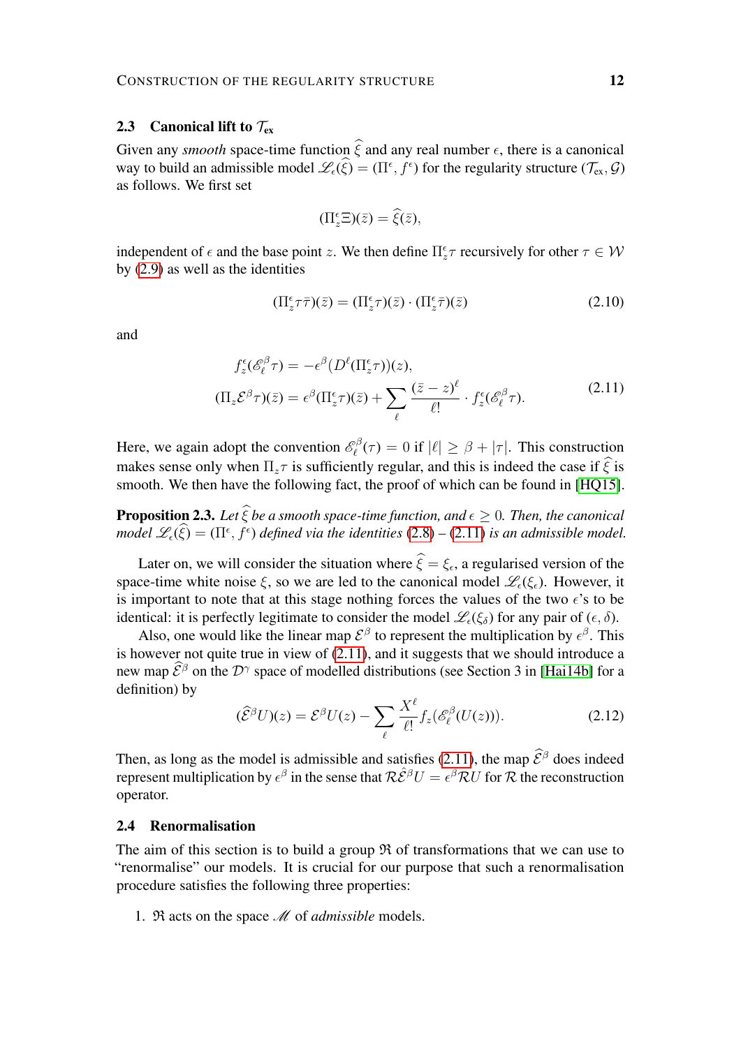### 2.3 Canonical lift to $\mathcal{T}_{\rm ex}$

Given any *smooth* space-time function $\widehat{\xi}$ and any real number $\epsilon$, there is a canonical way to build an admissible model $\mathscr{L}_\epsilon(\widehat{\xi}) = (\Pi^\epsilon, f^\epsilon)$ for the regularity structure $(\mathcal{T}_{\rm ex}, \mathcal{G})$ as follows. We first set

$$(\Pi_z^\epsilon \Xi)(\bar{z}) = \widehat{\xi}(\bar{z}),$$

independent of $\epsilon$ and the base point $z$. We then define $\Pi_z^\epsilon \tau$ recursively for other $\tau \in \mathcal{W}$ by (2.9) as well as the identities

$$(\Pi_z^\epsilon \tau\bar{\tau})(\bar{z}) = (\Pi_z^\epsilon \tau)(\bar{z}) \cdot (\Pi_z^\epsilon \bar{\tau})(\bar{z}) \tag{2.10}$$

and

$$\begin{aligned} f_z^\epsilon(\mathscr{E}_\ell^\beta \tau) &= -\epsilon^\beta (D^\ell(\Pi_z^\epsilon \tau))(z), \\ (\Pi_z \mathcal{E}^\beta \tau)(\bar{z}) &= \epsilon^\beta (\Pi_z^\epsilon \tau)(\bar{z}) + \sum_\ell \frac{(\bar{z} - z)^\ell}{\ell!} \cdot f_z^\epsilon(\mathscr{E}_\ell^\beta \tau). \end{aligned} \tag{2.11}$$

Here, we again adopt the convention $\mathscr{E}_\ell^\beta(\tau) = 0$ if $|\ell| \geq \beta + |\tau|$. This construction makes sense only when $\Pi_z \tau$ is sufficiently regular, and this is indeed the case if $\widehat{\xi}$ is smooth. We then have the following fact, the proof of which can be found in [HQ15].

**Proposition 2.3.** *Let $\widehat{\xi}$ be a smooth space-time function, and $\epsilon \geq 0$. Then, the canonical model $\mathscr{L}_\epsilon(\widehat{\xi}) = (\Pi^\epsilon, f^\epsilon)$ defined via the identities (2.8) – (2.11) is an admissible model.*

Later on, we will consider the situation where $\widehat{\xi} = \xi_\epsilon$, a regularised version of the space-time white noise $\xi$, so we are led to the canonical model $\mathscr{L}_\epsilon(\xi_\epsilon)$. However, it is important to note that at this stage nothing forces the values of the two $\epsilon$'s to be identical: it is perfectly legitimate to consider the model $\mathscr{L}_\epsilon(\xi_\delta)$ for any pair of $(\epsilon, \delta)$.

Also, one would like the linear map $\mathcal{E}^\beta$ to represent the multiplication by $\epsilon^\beta$. This is however not quite true in view of (2.11), and it suggests that we should introduce a new map $\widehat{\mathcal{E}}^\beta$ on the $\mathcal{D}^\gamma$ space of modelled distributions (see Section 3 in [Hai14b] for a definition) by

$$(\widehat{\mathcal{E}}^\beta U)(z) = \mathcal{E}^\beta U(z) - \sum_\ell \frac{X^\ell}{\ell!} f_z(\mathscr{E}_\ell^\beta(U(z))). \tag{2.12}$$

Then, as long as the model is admissible and satisfies (2.11), the map $\widehat{\mathcal{E}}^\beta$ does indeed represent multiplication by $\epsilon^\beta$ in the sense that $\mathcal{R}\hat{\mathcal{E}}^\beta U = \epsilon^\beta \mathcal{R} U$ for $\mathcal{R}$ the reconstruction operator.

### 2.4 Renormalisation

The aim of this section is to build a group $\mathfrak{R}$ of transformations that we can use to "renormalise" our models. It is crucial for our purpose that such a renormalisation procedure satisfies the following three properties:

1. $\mathfrak{R}$ acts on the space $\mathscr{M}$ of *admissible* models.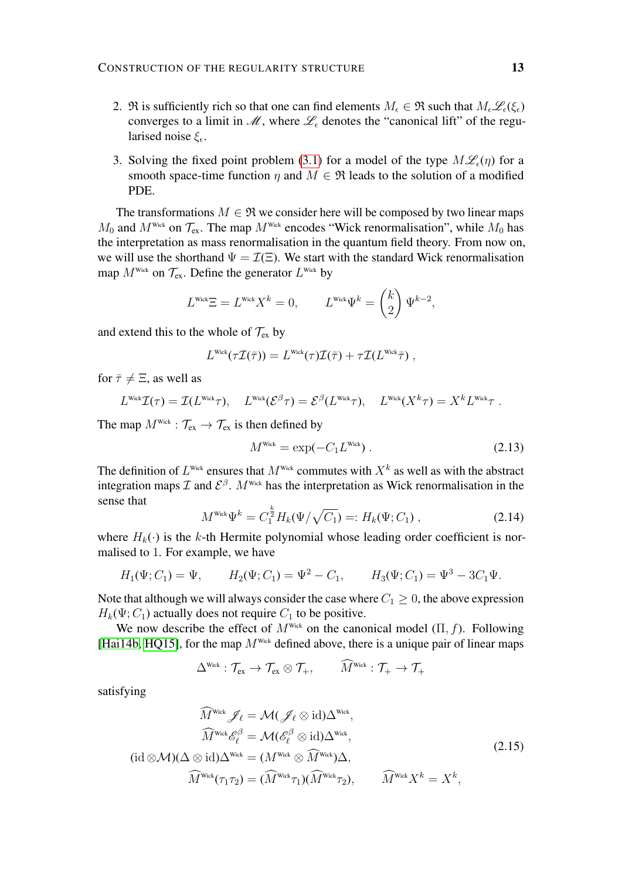2. $\mathfrak{R}$ is sufficiently rich so that one can find elements $M_\epsilon \in \mathfrak{R}$ such that $M_\epsilon \mathscr{L}_\epsilon(\xi_\epsilon)$ converges to a limit in $\mathscr{M}$, where $\mathscr{L}_\epsilon$ denotes the "canonical lift" of the regularised noise $\xi_\epsilon$.

3. Solving the fixed point problem (3.1) for a model of the type $M\mathscr{L}_\epsilon(\eta)$ for a smooth space-time function $\eta$ and $M \in \mathfrak{R}$ leads to the solution of a modified PDE.

The transformations $M \in \mathfrak{R}$ we consider here will be composed by two linear maps $M_0$ and $M^{\text{Wick}}$ on $\mathcal{T}_{\text{ex}}$. The map $M^{\text{Wick}}$ encodes "Wick renormalisation", while $M_0$ has the interpretation as mass renormalisation in the quantum field theory. From now on, we will use the shorthand $\Psi = \mathcal{I}(\Xi)$. We start with the standard Wick renormalisation map $M^{\text{Wick}}$ on $\mathcal{T}_{\text{ex}}$. Define the generator $L^{\text{Wick}}$ by

$$L^{\text{Wick}}\Xi = L^{\text{Wick}}X^k = 0, \qquad L^{\text{Wick}}\Psi^k = \binom{k}{2}\Psi^{k-2},$$

and extend this to the whole of $\mathcal{T}_{\text{ex}}$ by

$$L^{\text{Wick}}(\tau\mathcal{I}(\bar{\tau})) = L^{\text{Wick}}(\tau)\mathcal{I}(\bar{\tau}) + \tau\mathcal{I}(L^{\text{Wick}}\bar{\tau}) ,$$

for $\bar{\tau} \neq \Xi$, as well as

$$L^{\text{Wick}}\mathcal{I}(\tau) = \mathcal{I}(L^{\text{Wick}}\tau), \quad L^{\text{Wick}}(\mathcal{E}^\beta\tau) = \mathcal{E}^\beta(L^{\text{Wick}}\tau), \quad L^{\text{Wick}}(X^k\tau) = X^k L^{\text{Wick}}\tau .$$

The map $M^{\text{Wick}} : \mathcal{T}_{\text{ex}} \to \mathcal{T}_{\text{ex}}$ is then defined by

$$M^{\text{Wick}} = \exp(-C_1 L^{\text{Wick}}) . \tag{2.13}$$

The definition of $L^{\text{Wick}}$ ensures that $M^{\text{Wick}}$ commutes with $X^k$ as well as with the abstract integration maps $\mathcal{I}$ and $\mathcal{E}^\beta$. $M^{\text{Wick}}$ has the interpretation as Wick renormalisation in the sense that

$$M^{\text{Wick}}\Psi^k = C_1^{\frac{k}{2}} H_k(\Psi/\sqrt{C_1}) =: H_k(\Psi; C_1) , \tag{2.14}$$

where $H_k(\cdot)$ is the $k$-th Hermite polynomial whose leading order coefficient is normalised to 1. For example, we have

$$H_1(\Psi; C_1) = \Psi, \qquad H_2(\Psi; C_1) = \Psi^2 - C_1, \qquad H_3(\Psi; C_1) = \Psi^3 - 3C_1\Psi.$$

Note that although we will always consider the case where $C_1 \geq 0$, the above expression $H_k(\Psi; C_1)$ actually does not require $C_1$ to be positive.

We now describe the effect of $M^{\text{Wick}}$ on the canonical model $(\Pi, f)$. Following [Hai14b, HQ15], for the map $M^{\text{Wick}}$ defined above, there is a unique pair of linear maps

$$\Delta^{\text{Wick}} : \mathcal{T}_{\text{ex}} \to \mathcal{T}_{\text{ex}} \otimes \mathcal{T}_+, \qquad \widehat{M}^{\text{Wick}} : \mathcal{T}_+ \to \mathcal{T}_+$$

satisfying

$$\begin{aligned}
\widehat{M}^{\text{Wick}}\mathscr{J}_\ell &= \mathcal{M}(\mathscr{J}_\ell \otimes \text{id})\Delta^{\text{Wick}}, \\
\widehat{M}^{\text{Wick}}\mathscr{E}_\ell^\beta &= \mathcal{M}(\mathscr{E}_\ell^\beta \otimes \text{id})\Delta^{\text{Wick}}, \\
(\text{id} \otimes \mathcal{M})(\Delta \otimes \text{id})\Delta^{\text{Wick}} &= (M^{\text{Wick}} \otimes \widehat{M}^{\text{Wick}})\Delta, \\
\widehat{M}^{\text{Wick}}(\tau_1\tau_2) &= (\widehat{M}^{\text{Wick}}\tau_1)(\widehat{M}^{\text{Wick}}\tau_2), \qquad \widehat{M}^{\text{Wick}}X^k = X^k,
\end{aligned} \tag{2.15}$$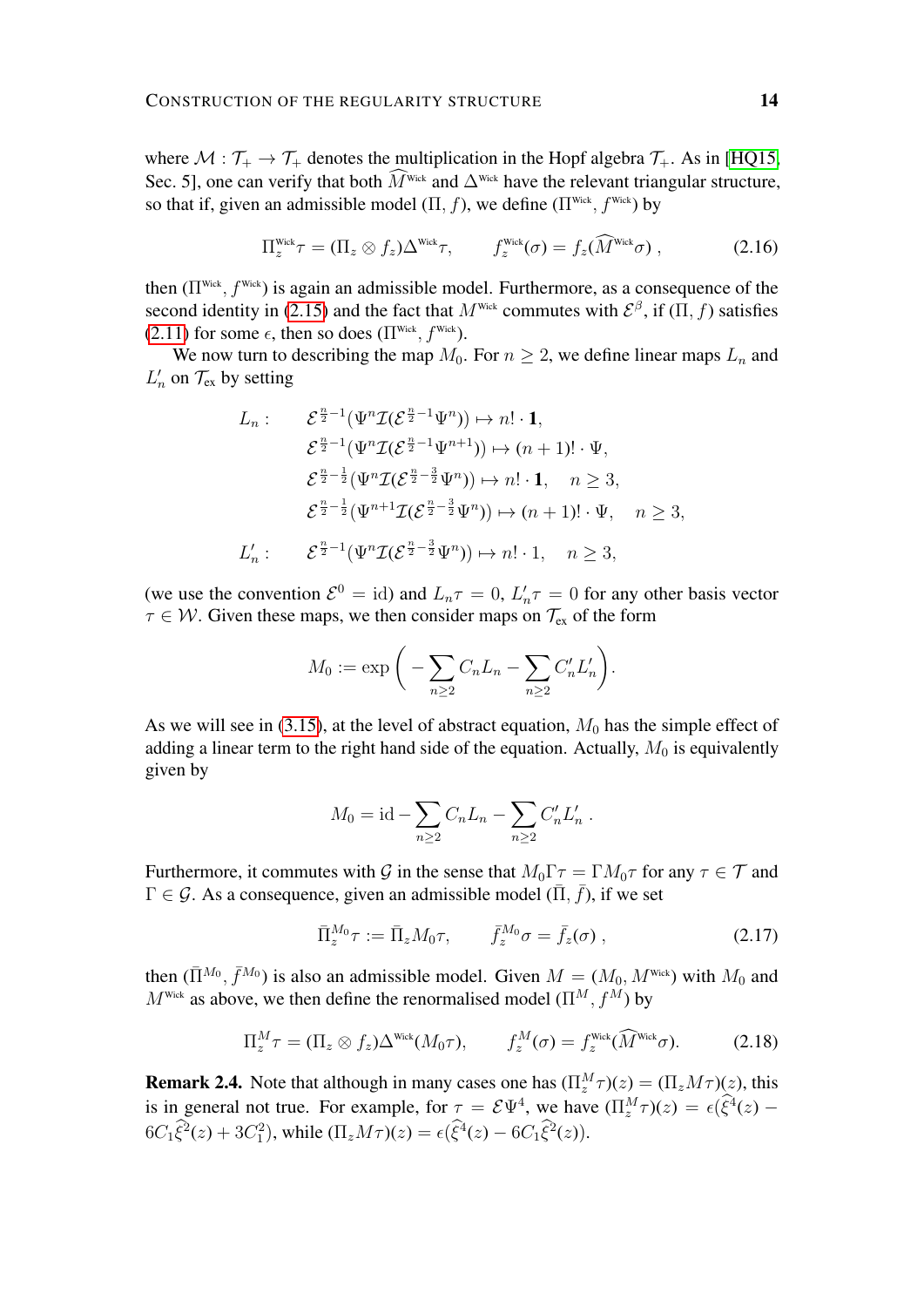where $\mathcal{M} : \mathcal{T}_+ \to \mathcal{T}_+$ denotes the multiplication in the Hopf algebra $\mathcal{T}_+$. As in [HQ15, Sec. 5], one can verify that both $\widehat{M}^{\text{Wick}}$ and $\Delta^{\text{Wick}}$ have the relevant triangular structure, so that if, given an admissible model $(\Pi, f)$, we define $(\Pi^{\text{Wick}}, f^{\text{Wick}})$ by

$$
\Pi_z^{\text{Wick}}\tau = (\Pi_z \otimes f_z)\Delta^{\text{Wick}}\tau, \qquad f_z^{\text{Wick}}(\sigma) = f_z(\widehat{M}^{\text{Wick}}\sigma)\;, \tag{2.16}
$$

then $(\Pi^{\text{Wick}}, f^{\text{Wick}})$ is again an admissible model. Furthermore, as a consequence of the second identity in (2.15) and the fact that $M^{\text{Wick}}$ commutes with $\mathcal{E}^\beta$, if $(\Pi, f)$ satisfies (2.11) for some $\epsilon$, then so does $(\Pi^{\text{Wick}}, f^{\text{Wick}})$.

We now turn to describing the map $M_0$. For $n \geq 2$, we define linear maps $L_n$ and $L_n'$ on $\mathcal{T}_{\text{ex}}$ by setting

$$
\begin{aligned}
L_n : \quad & \mathcal{E}^{\frac{n}{2}-1}(\Psi^n \mathcal{I}(\mathcal{E}^{\frac{n}{2}-1}\Psi^n)) \mapsto n! \cdot \mathbf{1}, \\
& \mathcal{E}^{\frac{n}{2}-1}(\Psi^n \mathcal{I}(\mathcal{E}^{\frac{n}{2}-1}\Psi^{n+1})) \mapsto (n+1)! \cdot \Psi, \\
& \mathcal{E}^{\frac{n}{2}-\frac{1}{2}}(\Psi^n \mathcal{I}(\mathcal{E}^{\frac{n}{2}-\frac{3}{2}}\Psi^n)) \mapsto n! \cdot \mathbf{1}, \quad n \geq 3, \\
& \mathcal{E}^{\frac{n}{2}-\frac{1}{2}}(\Psi^{n+1} \mathcal{I}(\mathcal{E}^{\frac{n}{2}-\frac{3}{2}}\Psi^n)) \mapsto (n+1)! \cdot \Psi, \quad n \geq 3, \\
L_n' : \quad & \mathcal{E}^{\frac{n}{2}-1}(\Psi^n \mathcal{I}(\mathcal{E}^{\frac{n}{2}-\frac{3}{2}}\Psi^n)) \mapsto n! \cdot 1, \quad n \geq 3,
\end{aligned}
$$

(we use the convention $\mathcal{E}^0 = \mathrm{id}$) and $L_n\tau = 0$, $L_n'\tau = 0$ for any other basis vector $\tau \in \mathcal{W}$. Given these maps, we then consider maps on $\mathcal{T}_{\text{ex}}$ of the form

$$
M_0 := \exp\bigg( -\sum_{n\geq 2} C_n L_n - \sum_{n\geq 2} C_n' L_n' \bigg).
$$

As we will see in (3.15), at the level of abstract equation, $M_0$ has the simple effect of adding a linear term to the right hand side of the equation. Actually, $M_0$ is equivalently given by

$$
M_0 = \mathrm{id} - \sum_{n\geq 2} C_n L_n - \sum_{n\geq 2} C_n' L_n' \;.
$$

Furthermore, it commutes with $\mathcal{G}$ in the sense that $M_0 \Gamma \tau = \Gamma M_0 \tau$ for any $\tau \in \mathcal{T}$ and $\Gamma \in \mathcal{G}$. As a consequence, given an admissible model $(\bar{\Pi}, \bar{f})$, if we set

$$
\bar{\Pi}_z^{M_0}\tau := \bar{\Pi}_z M_0 \tau, \qquad \bar{f}_z^{M_0}\sigma = \bar{f}_z(\sigma)\;, \tag{2.17}
$$

then $(\bar{\Pi}^{M_0}, \bar{f}^{M_0})$ is also an admissible model. Given $M = (M_0, M^{\text{Wick}})$ with $M_0$ and $M^{\text{Wick}}$ as above, we then define the renormalised model $(\Pi^M, f^M)$ by

$$
\Pi_z^M \tau = (\Pi_z \otimes f_z)\Delta^{\text{Wick}}(M_0\tau), \qquad f_z^M(\sigma) = f_z^{\text{Wick}}(\widehat{M}^{\text{Wick}}\sigma). \tag{2.18}
$$

**Remark 2.4.** Note that although in many cases one has $(\Pi_z^M \tau)(z) = (\Pi_z M\tau)(z)$, this is in general not true. For example, for $\tau = \mathcal{E}\Psi^4$, we have $(\Pi_z^M \tau)(z) = \epsilon(\widehat{\xi}^4(z) - 6C_1\widehat{\xi}^2(z) + 3C_1^2)$, while $(\Pi_z M\tau)(z) = \epsilon(\widehat{\xi}^4(z) - 6C_1\widehat{\xi}^2(z))$.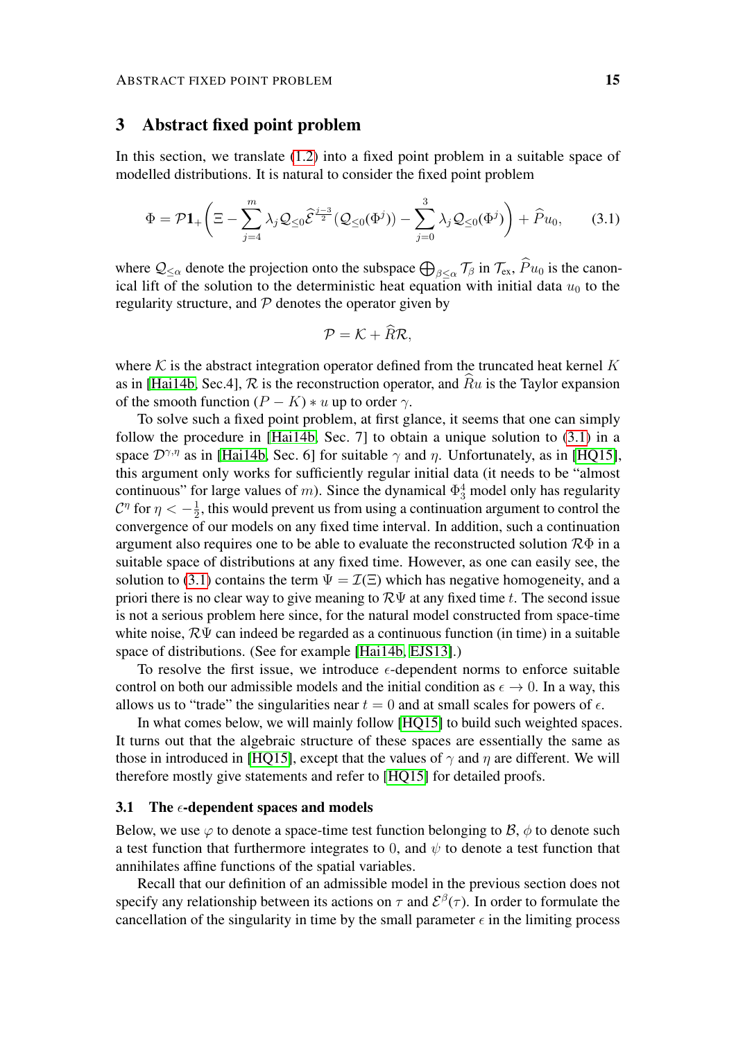## 3 Abstract fixed point problem

In this section, we translate (1.2) into a fixed point problem in a suitable space of modelled distributions. It is natural to consider the fixed point problem

$$\Phi = \mathcal{P}\mathbf{1}_+\bigg(\Xi - \sum_{j=4}^{m} \lambda_j \mathcal{Q}_{\leq 0}\widehat{\mathcal{E}}^{\frac{j-3}{2}}(\mathcal{Q}_{\leq 0}(\Phi^j)) - \sum_{j=0}^{3} \lambda_j \mathcal{Q}_{\leq 0}(\Phi^j)\bigg) + \widehat{P}u_0, \qquad (3.1)$$

where $\mathcal{Q}_{\leq\alpha}$ denote the projection onto the subspace $\bigoplus_{\beta\leq\alpha}\mathcal{T}_\beta$ in $\mathcal{T}_{\text{ex}}$, $\widehat{P}u_0$ is the canonical lift of the solution to the deterministic heat equation with initial data $u_0$ to the regularity structure, and $\mathcal{P}$ denotes the operator given by

$$\mathcal{P} = \mathcal{K} + \widehat{R}\mathcal{R},$$

where $\mathcal{K}$ is the abstract integration operator defined from the truncated heat kernel $K$ as in [Hai14b, Sec.4], $\mathcal{R}$ is the reconstruction operator, and $\widehat{R}u$ is the Taylor expansion of the smooth function $(P - K) * u$ up to order $\gamma$.

To solve such a fixed point problem, at first glance, it seems that one can simply follow the procedure in [Hai14b, Sec. 7] to obtain a unique solution to (3.1) in a space $\mathcal{D}^{\gamma,\eta}$ as in [Hai14b, Sec. 6] for suitable $\gamma$ and $\eta$. Unfortunately, as in [HQ15], this argument only works for sufficiently regular initial data (it needs to be "almost continuous" for large values of $m$). Since the dynamical $\Phi^4_3$ model only has regularity $\mathcal{C}^\eta$ for $\eta < -\frac{1}{2}$, this would prevent us from using a continuation argument to control the convergence of our models on any fixed time interval. In addition, such a continuation argument also requires one to be able to evaluate the reconstructed solution $\mathcal{R}\Phi$ in a suitable space of distributions at any fixed time. However, as one can easily see, the solution to (3.1) contains the term $\Psi = \mathcal{I}(\Xi)$ which has negative homogeneity, and a priori there is no clear way to give meaning to $\mathcal{R}\Psi$ at any fixed time $t$. The second issue is not a serious problem here since, for the natural model constructed from space-time white noise, $\mathcal{R}\Psi$ can indeed be regarded as a continuous function (in time) in a suitable space of distributions. (See for example [Hai14b, EJS13].)

To resolve the first issue, we introduce $\epsilon$-dependent norms to enforce suitable control on both our admissible models and the initial condition as $\epsilon \to 0$. In a way, this allows us to "trade" the singularities near $t = 0$ and at small scales for powers of $\epsilon$.

In what comes below, we will mainly follow [HQ15] to build such weighted spaces. It turns out that the algebraic structure of these spaces are essentially the same as those in introduced in [HQ15], except that the values of $\gamma$ and $\eta$ are different. We will therefore mostly give statements and refer to [HQ15] for detailed proofs.

### 3.1 The $\epsilon$-dependent spaces and models

Below, we use $\varphi$ to denote a space-time test function belonging to $\mathcal{B}$, $\phi$ to denote such a test function that furthermore integrates to 0, and $\psi$ to denote a test function that annihilates affine functions of the spatial variables.

Recall that our definition of an admissible model in the previous section does not specify any relationship between its actions on $\tau$ and $\mathcal{E}^\beta(\tau)$. In order to formulate the cancellation of the singularity in time by the small parameter $\epsilon$ in the limiting process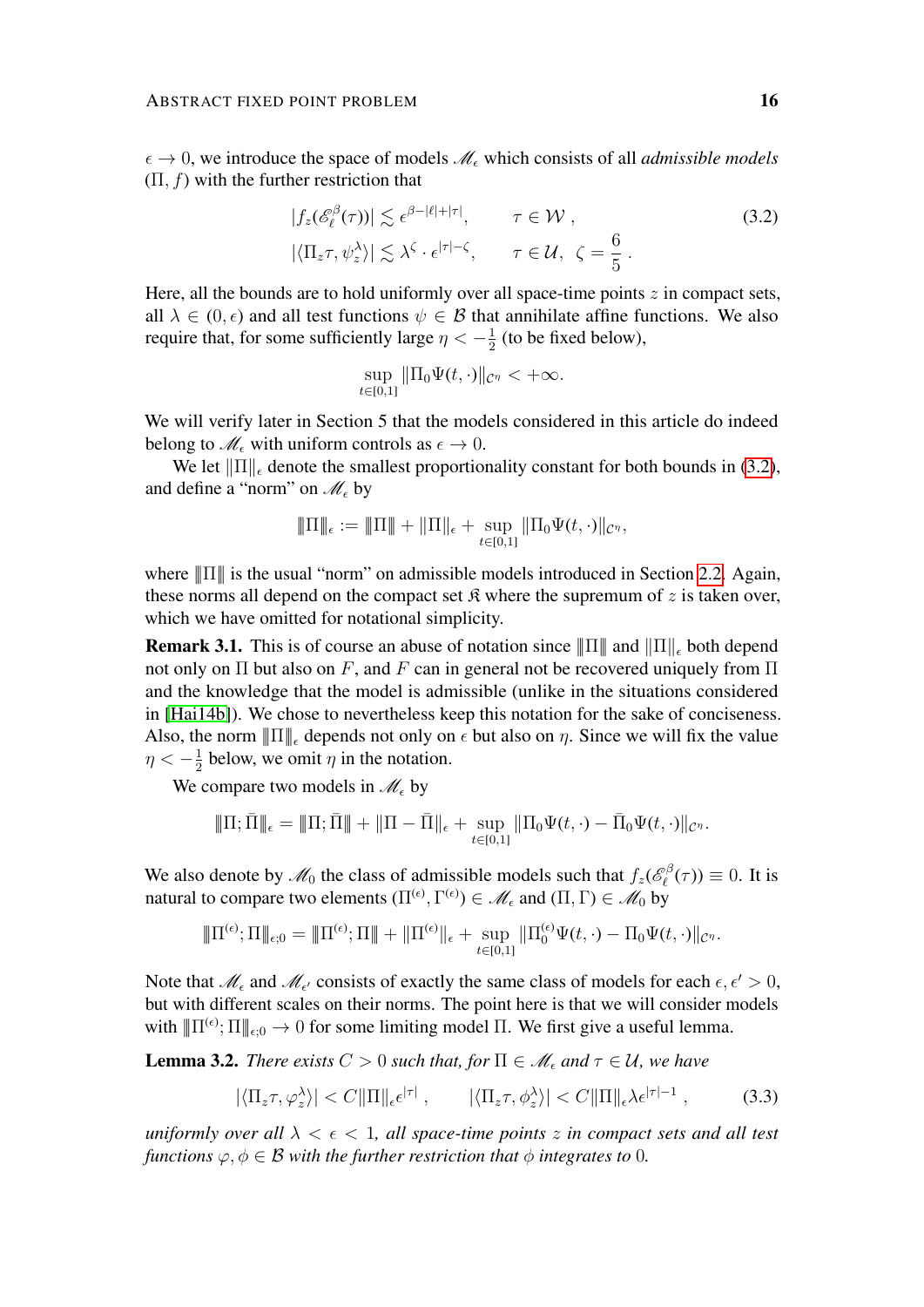$\epsilon \to 0$, we introduce the space of models $\mathscr{M}_\epsilon$ which consists of all *admissible models* $(\Pi, f)$ with the further restriction that

$$
\begin{aligned}
|f_z(\mathscr{E}_\ell^\beta(\tau))| &\lesssim \epsilon^{\beta-|\ell|+|\tau|}, \qquad \tau \in \mathcal{W}\,, \\
|\langle \Pi_z \tau, \psi_z^\lambda \rangle| &\lesssim \lambda^\zeta \cdot \epsilon^{|\tau|-\zeta}, \qquad \tau \in \mathcal{U},\ \zeta = \frac{6}{5}\,.
\end{aligned}
\tag{3.2}
$$

Here, all the bounds are to hold uniformly over all space-time points $z$ in compact sets, all $\lambda \in (0, \epsilon)$ and all test functions $\psi \in \mathcal{B}$ that annihilate affine functions. We also require that, for some sufficiently large $\eta < -\frac{1}{2}$ (to be fixed below),

$$
\sup_{t \in [0,1]} \|\Pi_0 \Psi(t, \cdot)\|_{\mathcal{C}^\eta} < +\infty.
$$

We will verify later in Section 5 that the models considered in this article do indeed belong to $\mathscr{M}_\epsilon$ with uniform controls as $\epsilon \to 0$.

We let $\|\Pi\|_\epsilon$ denote the smallest proportionality constant for both bounds in (3.2), and define a "norm" on $\mathscr{M}_\epsilon$ by

$$
|\!|\!|\Pi|\!|\!|_\epsilon := |\!|\!|\Pi|\!|\!| + \|\Pi\|_\epsilon + \sup_{t \in [0,1]} \|\Pi_0 \Psi(t, \cdot)\|_{\mathcal{C}^\eta},
$$

where $|\!|\!|\Pi|\!|\!|$ is the usual "norm" on admissible models introduced in Section 2.2. Again, these norms all depend on the compact set $\mathfrak{K}$ where the supremum of $z$ is taken over, which we have omitted for notational simplicity.

**Remark 3.1.** This is of course an abuse of notation since $|\!|\!|\Pi|\!|\!|$ and $\|\Pi\|_\epsilon$ both depend not only on $\Pi$ but also on $F$, and $F$ can in general not be recovered uniquely from $\Pi$ and the knowledge that the model is admissible (unlike in the situations considered in [Hai14b]). We chose to nevertheless keep this notation for the sake of conciseness. Also, the norm $|\!|\!|\Pi|\!|\!|_\epsilon$ depends not only on $\epsilon$ but also on $\eta$. Since we will fix the value $\eta < -\frac{1}{2}$ below, we omit $\eta$ in the notation.

We compare two models in $\mathscr{M}_\epsilon$ by

$$
|\!|\!|\Pi; \bar{\Pi}|\!|\!|_\epsilon = |\!|\!|\Pi; \bar{\Pi}|\!|\!| + \|\Pi - \bar{\Pi}\|_\epsilon + \sup_{t \in [0,1]} \|\Pi_0 \Psi(t, \cdot) - \bar{\Pi}_0 \Psi(t, \cdot)\|_{\mathcal{C}^\eta}.
$$

We also denote by $\mathscr{M}_0$ the class of admissible models such that $f_z(\mathscr{E}_\ell^\beta(\tau)) \equiv 0$. It is natural to compare two elements $(\Pi^{(\epsilon)}, \Gamma^{(\epsilon)}) \in \mathscr{M}_\epsilon$ and $(\Pi, \Gamma) \in \mathscr{M}_0$ by

$$
|\!|\!|\Pi^{(\epsilon)}; \Pi|\!|\!|_{\epsilon;0} = |\!|\!|\Pi^{(\epsilon)}; \Pi|\!|\!| + \|\Pi^{(\epsilon)}\|_\epsilon + \sup_{t \in [0,1]} \|\Pi_0^{(\epsilon)} \Psi(t, \cdot) - \Pi_0 \Psi(t, \cdot)\|_{\mathcal{C}^\eta}.
$$

Note that $\mathscr{M}_\epsilon$ and $\mathscr{M}_{\epsilon'}$ consists of exactly the same class of models for each $\epsilon, \epsilon' > 0$, but with different scales on their norms. The point here is that we will consider models with $|\!|\!|\Pi^{(\epsilon)}; \Pi|\!|\!|_{\epsilon;0} \to 0$ for some limiting model $\Pi$. We first give a useful lemma.

**Lemma 3.2.** *There exists $C > 0$ such that, for $\Pi \in \mathscr{M}_\epsilon$ and $\tau \in \mathcal{U}$, we have*

$$
|\langle \Pi_z \tau, \varphi_z^\lambda \rangle| < C \|\Pi\|_\epsilon \epsilon^{|\tau|}\,, \qquad |\langle \Pi_z \tau, \phi_z^\lambda \rangle| < C \|\Pi\|_\epsilon \lambda \epsilon^{|\tau|-1}\,,
\tag{3.3}
$$

*uniformly over all $\lambda < \epsilon < 1$, all space-time points $z$ in compact sets and all test functions $\varphi, \phi \in \mathcal{B}$ with the further restriction that $\phi$ integrates to $0$.*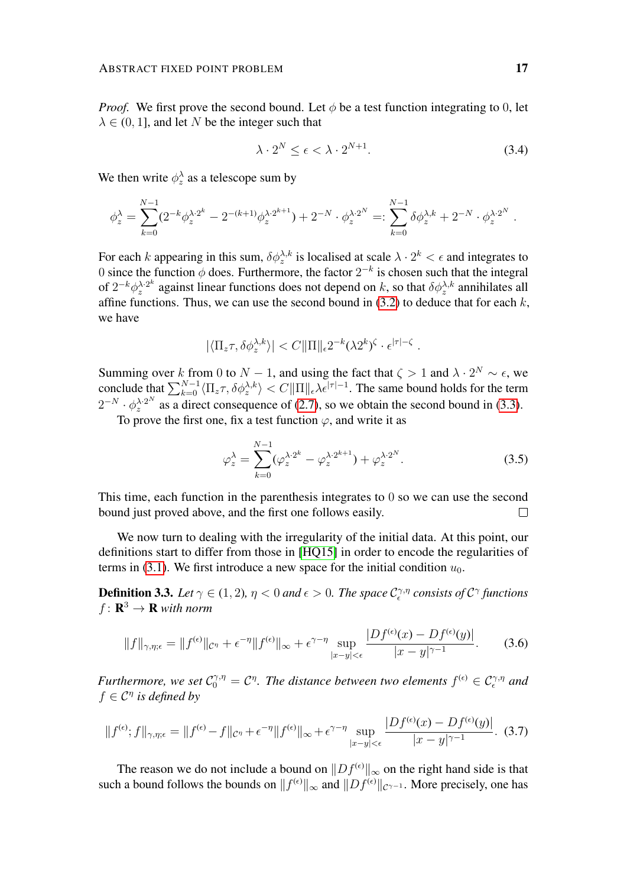*Proof.* We first prove the second bound. Let $\phi$ be a test function integrating to $0$, let $\lambda \in (0,1]$, and let $N$ be the integer such that

$$\lambda \cdot 2^N \leq \epsilon < \lambda \cdot 2^{N+1}. \tag{3.4}$$

We then write $\phi_z^\lambda$ as a telescope sum by

$$\phi_z^\lambda = \sum_{k=0}^{N-1} (2^{-k} \phi_z^{\lambda \cdot 2^k} - 2^{-(k+1)} \phi_z^{\lambda \cdot 2^{k+1}}) + 2^{-N} \cdot \phi_z^{\lambda \cdot 2^N} =: \sum_{k=0}^{N-1} \delta\phi_z^{\lambda,k} + 2^{-N} \cdot \phi_z^{\lambda \cdot 2^N} .$$

For each $k$ appearing in this sum, $\delta\phi_z^{\lambda,k}$ is localised at scale $\lambda \cdot 2^k < \epsilon$ and integrates to $0$ since the function $\phi$ does. Furthermore, the factor $2^{-k}$ is chosen such that the integral of $2^{-k}\phi_z^{\lambda \cdot 2^k}$ against linear functions does not depend on $k$, so that $\delta\phi_z^{\lambda,k}$ annihilates all affine functions. Thus, we can use the second bound in (3.2) to deduce that for each $k$, we have

$$|\langle \Pi_z \tau, \delta\phi_z^{\lambda,k} \rangle| < C \|\Pi\|_\epsilon 2^{-k} (\lambda 2^k)^\zeta \cdot \epsilon^{|\tau| - \zeta} .$$

Summing over $k$ from $0$ to $N-1$, and using the fact that $\zeta > 1$ and $\lambda \cdot 2^N \sim \epsilon$, we conclude that $\sum_{k=0}^{N-1} \langle \Pi_z \tau, \delta\phi_z^{\lambda,k} \rangle < C \|\Pi\|_\epsilon \lambda \epsilon^{|\tau|-1}$. The same bound holds for the term $2^{-N} \cdot \phi_z^{\lambda \cdot 2^N}$ as a direct consequence of (2.7), so we obtain the second bound in (3.3).

To prove the first one, fix a test function $\varphi$, and write it as

$$\varphi_z^\lambda = \sum_{k=0}^{N-1} (\varphi_z^{\lambda \cdot 2^k} - \varphi_z^{\lambda \cdot 2^{k+1}}) + \varphi_z^{\lambda \cdot 2^N}. \tag{3.5}$$

This time, each function in the parenthesis integrates to $0$ so we can use the second bound just proved above, and the first one follows easily. $\square$

We now turn to dealing with the irregularity of the initial data. At this point, our definitions start to differ from those in [HQ15] in order to encode the regularities of terms in (3.1). We first introduce a new space for the initial condition $u_0$.

**Definition 3.3.** *Let $\gamma \in (1,2)$, $\eta < 0$ and $\epsilon > 0$. The space $\mathcal{C}_\epsilon^{\gamma,\eta}$ consists of $\mathcal{C}^\gamma$ functions $f \colon \mathbf{R}^3 \to \mathbf{R}$ with norm*

$$\|f\|_{\gamma,\eta;\epsilon} = \|f^{(\epsilon)}\|_{\mathcal{C}^\eta} + \epsilon^{-\eta} \|f^{(\epsilon)}\|_\infty + \epsilon^{\gamma-\eta} \sup_{|x-y|<\epsilon} \frac{|Df^{(\epsilon)}(x) - Df^{(\epsilon)}(y)|}{|x-y|^{\gamma-1}}. \tag{3.6}$$

*Furthermore, we set $\mathcal{C}_0^{\gamma,\eta} = \mathcal{C}^\eta$. The distance between two elements $f^{(\epsilon)} \in \mathcal{C}_\epsilon^{\gamma,\eta}$ and $f \in \mathcal{C}^\eta$ is defined by*

$$\|f^{(\epsilon)}; f\|_{\gamma,\eta;\epsilon} = \|f^{(\epsilon)} - f\|_{\mathcal{C}^\eta} + \epsilon^{-\eta} \|f^{(\epsilon)}\|_\infty + \epsilon^{\gamma-\eta} \sup_{|x-y|<\epsilon} \frac{|Df^{(\epsilon)}(x) - Df^{(\epsilon)}(y)|}{|x-y|^{\gamma-1}}. \tag{3.7}$$

The reason we do not include a bound on $\|Df^{(\epsilon)}\|_\infty$ on the right hand side is that such a bound follows the bounds on $\|f^{(\epsilon)}\|_\infty$ and $\|Df^{(\epsilon)}\|_{\mathcal{C}^{\gamma-1}}$. More precisely, one has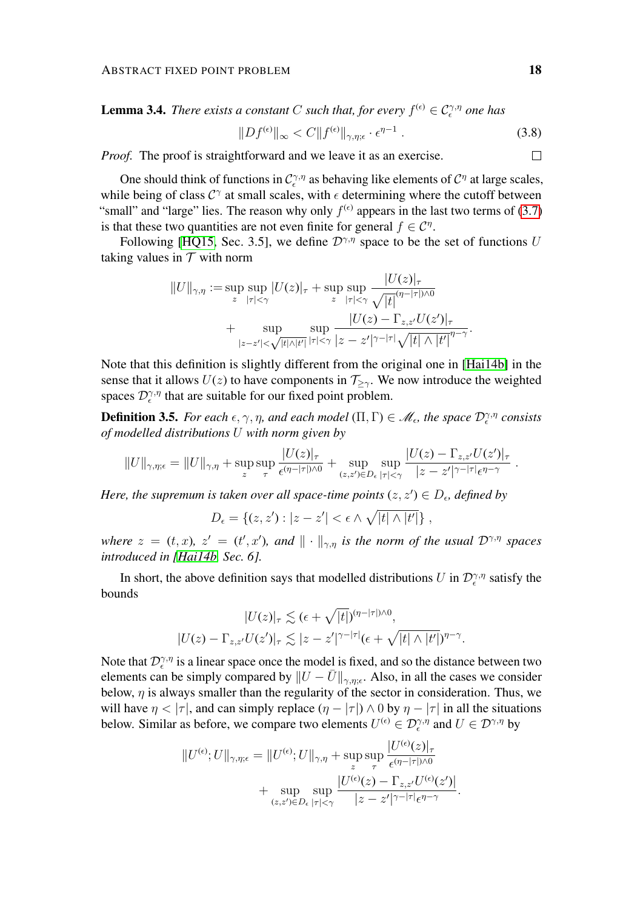**Lemma 3.4.** *There exists a constant $C$ such that, for every $f^{(\epsilon)} \in \mathcal{C}_\epsilon^{\gamma,\eta}$ one has*

$$\|Df^{(\epsilon)}\|_\infty < C\|f^{(\epsilon)}\|_{\gamma,\eta;\epsilon} \cdot \epsilon^{\eta-1}\;. \tag{3.8}$$

*Proof.* The proof is straightforward and we leave it as an exercise. □

One should think of functions in $\mathcal{C}_\epsilon^{\gamma,\eta}$ as behaving like elements of $\mathcal{C}^\eta$ at large scales, while being of class $\mathcal{C}^\gamma$ at small scales, with $\epsilon$ determining where the cutoff between "small" and "large" lies. The reason why only $f^{(\epsilon)}$ appears in the last two terms of (3.7) is that these two quantities are not even finite for general $f \in \mathcal{C}^\eta$.

Following [HQ15, Sec. 3.5], we define $\mathcal{D}^{\gamma,\eta}$ space to be the set of functions $U$ taking values in $\mathcal{T}$ with norm

$$\begin{aligned}\|U\|_{\gamma,\eta} := \sup_z \sup_{|\tau|<\gamma} |U(z)|_\tau + \sup_z \sup_{|\tau|<\gamma} \frac{|U(z)|_\tau}{\sqrt{|t|}^{(\eta-|\tau|)\wedge 0}} \\ + \sup_{|z-z'|<\sqrt{|t|\wedge|t'|}} \sup_{|\tau|<\gamma} \frac{|U(z)-\Gamma_{z,z'}U(z')|_\tau}{|z-z'|^{\gamma-|\tau|}\sqrt{|t|\wedge|t'|}^{\eta-\gamma}}.\end{aligned}$$

Note that this definition is slightly different from the original one in [Hai14b] in the sense that it allows $U(z)$ to have components in $\mathcal{T}_{\geq\gamma}$. We now introduce the weighted spaces $\mathcal{D}_\epsilon^{\gamma,\eta}$ that are suitable for our fixed point problem.

**Definition 3.5.** *For each $\epsilon, \gamma, \eta$, and each model $(\Pi, \Gamma) \in \mathscr{M}_\epsilon$, the space $\mathcal{D}_\epsilon^{\gamma,\eta}$ consists of modelled distributions $U$ with norm given by*

$$\|U\|_{\gamma,\eta;\epsilon} = \|U\|_{\gamma,\eta} + \sup_z \sup_\tau \frac{|U(z)|_\tau}{\epsilon^{(\eta-|\tau|)\wedge 0}} + \sup_{(z,z')\in D_\epsilon} \sup_{|\tau|<\gamma} \frac{|U(z)-\Gamma_{z,z'}U(z')|_\tau}{|z-z'|^{\gamma-|\tau|}\epsilon^{\eta-\gamma}}\;.$$

*Here, the supremum is taken over all space-time points $(z,z') \in D_\epsilon$, defined by*

$$D_\epsilon = \{(z,z') : |z-z'| < \epsilon \wedge \sqrt{|t|\wedge|t'|}\}\;,$$

*where $z = (t,x)$, $z' = (t',x')$, and $\|\cdot\|_{\gamma,\eta}$ is the norm of the usual $\mathcal{D}^{\gamma,\eta}$ spaces introduced in [Hai14b, Sec. 6].*

In short, the above definition says that modelled distributions $U$ in $\mathcal{D}_\epsilon^{\gamma,\eta}$ satisfy the bounds

$$\begin{aligned}|U(z)|_\tau &\lesssim (\epsilon + \sqrt{|t|})^{(\eta-|\tau|)\wedge 0}, \\ |U(z)-\Gamma_{z,z'}U(z')|_\tau &\lesssim |z-z'|^{\gamma-|\tau|}(\epsilon + \sqrt{|t|\wedge|t'|})^{\eta-\gamma}.\end{aligned}$$

Note that $\mathcal{D}_\epsilon^{\gamma,\eta}$ is a linear space once the model is fixed, and so the distance between two elements can be simply compared by $\|U-\bar{U}\|_{\gamma,\eta;\epsilon}$. Also, in all the cases we consider below, $\eta$ is always smaller than the regularity of the sector in consideration. Thus, we will have $\eta < |\tau|$, and can simply replace $(\eta-|\tau|)\wedge 0$ by $\eta - |\tau|$ in all the situations below. Similar as before, we compare two elements $U^{(\epsilon)} \in \mathcal{D}_\epsilon^{\gamma,\eta}$ and $U \in \mathcal{D}^{\gamma,\eta}$ by

$$\begin{aligned}\|U^{(\epsilon)};U\|_{\gamma,\eta;\epsilon} = \|U^{(\epsilon)};U\|_{\gamma,\eta} + \sup_z \sup_\tau \frac{|U^{(\epsilon)}(z)|_\tau}{\epsilon^{(\eta-|\tau|)\wedge 0}} \\ + \sup_{(z,z')\in D_\epsilon} \sup_{|\tau|<\gamma} \frac{|U^{(\epsilon)}(z)-\Gamma_{z,z'}U^{(\epsilon)}(z')|}{|z-z'|^{\gamma-|\tau|}\epsilon^{\eta-\gamma}}.\end{aligned}$$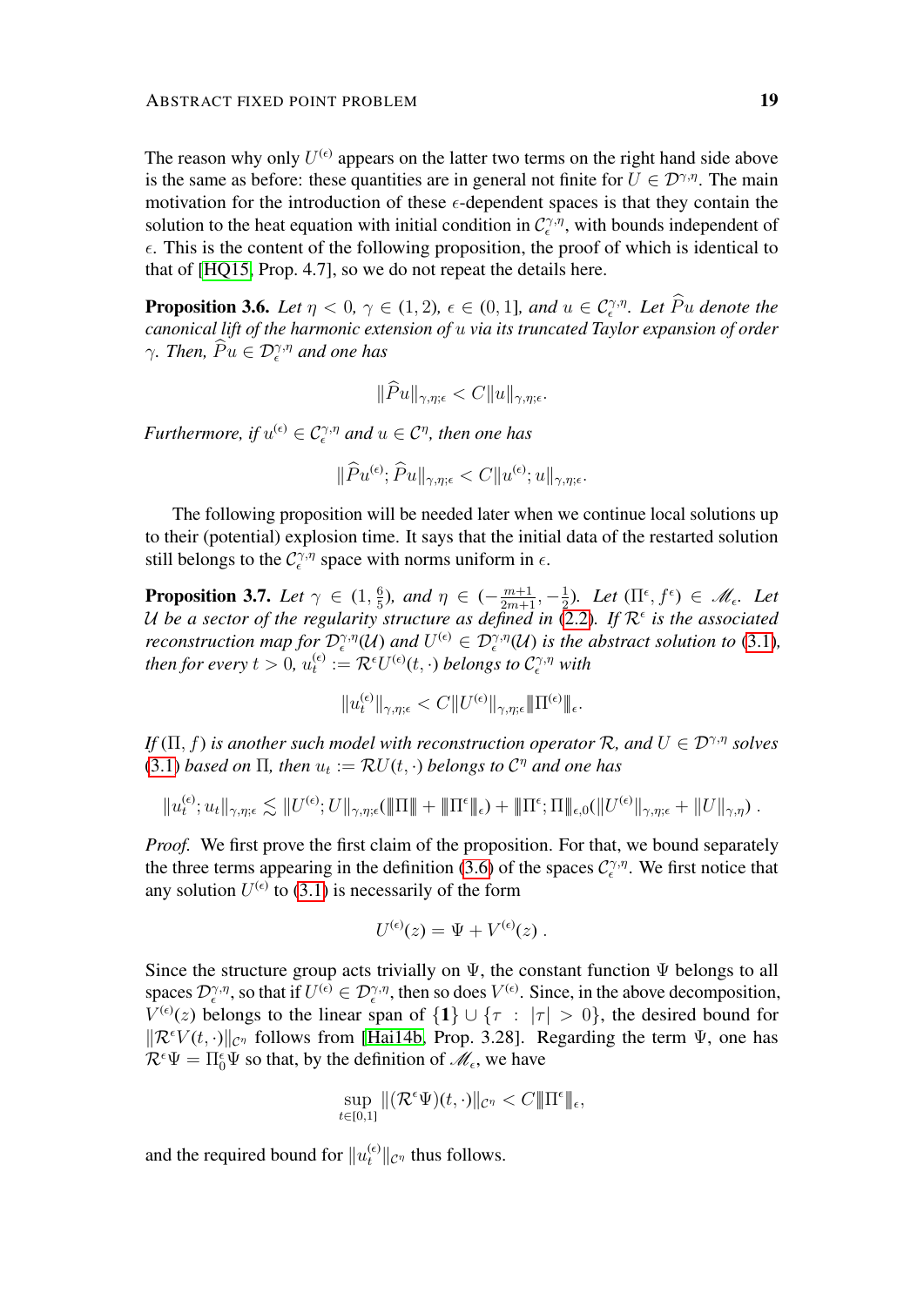The reason why only $U^{(\epsilon)}$ appears on the latter two terms on the right hand side above is the same as before: these quantities are in general not finite for $U \in \mathcal{D}^{\gamma,\eta}$. The main motivation for the introduction of these $\epsilon$-dependent spaces is that they contain the solution to the heat equation with initial condition in $\mathcal{C}_\epsilon^{\gamma,\eta}$, with bounds independent of $\epsilon$. This is the content of the following proposition, the proof of which is identical to that of [HQ15, Prop. 4.7], so we do not repeat the details here.

**Proposition 3.6.** *Let $\eta < 0$, $\gamma \in (1, 2)$, $\epsilon \in (0, 1]$, and $u \in \mathcal{C}_\epsilon^{\gamma,\eta}$. Let $\widehat{P}u$ denote the canonical lift of the harmonic extension of $u$ via its truncated Taylor expansion of order $\gamma$. Then, $\widehat{P}u \in \mathcal{D}_\epsilon^{\gamma,\eta}$ and one has*

$$\|\widehat{P}u\|_{\gamma,\eta;\epsilon} < C\|u\|_{\gamma,\eta;\epsilon}.$$

*Furthermore, if $u^{(\epsilon)} \in \mathcal{C}_\epsilon^{\gamma,\eta}$ and $u \in \mathcal{C}^\eta$, then one has*

$$\|\widehat{P}u^{(\epsilon)}; \widehat{P}u\|_{\gamma,\eta;\epsilon} < C\|u^{(\epsilon)}; u\|_{\gamma,\eta;\epsilon}.$$

The following proposition will be needed later when we continue local solutions up to their (potential) explosion time. It says that the initial data of the restarted solution still belongs to the $\mathcal{C}_\epsilon^{\gamma,\eta}$ space with norms uniform in $\epsilon$.

**Proposition 3.7.** *Let $\gamma \in (1, \frac{6}{5})$, and $\eta \in (-\frac{m+1}{2m+1}, -\frac{1}{2})$. Let $(\Pi^\epsilon, f^\epsilon) \in \mathscr{M}_\epsilon$. Let $\mathcal{U}$ be a sector of the regularity structure as defined in (2.2). If $\mathcal{R}^\epsilon$ is the associated reconstruction map for $\mathcal{D}_\epsilon^{\gamma,\eta}(\mathcal{U})$ and $U^{(\epsilon)} \in \mathcal{D}_\epsilon^{\gamma,\eta}(\mathcal{U})$ is the abstract solution to (3.1), then for every $t > 0$, $u_t^{(\epsilon)} := \mathcal{R}^\epsilon U^{(\epsilon)}(t, \cdot)$ belongs to $\mathcal{C}_\epsilon^{\gamma,\eta}$ with*

$$\|u_t^{(\epsilon)}\|_{\gamma,\eta;\epsilon} < C\|U^{(\epsilon)}\|_{\gamma,\eta;\epsilon}\|\!|\Pi^{(\epsilon)}|\!\|_\epsilon.$$

*If $(\Pi, f)$ is another such model with reconstruction operator $\mathcal{R}$, and $U \in \mathcal{D}^{\gamma,\eta}$ solves (3.1) based on $\Pi$, then $u_t := \mathcal{R}U(t, \cdot)$ belongs to $\mathcal{C}^\eta$ and one has*

$$\|u_t^{(\epsilon)}; u_t\|_{\gamma,\eta;\epsilon} \lesssim \|U^{(\epsilon)}; U\|_{\gamma,\eta;\epsilon}(\|\!|\Pi|\!\| + \|\!|\Pi^\epsilon|\!\|_\epsilon) + \|\!|\Pi^\epsilon; \Pi|\!\|_{\epsilon,0}(\|U^{(\epsilon)}\|_{\gamma,\eta;\epsilon} + \|U\|_{\gamma,\eta}) .$$

*Proof.* We first prove the first claim of the proposition. For that, we bound separately the three terms appearing in the definition (3.6) of the spaces $\mathcal{C}_\epsilon^{\gamma,\eta}$. We first notice that any solution $U^{(\epsilon)}$ to (3.1) is necessarily of the form

$$U^{(\epsilon)}(z) = \Psi + V^{(\epsilon)}(z) .$$

Since the structure group acts trivially on $\Psi$, the constant function $\Psi$ belongs to all spaces $\mathcal{D}_\epsilon^{\gamma,\eta}$, so that if $U^{(\epsilon)} \in \mathcal{D}_\epsilon^{\gamma,\eta}$, then so does $V^{(\epsilon)}$. Since, in the above decomposition, $V^{(\epsilon)}(z)$ belongs to the linear span of $\{\mathbf{1}\} \cup \{\tau : |\tau| > 0\}$, the desired bound for $\|\mathcal{R}^\epsilon V(t, \cdot)\|_{\mathcal{C}^\eta}$ follows from [Hai14b, Prop. 3.28]. Regarding the term $\Psi$, one has $\mathcal{R}^\epsilon \Psi = \Pi_0^\epsilon \Psi$ so that, by the definition of $\mathscr{M}_\epsilon$, we have

$$\sup_{t \in [0,1]} \|(\mathcal{R}^\epsilon \Psi)(t, \cdot)\|_{\mathcal{C}^\eta} < C\|\!|\Pi^\epsilon|\!\|_\epsilon,$$

and the required bound for $\|u_t^{(\epsilon)}\|_{\mathcal{C}^\eta}$ thus follows.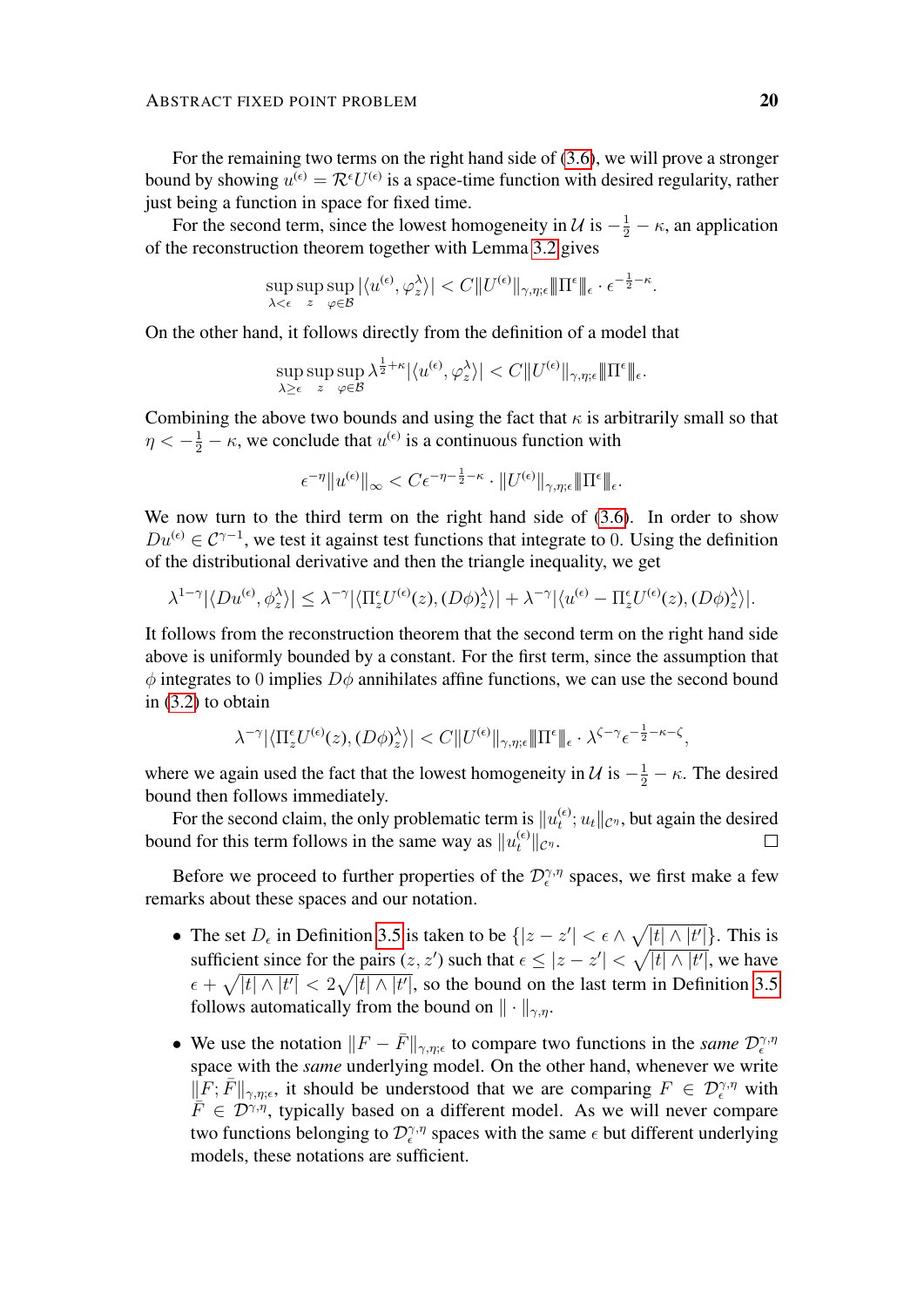For the remaining two terms on the right hand side of (3.6), we will prove a stronger bound by showing $u^{(\epsilon)} = \mathcal{R}^\epsilon U^{(\epsilon)}$ is a space-time function with desired regularity, rather just being a function in space for fixed time.

For the second term, since the lowest homogeneity in $\mathcal{U}$ is $-\frac{1}{2} - \kappa$, an application of the reconstruction theorem together with Lemma 3.2 gives

$$\sup_{\lambda < \epsilon} \sup_{z} \sup_{\varphi \in \mathcal{B}} |\langle u^{(\epsilon)}, \varphi_z^\lambda \rangle| < C \|U^{(\epsilon)}\|_{\gamma,\eta;\epsilon} \|\!|\Pi^\epsilon|\!\|_\epsilon \cdot \epsilon^{-\frac{1}{2}-\kappa}.$$

On the other hand, it follows directly from the definition of a model that

$$\sup_{\lambda \geq \epsilon} \sup_{z} \sup_{\varphi \in \mathcal{B}} \lambda^{\frac{1}{2}+\kappa} |\langle u^{(\epsilon)}, \varphi_z^\lambda \rangle| < C \|U^{(\epsilon)}\|_{\gamma,\eta;\epsilon} \|\!|\Pi^\epsilon|\!\|_\epsilon.$$

Combining the above two bounds and using the fact that $\kappa$ is arbitrarily small so that $\eta < -\frac{1}{2} - \kappa$, we conclude that $u^{(\epsilon)}$ is a continuous function with

$$\epsilon^{-\eta} \|u^{(\epsilon)}\|_\infty < C \epsilon^{-\eta-\frac{1}{2}-\kappa} \cdot \|U^{(\epsilon)}\|_{\gamma,\eta;\epsilon} \|\!|\Pi^\epsilon|\!\|_\epsilon.$$

We now turn to the third term on the right hand side of (3.6). In order to show $Du^{(\epsilon)} \in \mathcal{C}^{\gamma-1}$, we test it against test functions that integrate to 0. Using the definition of the distributional derivative and then the triangle inequality, we get

$$\lambda^{1-\gamma} |\langle Du^{(\epsilon)}, \phi_z^\lambda \rangle| \leq \lambda^{-\gamma} |\langle \Pi_z^\epsilon U^{(\epsilon)}(z), (D\phi)_z^\lambda \rangle| + \lambda^{-\gamma} |\langle u^{(\epsilon)} - \Pi_z^\epsilon U^{(\epsilon)}(z), (D\phi)_z^\lambda \rangle|.$$

It follows from the reconstruction theorem that the second term on the right hand side above is uniformly bounded by a constant. For the first term, since the assumption that $\phi$ integrates to 0 implies $D\phi$ annihilates affine functions, we can use the second bound in (3.2) to obtain

$$\lambda^{-\gamma} |\langle \Pi_z^\epsilon U^{(\epsilon)}(z), (D\phi)_z^\lambda \rangle| < C \|U^{(\epsilon)}\|_{\gamma,\eta;\epsilon} \|\!|\Pi^\epsilon|\!\|_\epsilon \cdot \lambda^{\zeta-\gamma} \epsilon^{-\frac{1}{2}-\kappa-\zeta},$$

where we again used the fact that the lowest homogeneity in $\mathcal{U}$ is $-\frac{1}{2} - \kappa$. The desired bound then follows immediately.

For the second claim, the only problematic term is $\|u_t^{(\epsilon)}; u_t\|_{\mathcal{C}^\eta}$, but again the desired bound for this term follows in the same way as $\|u_t^{(\epsilon)}\|_{\mathcal{C}^\eta}$. $\square$

Before we proceed to further properties of the $\mathcal{D}_\epsilon^{\gamma,\eta}$ spaces, we first make a few remarks about these spaces and our notation.

- The set $D_\epsilon$ in Definition 3.5 is taken to be $\{|z - z'| < \epsilon \wedge \sqrt{|t| \wedge |t'|}\}$. This is sufficient since for the pairs $(z, z')$ such that $\epsilon \leq |z - z'| < \sqrt{|t| \wedge |t'|}$, we have $\epsilon + \sqrt{|t| \wedge |t'|} < 2\sqrt{|t| \wedge |t'|}$, so the bound on the last term in Definition 3.5 follows automatically from the bound on $\| \cdot \|_{\gamma,\eta}$.
- We use the notation $\|F - \bar{F}\|_{\gamma,\eta;\epsilon}$ to compare two functions in the *same* $\mathcal{D}_\epsilon^{\gamma,\eta}$ space with the *same* underlying model. On the other hand, whenever we write $\|F; \bar{F}\|_{\gamma,\eta;\epsilon}$, it should be understood that we are comparing $F \in \mathcal{D}_\epsilon^{\gamma,\eta}$ with $\bar{F} \in \mathcal{D}^{\gamma,\eta}$, typically based on a different model. As we will never compare two functions belonging to $\mathcal{D}_\epsilon^{\gamma,\eta}$ spaces with the same $\epsilon$ but different underlying models, these notations are sufficient.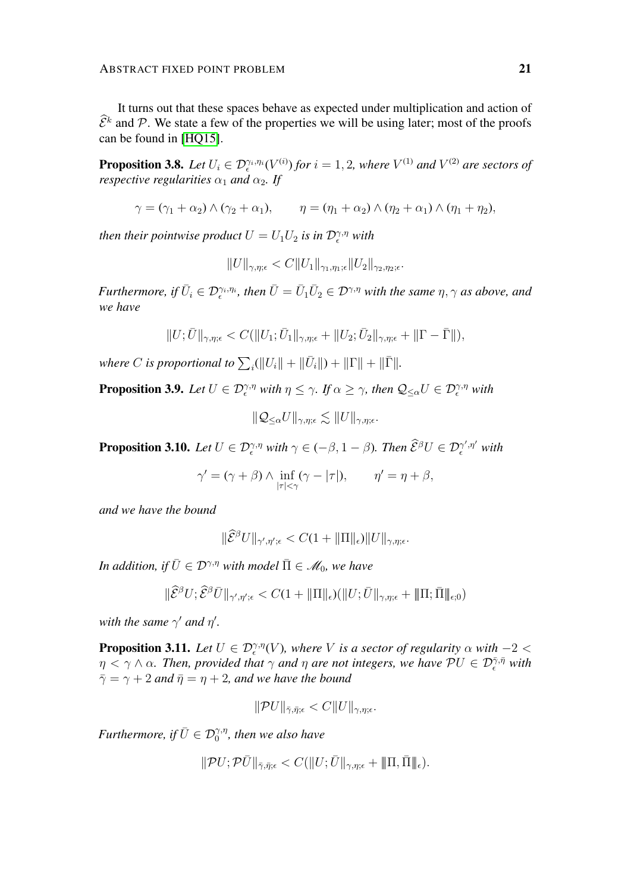It turns out that these spaces behave as expected under multiplication and action of $\widehat{\mathcal{E}}^k$ and $\mathcal{P}$. We state a few of the properties we will be using later; most of the proofs can be found in [HQ15].

**Proposition 3.8.** *Let $U_i \in \mathcal{D}_\epsilon^{\gamma_i,\eta_i}(V^{(i)})$ for $i = 1, 2$, where $V^{(1)}$ and $V^{(2)}$ are sectors of respective regularities $\alpha_1$ and $\alpha_2$. If*

$$\gamma = (\gamma_1 + \alpha_2) \wedge (\gamma_2 + \alpha_1), \qquad \eta = (\eta_1 + \alpha_2) \wedge (\eta_2 + \alpha_1) \wedge (\eta_1 + \eta_2),$$

*then their pointwise product $U = U_1 U_2$ is in $\mathcal{D}_\epsilon^{\gamma,\eta}$ with*

$$\|U\|_{\gamma,\eta;\epsilon} < C \|U_1\|_{\gamma_1,\eta_1;\epsilon} \|U_2\|_{\gamma_2,\eta_2;\epsilon}.$$

*Furthermore, if $\bar{U}_i \in \mathcal{D}_\epsilon^{\gamma_i,\eta_i}$, then $\bar{U} = \bar{U}_1 \bar{U}_2 \in \mathcal{D}^{\gamma,\eta}$ with the same $\eta, \gamma$ as above, and we have*

$$\|U; \bar{U}\|_{\gamma,\eta;\epsilon} < C(\|U_1; \bar{U}_1\|_{\gamma,\eta;\epsilon} + \|U_2; \bar{U}_2\|_{\gamma,\eta;\epsilon} + \|\Gamma - \bar{\Gamma}\|),$$

*where $C$ is proportional to $\sum_i (\|U_i\| + \|\bar{U}_i\|) + \|\Gamma\| + \|\bar{\Gamma}\|$.*

**Proposition 3.9.** *Let $U \in \mathcal{D}_\epsilon^{\gamma,\eta}$ with $\eta \leq \gamma$. If $\alpha \geq \gamma$, then $\mathcal{Q}_{\leq \alpha} U \in \mathcal{D}_\epsilon^{\gamma,\eta}$ with*

$$\|\mathcal{Q}_{\leq \alpha} U\|_{\gamma,\eta;\epsilon} \lesssim \|U\|_{\gamma,\eta;\epsilon}.$$

**Proposition 3.10.** *Let $U \in \mathcal{D}_\epsilon^{\gamma,\eta}$ with $\gamma \in (-\beta, 1 - \beta)$. Then $\widehat{\mathcal{E}}^\beta U \in \mathcal{D}_\epsilon^{\gamma',\eta'}$ with*

$$\gamma' = (\gamma + \beta) \wedge \inf_{|\tau| < \gamma} (\gamma - |\tau|), \qquad \eta' = \eta + \beta,$$

*and we have the bound*

$$\|\widehat{\mathcal{E}}^\beta U\|_{\gamma',\eta';\epsilon} < C(1 + \|\Pi\|_\epsilon) \|U\|_{\gamma,\eta;\epsilon}.$$

*In addition, if $\bar{U} \in \mathcal{D}^{\gamma,\eta}$ with model $\bar{\Pi} \in \mathscr{M}_0$, we have*

$$\|\widehat{\mathcal{E}}^\beta U; \widehat{\mathcal{E}}^\beta \bar{U}\|_{\gamma',\eta';\epsilon} < C(1 + \|\Pi\|_\epsilon)(\|U; \bar{U}\|_{\gamma,\eta;\epsilon} + |\!|\!|\Pi; \bar{\Pi}|\!|\!|_{\epsilon;0})$$

*with the same $\gamma'$ and $\eta'$.*

**Proposition 3.11.** *Let $U \in \mathcal{D}_\epsilon^{\gamma,\eta}(V)$, where $V$ is a sector of regularity $\alpha$ with $-2 < \eta < \gamma \wedge \alpha$. Then, provided that $\gamma$ and $\eta$ are not integers, we have $\mathcal{P} U \in \mathcal{D}_\epsilon^{\bar{\gamma},\bar{\eta}}$ with $\bar{\gamma} = \gamma + 2$ and $\bar{\eta} = \eta + 2$, and we have the bound*

$$\|\mathcal{P} U\|_{\bar{\gamma},\bar{\eta};\epsilon} < C \|U\|_{\gamma,\eta;\epsilon}.$$

*Furthermore, if $\bar{U} \in \mathcal{D}_0^{\gamma,\eta}$, then we also have*

$$\|\mathcal{P} U; \mathcal{P} \bar{U}\|_{\bar{\gamma},\bar{\eta};\epsilon} < C(\|U; \bar{U}\|_{\gamma,\eta;\epsilon} + |\!|\!|\Pi, \bar{\Pi}|\!|\!|_\epsilon).$$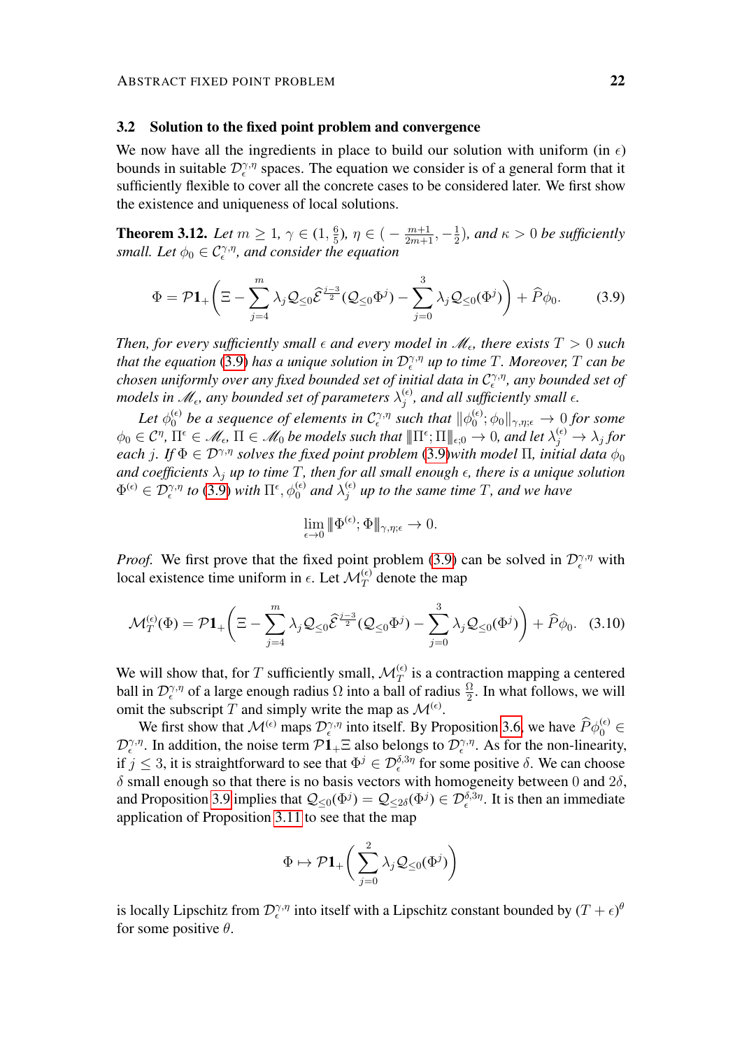### 3.2 Solution to the fixed point problem and convergence

We now have all the ingredients in place to build our solution with uniform (in $\epsilon$) bounds in suitable $\mathcal{D}_\epsilon^{\gamma,\eta}$ spaces. The equation we consider is of a general form that it sufficiently flexible to cover all the concrete cases to be considered later. We first show the existence and uniqueness of local solutions.

**Theorem 3.12.** *Let $m \geq 1$, $\gamma \in (1, \frac{6}{5})$, $\eta \in (-\frac{m+1}{2m+1}, -\frac{1}{2})$, and $\kappa > 0$ be sufficiently small. Let $\phi_0 \in \mathcal{C}_\epsilon^{\gamma,\eta}$, and consider the equation*

$$\Phi = \mathcal{P}\mathbf{1}_+ \bigg( \Xi - \sum_{j=4}^{m} \lambda_j \mathcal{Q}_{\leq 0} \widehat{\mathcal{E}}^{\frac{j-3}{2}} (\mathcal{Q}_{\leq 0} \Phi^j) - \sum_{j=0}^{3} \lambda_j \mathcal{Q}_{\leq 0}(\Phi^j) \bigg) + \widehat{P}\phi_0. \tag{3.9}$$

*Then, for every sufficiently small $\epsilon$ and every model in $\mathscr{M}_\epsilon$, there exists $T > 0$ such that the equation (3.9) has a unique solution in $\mathcal{D}_\epsilon^{\gamma,\eta}$ up to time $T$. Moreover, $T$ can be chosen uniformly over any fixed bounded set of initial data in $\mathcal{C}_\epsilon^{\gamma,\eta}$, any bounded set of models in $\mathscr{M}_\epsilon$, any bounded set of parameters $\lambda_j^{(\epsilon)}$, and all sufficiently small $\epsilon$.*

*Let $\phi_0^{(\epsilon)}$ be a sequence of elements in $\mathcal{C}_\epsilon^{\gamma,\eta}$ such that $\|\phi_0^{(\epsilon)}; \phi_0\|_{\gamma,\eta;\epsilon} \to 0$ for some $\phi_0 \in \mathcal{C}^\eta$, $\Pi^\epsilon \in \mathscr{M}_\epsilon$, $\Pi \in \mathscr{M}_0$ be models such that $|\!|\!|\Pi^\epsilon; \Pi|\!|\!|_{\epsilon;0} \to 0$, and let $\lambda_j^{(\epsilon)} \to \lambda_j$ for each $j$. If $\Phi \in \mathcal{D}^{\gamma,\eta}$ solves the fixed point problem (3.9)with model $\Pi$, initial data $\phi_0$ and coefficients $\lambda_j$ up to time $T$, then for all small enough $\epsilon$, there is a unique solution $\Phi^{(\epsilon)} \in \mathcal{D}_\epsilon^{\gamma,\eta}$ to (3.9) with $\Pi^\epsilon, \phi_0^{(\epsilon)}$ and $\lambda_j^{(\epsilon)}$ up to the same time $T$, and we have*

$$\lim_{\epsilon \to 0} |\!|\!|\Phi^{(\epsilon)}; \Phi|\!|\!|_{\gamma,\eta;\epsilon} \to 0.$$

*Proof.* We first prove that the fixed point problem (3.9) can be solved in $\mathcal{D}_\epsilon^{\gamma,\eta}$ with local existence time uniform in $\epsilon$. Let $\mathcal{M}_T^{(\epsilon)}$ denote the map

$$\mathcal{M}_T^{(\epsilon)}(\Phi) = \mathcal{P}\mathbf{1}_+ \bigg( \Xi - \sum_{j=4}^{m} \lambda_j \mathcal{Q}_{\leq 0} \widehat{\mathcal{E}}^{\frac{j-3}{2}} (\mathcal{Q}_{\leq 0} \Phi^j) - \sum_{j=0}^{3} \lambda_j \mathcal{Q}_{\leq 0}(\Phi^j) \bigg) + \widehat{P}\phi_0. \tag{3.10}$$

We will show that, for $T$ sufficiently small, $\mathcal{M}_T^{(\epsilon)}$ is a contraction mapping a centered ball in $\mathcal{D}_\epsilon^{\gamma,\eta}$ of a large enough radius $\Omega$ into a ball of radius $\frac{\Omega}{2}$. In what follows, we will omit the subscript $T$ and simply write the map as $\mathcal{M}^{(\epsilon)}$.

We first show that $\mathcal{M}^{(\epsilon)}$ maps $\mathcal{D}_\epsilon^{\gamma,\eta}$ into itself. By Proposition 3.6, we have $\widehat{P}\phi_0^{(\epsilon)} \in \mathcal{D}_\epsilon^{\gamma,\eta}$. In addition, the noise term $\mathcal{P}\mathbf{1}_+\Xi$ also belongs to $\mathcal{D}_\epsilon^{\gamma,\eta}$. As for the non-linearity, if $j \leq 3$, it is straightforward to see that $\Phi^j \in \mathcal{D}_\epsilon^{\delta,3\eta}$ for some positive $\delta$. We can choose $\delta$ small enough so that there is no basis vectors with homogeneity between $0$ and $2\delta$, and Proposition 3.9 implies that $\mathcal{Q}_{\leq 0}(\Phi^j) = \mathcal{Q}_{\leq 2\delta}(\Phi^j) \in \mathcal{D}_\epsilon^{\delta,3\eta}$. It is then an immediate application of Proposition 3.11 to see that the map

$$\Phi \mapsto \mathcal{P}\mathbf{1}_+ \bigg( \sum_{j=0}^{2} \lambda_j \mathcal{Q}_{\leq 0}(\Phi^j) \bigg)$$

is locally Lipschitz from $\mathcal{D}_\epsilon^{\gamma,\eta}$ into itself with a Lipschitz constant bounded by $(T+\epsilon)^\theta$ for some positive $\theta$.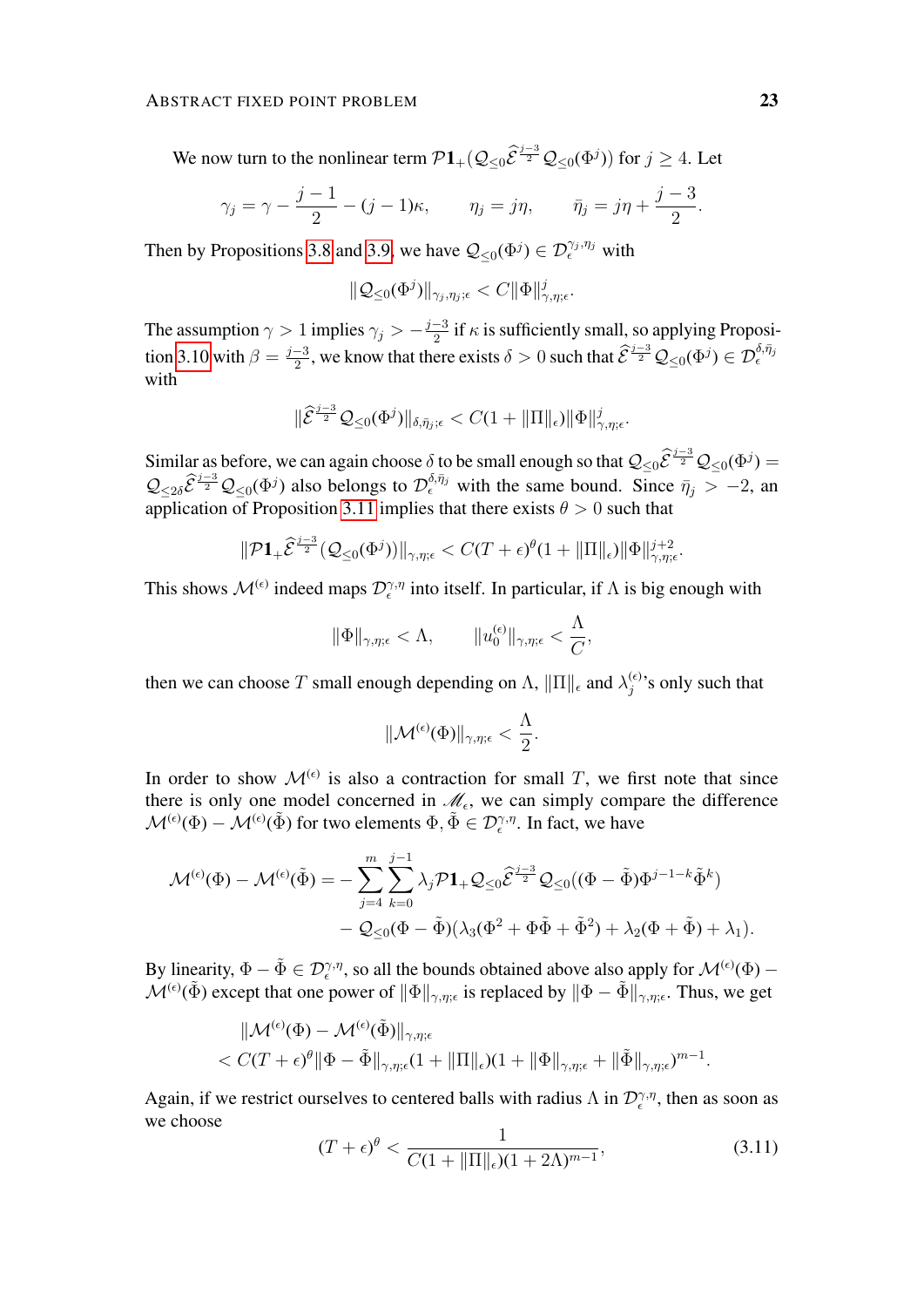We now turn to the nonlinear term $\mathcal{P}\mathbf{1}_+(\mathcal{Q}_{\leq 0}\widehat{\mathcal{E}}^{\frac{j-3}{2}}\mathcal{Q}_{\leq 0}(\Phi^j))$ for $j \geq 4$. Let

$$\gamma_j = \gamma - \frac{j-1}{2} - (j-1)\kappa, \qquad \eta_j = j\eta, \qquad \bar{\eta}_j = j\eta + \frac{j-3}{2}.$$

Then by Propositions 3.8 and 3.9, we have $\mathcal{Q}_{\leq 0}(\Phi^j) \in \mathcal{D}_\epsilon^{\gamma_j,\eta_j}$ with

$$\|\mathcal{Q}_{\leq 0}(\Phi^j)\|_{\gamma_j,\eta_j;\epsilon} < C\|\Phi\|_{\gamma,\eta;\epsilon}^j.$$

The assumption $\gamma > 1$ implies $\gamma_j > -\frac{j-3}{2}$ if $\kappa$ is sufficiently small, so applying Proposition 3.10 with $\beta = \frac{j-3}{2}$, we know that there exists $\delta > 0$ such that $\widehat{\mathcal{E}}^{\frac{j-3}{2}}\mathcal{Q}_{\leq 0}(\Phi^j) \in \mathcal{D}_\epsilon^{\delta,\bar{\eta}_j}$ with

$$\|\widehat{\mathcal{E}}^{\frac{j-3}{2}}\mathcal{Q}_{\leq 0}(\Phi^j)\|_{\delta,\bar{\eta}_j;\epsilon} < C(1 + \|\Pi\|_\epsilon)\|\Phi\|_{\gamma,\eta;\epsilon}^j.$$

Similar as before, we can again choose $\delta$ to be small enough so that $\mathcal{Q}_{\leq 0}\widehat{\mathcal{E}}^{\frac{j-3}{2}}\mathcal{Q}_{\leq 0}(\Phi^j) = \mathcal{Q}_{\leq 2\delta}\widehat{\mathcal{E}}^{\frac{j-3}{2}}\mathcal{Q}_{\leq 0}(\Phi^j)$ also belongs to $\mathcal{D}_\epsilon^{\delta,\bar{\eta}_j}$ with the same bound. Since $\bar{\eta}_j > -2$, an application of Proposition 3.11 implies that there exists $\theta > 0$ such that

$$\|\mathcal{P}\mathbf{1}_+\widehat{\mathcal{E}}^{\frac{j-3}{2}}(\mathcal{Q}_{\leq 0}(\Phi^j))\|_{\gamma,\eta;\epsilon} < C(T+\epsilon)^\theta(1 + \|\Pi\|_\epsilon)\|\Phi\|_{\gamma,\eta;\epsilon}^{j+2}.$$

This shows $\mathcal{M}^{(\epsilon)}$ indeed maps $\mathcal{D}_\epsilon^{\gamma,\eta}$ into itself. In particular, if $\Lambda$ is big enough with

$$\|\Phi\|_{\gamma,\eta;\epsilon} < \Lambda, \qquad \|u_0^{(\epsilon)}\|_{\gamma,\eta;\epsilon} < \frac{\Lambda}{C},$$

then we can choose $T$ small enough depending on $\Lambda$, $\|\Pi\|_\epsilon$ and $\lambda_j^{(\epsilon)}$'s only such that

$$\|\mathcal{M}^{(\epsilon)}(\Phi)\|_{\gamma,\eta;\epsilon} < \frac{\Lambda}{2}.$$

In order to show $\mathcal{M}^{(\epsilon)}$ is also a contraction for small $T$, we first note that since there is only one model concerned in $\mathscr{M}_\epsilon$, we can simply compare the difference $\mathcal{M}^{(\epsilon)}(\Phi) - \mathcal{M}^{(\epsilon)}(\tilde{\Phi})$ for two elements $\Phi, \tilde{\Phi} \in \mathcal{D}_\epsilon^{\gamma,\eta}$. In fact, we have

$$\begin{aligned}
\mathcal{M}^{(\epsilon)}(\Phi) - \mathcal{M}^{(\epsilon)}(\tilde{\Phi}) = &-\sum_{j=4}^{m}\sum_{k=0}^{j-1}\lambda_j \mathcal{P}\mathbf{1}_+\mathcal{Q}_{\leq 0}\widehat{\mathcal{E}}^{\frac{j-3}{2}}\mathcal{Q}_{\leq 0}((\Phi - \tilde{\Phi})\Phi^{j-1-k}\tilde{\Phi}^k) \\
&- \mathcal{Q}_{\leq 0}(\Phi - \tilde{\Phi})(\lambda_3(\Phi^2 + \Phi\tilde{\Phi} + \tilde{\Phi}^2) + \lambda_2(\Phi + \tilde{\Phi}) + \lambda_1).
\end{aligned}$$

By linearity, $\Phi - \tilde{\Phi} \in \mathcal{D}_\epsilon^{\gamma,\eta}$, so all the bounds obtained above also apply for $\mathcal{M}^{(\epsilon)}(\Phi) - \mathcal{M}^{(\epsilon)}(\tilde{\Phi})$ except that one power of $\|\Phi\|_{\gamma,\eta;\epsilon}$ is replaced by $\|\Phi - \tilde{\Phi}\|_{\gamma,\eta;\epsilon}$. Thus, we get

$$\begin{aligned}
&\|\mathcal{M}^{(\epsilon)}(\Phi) - \mathcal{M}^{(\epsilon)}(\tilde{\Phi})\|_{\gamma,\eta;\epsilon} \\
&< C(T+\epsilon)^\theta\|\Phi - \tilde{\Phi}\|_{\gamma,\eta;\epsilon}(1 + \|\Pi\|_\epsilon)(1 + \|\Phi\|_{\gamma,\eta;\epsilon} + \|\tilde{\Phi}\|_{\gamma,\eta;\epsilon})^{m-1}.
\end{aligned}$$

Again, if we restrict ourselves to centered balls with radius $\Lambda$ in $\mathcal{D}_\epsilon^{\gamma,\eta}$, then as soon as we choose

$$(T+\epsilon)^\theta < \frac{1}{C(1 + \|\Pi\|_\epsilon)(1 + 2\Lambda)^{m-1}}, \tag{3.11}$$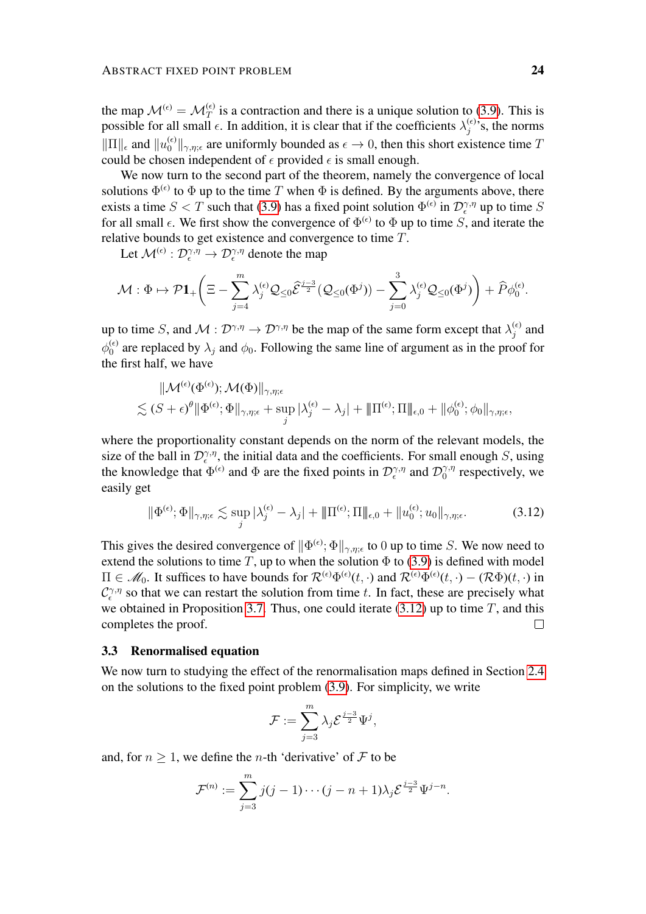the map $\mathcal{M}^{(\epsilon)} = \mathcal{M}_T^{(\epsilon)}$ is a contraction and there is a unique solution to (3.9). This is possible for all small $\epsilon$. In addition, it is clear that if the coefficients $\lambda_j^{(\epsilon)}$'s, the norms $\|\Pi\|_\epsilon$ and $\|u_0^{(\epsilon)}\|_{\gamma,\eta;\epsilon}$ are uniformly bounded as $\epsilon \to 0$, then this short existence time $T$ could be chosen independent of $\epsilon$ provided $\epsilon$ is small enough.

We now turn to the second part of the theorem, namely the convergence of local solutions $\Phi^{(\epsilon)}$ to $\Phi$ up to the time $T$ when $\Phi$ is defined. By the arguments above, there exists a time $S < T$ such that (3.9) has a fixed point solution $\Phi^{(\epsilon)}$ in $\mathcal{D}_\epsilon^{\gamma,\eta}$ up to time $S$ for all small $\epsilon$. We first show the convergence of $\Phi^{(\epsilon)}$ to $\Phi$ up to time $S$, and iterate the relative bounds to get existence and convergence to time $T$.

Let $\mathcal{M}^{(\epsilon)} : \mathcal{D}_\epsilon^{\gamma,\eta} \to \mathcal{D}_\epsilon^{\gamma,\eta}$ denote the map

$$\mathcal{M} : \Phi \mapsto \mathcal{P}\mathbf{1}_+\bigg(\Xi - \sum_{j=4}^{m} \lambda_j^{(\epsilon)} \mathcal{Q}_{\leq 0}\widehat{\mathcal{E}}^{\frac{j-3}{2}}(\mathcal{Q}_{\leq 0}(\Phi^j)) - \sum_{j=0}^{3} \lambda_j^{(\epsilon)} \mathcal{Q}_{\leq 0}(\Phi^j)\bigg) + \widehat{P}\phi_0^{(\epsilon)}.$$

up to time $S$, and $\mathcal{M} : \mathcal{D}^{\gamma,\eta} \to \mathcal{D}^{\gamma,\eta}$ be the map of the same form except that $\lambda_j^{(\epsilon)}$ and $\phi_0^{(\epsilon)}$ are replaced by $\lambda_j$ and $\phi_0$. Following the same line of argument as in the proof for the first half, we have

$$\begin{aligned}
&\|\mathcal{M}^{(\epsilon)}(\Phi^{(\epsilon)}); \mathcal{M}(\Phi)\|_{\gamma,\eta;\epsilon} \\
&\lesssim (S+\epsilon)^\theta \|\Phi^{(\epsilon)}; \Phi\|_{\gamma,\eta;\epsilon} + \sup_j |\lambda_j^{(\epsilon)} - \lambda_j| + |\!|\!|\Pi^{(\epsilon)}; \Pi|\!|\!|_{\epsilon,0} + \|\phi_0^{(\epsilon)}; \phi_0\|_{\gamma,\eta;\epsilon},
\end{aligned}$$

where the proportionality constant depends on the norm of the relevant models, the size of the ball in $\mathcal{D}_\epsilon^{\gamma,\eta}$, the initial data and the coefficients. For small enough $S$, using the knowledge that $\Phi^{(\epsilon)}$ and $\Phi$ are the fixed points in $\mathcal{D}_\epsilon^{\gamma,\eta}$ and $\mathcal{D}_0^{\gamma,\eta}$ respectively, we easily get

$$\|\Phi^{(\epsilon)}; \Phi\|_{\gamma,\eta;\epsilon} \lesssim \sup_j |\lambda_j^{(\epsilon)} - \lambda_j| + |\!|\!|\Pi^{(\epsilon)}; \Pi|\!|\!|_{\epsilon,0} + \|u_0^{(\epsilon)}; u_0\|_{\gamma,\eta;\epsilon}. \tag{3.12}$$

This gives the desired convergence of $\|\Phi^{(\epsilon)}; \Phi\|_{\gamma,\eta;\epsilon}$ to $0$ up to time $S$. We now need to extend the solutions to time $T$, up to when the solution $\Phi$ to (3.9) is defined with model $\Pi \in \mathscr{M}_0$. It suffices to have bounds for $\mathcal{R}^{(\epsilon)}\Phi^{(\epsilon)}(t,\cdot)$ and $\mathcal{R}^{(\epsilon)}\Phi^{(\epsilon)}(t,\cdot) - (\mathcal{R}\Phi)(t,\cdot)$ in $\mathcal{C}_\epsilon^{\gamma,\eta}$ so that we can restart the solution from time $t$. In fact, these are precisely what we obtained in Proposition 3.7. Thus, one could iterate (3.12) up to time $T$, and this completes the proof. ∎

### 3.3 Renormalised equation

We now turn to studying the effect of the renormalisation maps defined in Section 2.4 on the solutions to the fixed point problem (3.9). For simplicity, we write

$$\mathcal{F} := \sum_{j=3}^{m} \lambda_j \mathcal{E}^{\frac{j-3}{2}} \Psi^j,$$

and, for $n \geq 1$, we define the $n$-th 'derivative' of $\mathcal{F}$ to be

$$\mathcal{F}^{(n)} := \sum_{j=3}^{m} j(j-1)\cdots(j-n+1)\lambda_j \mathcal{E}^{\frac{j-3}{2}} \Psi^{j-n}.$$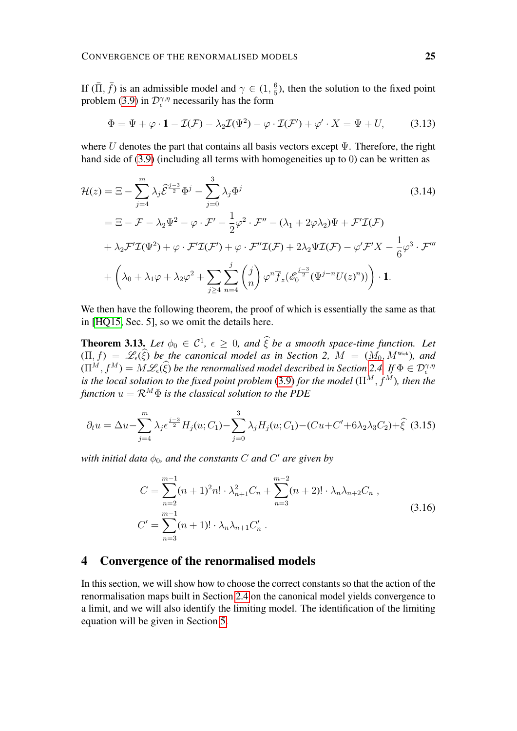If $(\bar{\Pi}, \bar{f})$ is an admissible model and $\gamma \in (1, \frac{6}{5})$, then the solution to the fixed point problem (3.9) in $\mathcal{D}_\epsilon^{\gamma,\eta}$ necessarily has the form

$$\Phi = \Psi + \varphi \cdot \mathbf{1} - \mathcal{I}(\mathcal{F}) - \lambda_2 \mathcal{I}(\Psi^2) - \varphi \cdot \mathcal{I}(\mathcal{F}') + \varphi' \cdot X = \Psi + U, \tag{3.13}$$

where $U$ denotes the part that contains all basis vectors except $\Psi$. Therefore, the right hand side of (3.9) (including all terms with homogeneities up to 0) can be written as

$$\begin{aligned}
\mathcal{H}(z) &= \Xi - \sum_{j=4}^{m} \lambda_j \widehat{\mathcal{E}}^{\frac{j-3}{2}} \Phi^j - \sum_{j=0}^{3} \lambda_j \Phi^j \\
&= \Xi - \mathcal{F} - \lambda_2 \Psi^2 - \varphi \cdot \mathcal{F}' - \frac{1}{2}\varphi^2 \cdot \mathcal{F}'' - (\lambda_1 + 2\varphi\lambda_2)\Psi + \mathcal{F}'\mathcal{I}(\mathcal{F}) \\
&+ \lambda_2 \mathcal{F}'\mathcal{I}(\Psi^2) + \varphi \cdot \mathcal{F}'\mathcal{I}(\mathcal{F}') + \varphi \cdot \mathcal{F}''\mathcal{I}(\mathcal{F}) + 2\lambda_2 \Psi \mathcal{I}(\mathcal{F}) - \varphi' \mathcal{F}' X - \frac{1}{6}\varphi^3 \cdot \mathcal{F}''' \\
&+ \left( \lambda_0 + \lambda_1 \varphi + \lambda_2 \varphi^2 + \sum_{j \geq 4} \sum_{n=4}^{j} \binom{j}{n} \varphi^n \overline{f}_z \big( \mathscr{E}_0^{\frac{j-3}{2}} (\Psi^{j-n} U(z)^n) \big) \right) \cdot \mathbf{1}.
\end{aligned} \tag{3.14}$$

We then have the following theorem, the proof of which is essentially the same as that in [HQ15, Sec. 5], so we omit the details here.

**Theorem 3.13.** *Let $\phi_0 \in \mathcal{C}^1$, $\epsilon \geq 0$, and $\widehat{\xi}$ be a smooth space-time function. Let $(\Pi, f) = \mathscr{L}_\epsilon(\widehat{\xi})$ be the canonical model as in Section 2, $M = (M_0, M^{\text{Wick}})$, and $(\Pi^M, f^M) = M\mathscr{L}_\epsilon(\widehat{\xi})$ be the renormalised model described in Section 2.4. If $\Phi \in \mathcal{D}_\epsilon^{\gamma,\eta}$ is the local solution to the fixed point problem (3.9) for the model $(\Pi^M, f^M)$, then the function $u = \mathcal{R}^M \Phi$ is the classical solution to the PDE*

$$\partial_t u = \Delta u - \sum_{j=4}^{m} \lambda_j \epsilon^{\frac{j-3}{2}} H_j(u; C_1) - \sum_{j=0}^{3} \lambda_j H_j(u; C_1) - (Cu + C' + 6\lambda_2\lambda_3 C_2) + \widehat{\xi} \tag{3.15}$$

*with initial data $\phi_0$, and the constants $C$ and $C'$ are given by*

$$\begin{aligned}
C &= \sum_{n=2}^{m-1} (n+1)^2 n! \cdot \lambda_{n+1}^2 C_n + \sum_{n=3}^{m-2} (n+2)! \cdot \lambda_n \lambda_{n+2} C_n \,, \\
C' &= \sum_{n=3}^{m-1} (n+1)! \cdot \lambda_n \lambda_{n+1} C_n' \,.
\end{aligned} \tag{3.16}$$

## 4 Convergence of the renormalised models

In this section, we will show how to choose the correct constants so that the action of the renormalisation maps built in Section 2.4 on the canonical model yields convergence to a limit, and we will also identify the limiting model. The identification of the limiting equation will be given in Section 5.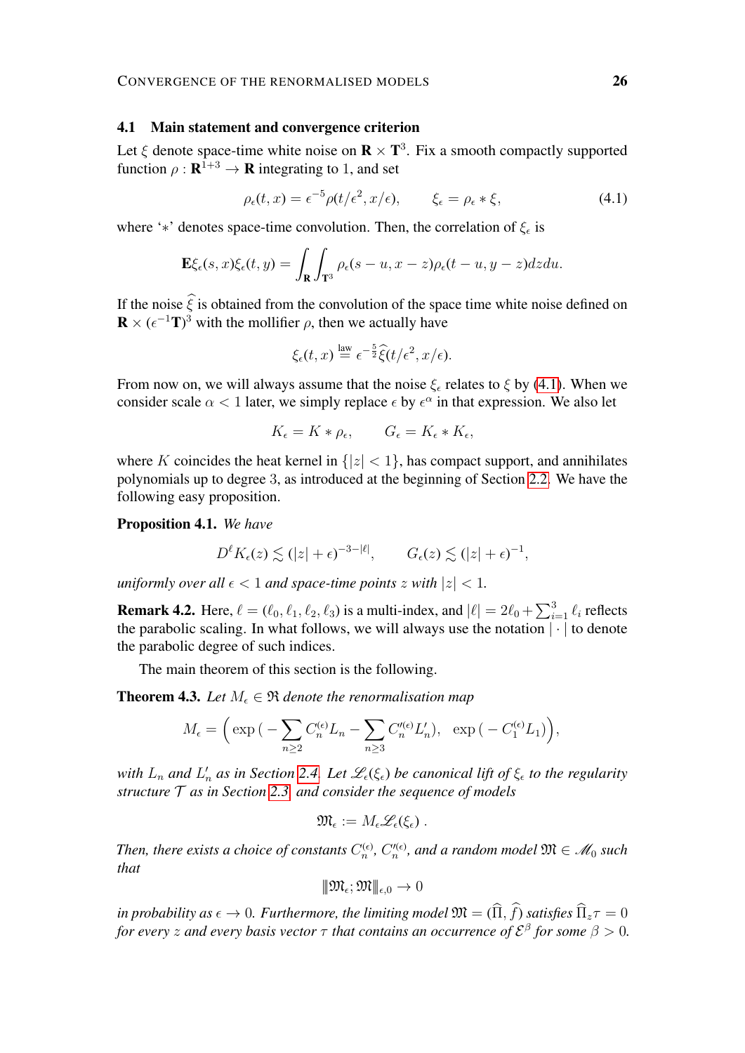### 4.1 Main statement and convergence criterion

Let $\xi$ denote space-time white noise on $\mathbf{R} \times \mathbf{T}^3$. Fix a smooth compactly supported function $\rho : \mathbf{R}^{1+3} \to \mathbf{R}$ integrating to $1$, and set

$$\rho_\epsilon(t,x) = \epsilon^{-5}\rho(t/\epsilon^2, x/\epsilon), \qquad \xi_\epsilon = \rho_\epsilon * \xi, \tag{4.1}$$

where '$*$' denotes space-time convolution. Then, the correlation of $\xi_\epsilon$ is

$$\mathbf{E}\xi_\epsilon(s,x)\xi_\epsilon(t,y) = \int_{\mathbf{R}}\int_{\mathbf{T}^3} \rho_\epsilon(s-u, x-z)\rho_\epsilon(t-u, y-z)dzdu.$$

If the noise $\widehat{\xi}$ is obtained from the convolution of the space time white noise defined on $\mathbf{R} \times (\epsilon^{-1}\mathbf{T})^3$ with the mollifier $\rho$, then we actually have

$$\xi_\epsilon(t,x) \overset{\text{law}}{=} \epsilon^{-\frac{5}{2}}\widehat{\xi}(t/\epsilon^2, x/\epsilon).$$

From now on, we will always assume that the noise $\xi_\epsilon$ relates to $\xi$ by (4.1). When we consider scale $\alpha < 1$ later, we simply replace $\epsilon$ by $\epsilon^\alpha$ in that expression. We also let

$$K_\epsilon = K * \rho_\epsilon, \qquad G_\epsilon = K_\epsilon * K_\epsilon,$$

where $K$ coincides the heat kernel in $\{|z| < 1\}$, has compact support, and annihilates polynomials up to degree $3$, as introduced at the beginning of Section 2.2. We have the following easy proposition.

**Proposition 4.1.** *We have*

$$D^\ell K_\epsilon(z) \lesssim (|z| + \epsilon)^{-3-|\ell|}, \qquad G_\epsilon(z) \lesssim (|z| + \epsilon)^{-1},$$

*uniformly over all $\epsilon < 1$ and space-time points $z$ with $|z| < 1$.*

**Remark 4.2.** Here, $\ell = (\ell_0, \ell_1, \ell_2, \ell_3)$ is a multi-index, and $|\ell| = 2\ell_0 + \sum_{i=1}^3 \ell_i$ reflects the parabolic scaling. In what follows, we will always use the notation $|\cdot|$ to denote the parabolic degree of such indices.

The main theorem of this section is the following.

**Theorem 4.3.** *Let $M_\epsilon \in \mathfrak{R}$ denote the renormalisation map*

$$M_\epsilon = \Big( \exp\big( -\sum_{n \geq 2} C_n^{(\epsilon)} L_n - \sum_{n \geq 3} C_n'^{(\epsilon)} L_n' \big), \;\; \exp\big( -C_1^{(\epsilon)} L_1 \big) \Big),$$

*with $L_n$ and $L_n'$ as in Section 2.4. Let $\mathscr{L}_\epsilon(\xi_\epsilon)$ be canonical lift of $\xi_\epsilon$ to the regularity structure $\mathcal{T}$ as in Section 2.3, and consider the sequence of models*

$$\mathfrak{M}_\epsilon := M_\epsilon \mathscr{L}_\epsilon(\xi_\epsilon)\,.$$

*Then, there exists a choice of constants $C_n^{(\epsilon)}$, $C_n'^{(\epsilon)}$, and a random model $\mathfrak{M} \in \mathscr{M}_0$ such that*

$$|\!|\!| \mathfrak{M}_\epsilon; \mathfrak{M} |\!|\!|_{\epsilon,0} \to 0$$

*in probability as $\epsilon \to 0$. Furthermore, the limiting model $\mathfrak{M} = (\widehat{\Pi}, \widehat{f})$ satisfies $\widehat{\Pi}_z \tau = 0$ for every $z$ and every basis vector $\tau$ that contains an occurrence of $\mathcal{E}^\beta$ for some $\beta > 0$.*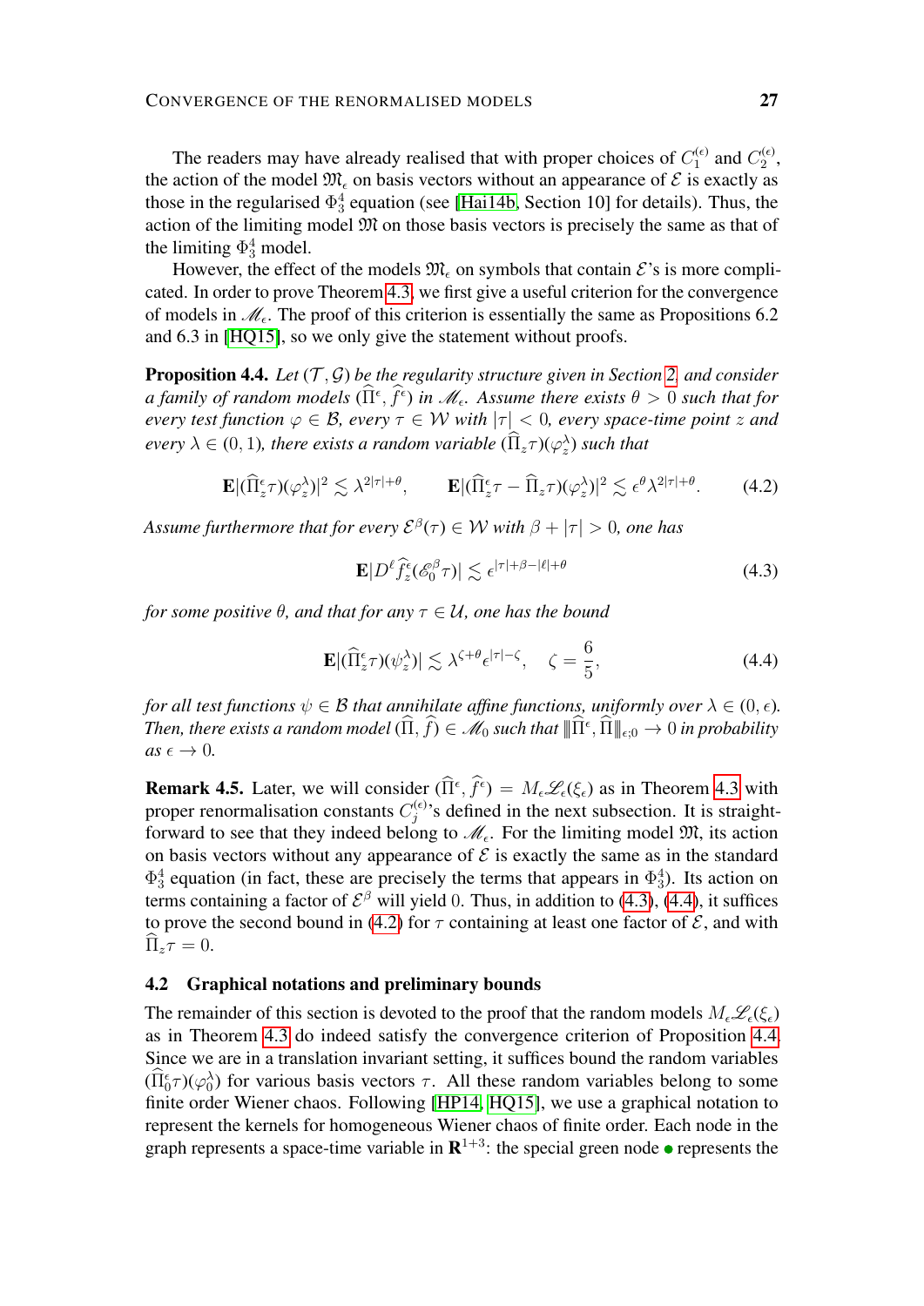The readers may have already realised that with proper choices of $C_1^{(\epsilon)}$ and $C_2^{(\epsilon)}$, the action of the model $\mathfrak{M}_\epsilon$ on basis vectors without an appearance of $\mathcal{E}$ is exactly as those in the regularised $\Phi^4_3$ equation (see [Hai14b, Section 10] for details). Thus, the action of the limiting model $\mathfrak{M}$ on those basis vectors is precisely the same as that of the limiting $\Phi^4_3$ model.

However, the effect of the models $\mathfrak{M}_\epsilon$ on symbols that contain $\mathcal{E}$'s is more complicated. In order to prove Theorem 4.3, we first give a useful criterion for the convergence of models in $\mathscr{M}_\epsilon$. The proof of this criterion is essentially the same as Propositions 6.2 and 6.3 in [HQ15], so we only give the statement without proofs.

**Proposition 4.4.** *Let $(\mathcal{T}, \mathcal{G})$ be the regularity structure given in Section 2, and consider a family of random models $(\widehat{\Pi}^\epsilon, \widehat{f}^\epsilon)$ in $\mathscr{M}_\epsilon$. Assume there exists $\theta > 0$ such that for every test function $\varphi \in \mathcal{B}$, every $\tau \in \mathcal{W}$ with $|\tau| < 0$, every space-time point $z$ and every $\lambda \in (0,1)$, there exists a random variable $(\widehat{\Pi}_z \tau)(\varphi_z^\lambda)$ such that*

$$\mathbf{E}|(\widehat{\Pi}_z^\epsilon \tau)(\varphi_z^\lambda)|^2 \lesssim \lambda^{2|\tau|+\theta}, \qquad \mathbf{E}|(\widehat{\Pi}_z^\epsilon \tau - \widehat{\Pi}_z \tau)(\varphi_z^\lambda)|^2 \lesssim \epsilon^\theta \lambda^{2|\tau|+\theta}. \tag{4.2}$$

*Assume furthermore that for every $\mathcal{E}^\beta(\tau) \in \mathcal{W}$ with $\beta + |\tau| > 0$, one has*

$$\mathbf{E}|D^\ell \widehat{f}_z^\epsilon(\mathscr{E}_0^\beta \tau)| \lesssim \epsilon^{|\tau|+\beta-|\ell|+\theta} \tag{4.3}$$

*for some positive $\theta$, and that for any $\tau \in \mathcal{U}$, one has the bound*

$$\mathbf{E}|(\widehat{\Pi}_z^\epsilon \tau)(\psi_z^\lambda)| \lesssim \lambda^{\zeta+\theta} \epsilon^{|\tau|-\zeta}, \quad \zeta = \frac{6}{5}, \tag{4.4}$$

*for all test functions $\psi \in \mathcal{B}$ that annihilate affine functions, uniformly over $\lambda \in (0, \epsilon)$. Then, there exists a random model $(\widehat{\Pi}, \widehat{f}) \in \mathscr{M}_0$ such that $|\!|\!|\widehat{\Pi}^\epsilon, \widehat{\Pi}|\!|\!|_{\epsilon;0} \to 0$ in probability as $\epsilon \to 0$.*

**Remark 4.5.** Later, we will consider $(\widehat{\Pi}^\epsilon, \widehat{f}^\epsilon) = M_\epsilon \mathscr{L}_\epsilon(\xi_\epsilon)$ as in Theorem 4.3 with proper renormalisation constants $C_j^{(\epsilon)}$'s defined in the next subsection. It is straightforward to see that they indeed belong to $\mathscr{M}_\epsilon$. For the limiting model $\mathfrak{M}$, its action on basis vectors without any appearance of $\mathcal{E}$ is exactly the same as in the standard $\Phi^4_3$ equation (in fact, these are precisely the terms that appears in $\Phi^4_3$). Its action on terms containing a factor of $\mathcal{E}^\beta$ will yield $0$. Thus, in addition to (4.3), (4.4), it suffices to prove the second bound in (4.2) for $\tau$ containing at least one factor of $\mathcal{E}$, and with $\widehat{\Pi}_z \tau = 0$.

## 4.2 Graphical notations and preliminary bounds

The remainder of this section is devoted to the proof that the random models $M_\epsilon \mathscr{L}_\epsilon(\xi_\epsilon)$ as in Theorem 4.3 do indeed satisfy the convergence criterion of Proposition 4.4. Since we are in a translation invariant setting, it suffices bound the random variables $(\widehat{\Pi}_0^\epsilon \tau)(\varphi_0^\lambda)$ for various basis vectors $\tau$. All these random variables belong to some finite order Wiener chaos. Following [HP14, HQ15], we use a graphical notation to represent the kernels for homogeneous Wiener chaos of finite order. Each node in the graph represents a space-time variable in $\mathbf{R}^{1+3}$: the special green node $\bullet$ represents the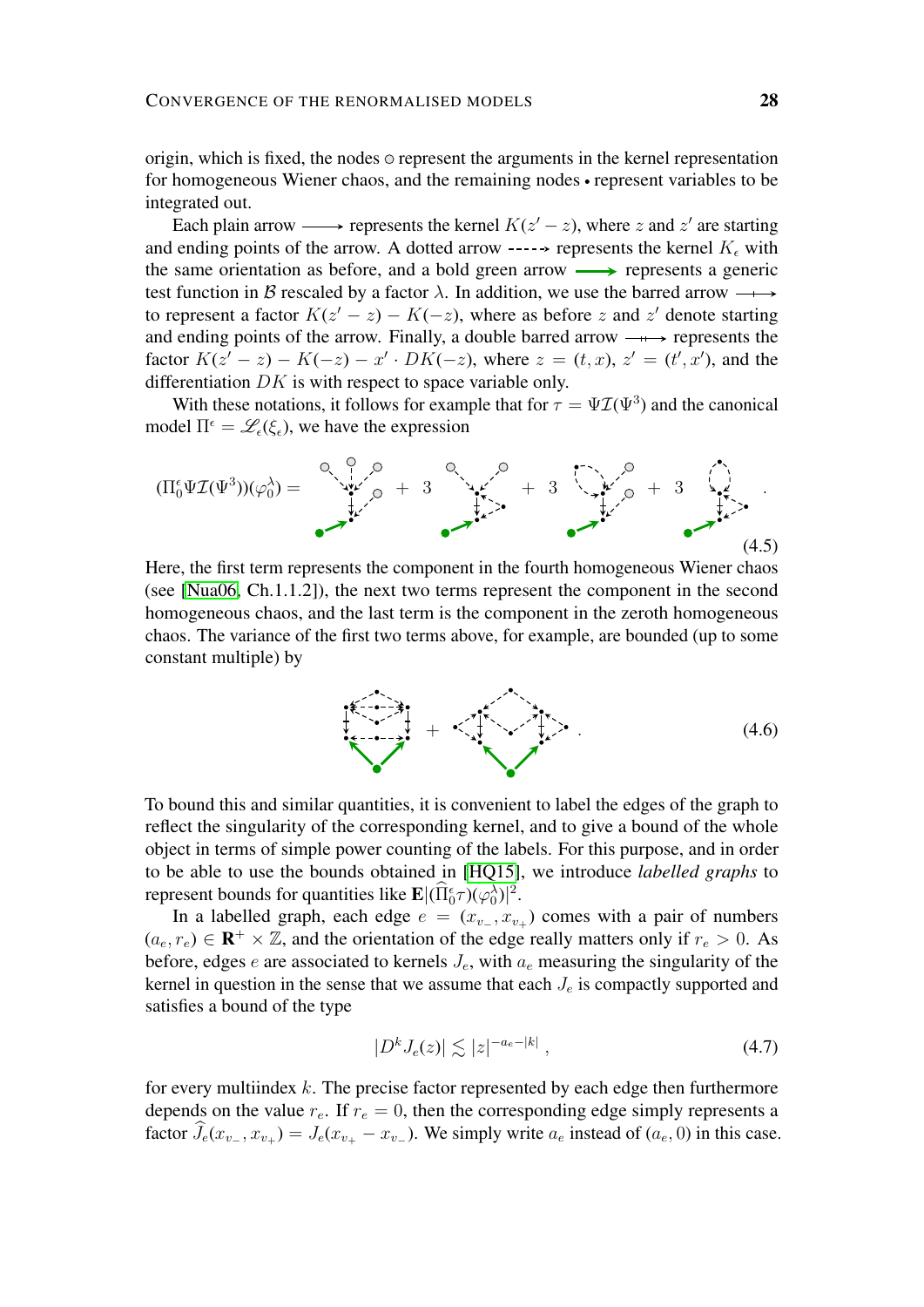origin, which is fixed, the nodes ○ represent the arguments in the kernel representation for homogeneous Wiener chaos, and the remaining nodes • represent variables to be integrated out.

Each plain arrow ⟶ represents the kernel $K(z' - z)$, where $z$ and $z'$ are starting and ending points of the arrow. A dotted arrow ⇢ represents the kernel $K_\epsilon$ with the same orientation as before, and a bold green arrow ⟶ represents a generic test function in $\mathcal{B}$ rescaled by a factor $\lambda$. In addition, we use the barred arrow to represent a factor $K(z' - z) - K(-z)$, where as before $z$ and $z'$ denote starting and ending points of the arrow. Finally, a double barred arrow represents the factor $K(z' - z) - K(-z) - x' \cdot DK(-z)$, where $z = (t, x)$, $z' = (t', x')$, and the differentiation $DK$ is with respect to space variable only.

With these notations, it follows for example that for $\tau = \Psi\mathcal{I}(\Psi^3)$ and the canonical model $\Pi^\epsilon = \mathscr{L}_\epsilon(\xi_\epsilon)$, we have the expression

$$(\Pi_0^\epsilon \Psi\mathcal{I}(\Psi^3))(\varphi_0^\lambda) = [\text{graph}] + 3\,[\text{graph}] + 3\,[\text{graph}] + 3\,[\text{graph}]\,. \tag{4.5}$$

Here, the first term represents the component in the fourth homogeneous Wiener chaos (see [Nua06, Ch.1.1.2]), the next two terms represent the component in the second homogeneous chaos, and the last term is the component in the zeroth homogeneous chaos. The variance of the first two terms above, for example, are bounded (up to some constant multiple) by

$$[\text{graph}] + [\text{graph}]\,. \tag{4.6}$$

To bound this and similar quantities, it is convenient to label the edges of the graph to reflect the singularity of the corresponding kernel, and to give a bound of the whole object in terms of simple power counting of the labels. For this purpose, and in order to be able to use the bounds obtained in [HQ15], we introduce *labelled graphs* to represent bounds for quantities like $\mathbf{E}|(\widehat{\Pi}_0^\epsilon \tau)(\varphi_0^\lambda)|^2$.

In a labelled graph, each edge $e = (x_{v_-}, x_{v_+})$ comes with a pair of numbers $(a_e, r_e) \in \mathbf{R}^+ \times \mathbb{Z}$, and the orientation of the edge really matters only if $r_e > 0$. As before, edges $e$ are associated to kernels $J_e$, with $a_e$ measuring the singularity of the kernel in question in the sense that we assume that each $J_e$ is compactly supported and satisfies a bound of the type

$$|D^k J_e(z)| \lesssim |z|^{-a_e - |k|}\,, \tag{4.7}$$

for every multiindex $k$. The precise factor represented by each edge then furthermore depends on the value $r_e$. If $r_e = 0$, then the corresponding edge simply represents a factor $\widehat{J}_e(x_{v_-}, x_{v_+}) = J_e(x_{v_+} - x_{v_-})$. We simply write $a_e$ instead of $(a_e, 0)$ in this case.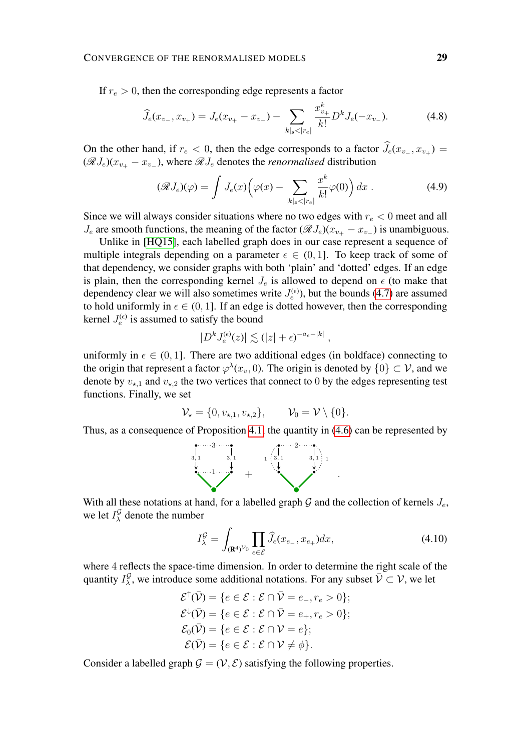If $r_e > 0$, then the corresponding edge represents a factor

$$\widehat{J}_e(x_{v_-}, x_{v_+}) = J_e(x_{v_+} - x_{v_-}) - \sum_{|k|_\mathfrak{s} < |r_e|} \frac{x_{v_+}^k}{k!} D^k J_e(-x_{v_-}). \tag{4.8}$$

On the other hand, if $r_e < 0$, then the edge corresponds to a factor $\widehat{J}_e(x_{v_-}, x_{v_+}) = (\mathscr{R} J_e)(x_{v_+} - x_{v_-})$, where $\mathscr{R} J_e$ denotes the *renormalised* distribution

$$(\mathscr{R} J_e)(\varphi) = \int J_e(x)\Big(\varphi(x) - \sum_{|k|_\mathfrak{s} < |r_e|} \frac{x^k}{k!}\varphi(0)\Big)\, dx\;. \tag{4.9}$$

Since we will always consider situations where no two edges with $r_e < 0$ meet and all $J_e$ are smooth functions, the meaning of the factor $(\mathscr{R} J_e)(x_{v_+} - x_{v_-})$ is unambiguous.

Unlike in [HQ15], each labelled graph does in our case represent a sequence of multiple integrals depending on a parameter $\epsilon \in (0,1]$. To keep track of some of that dependency, we consider graphs with both 'plain' and 'dotted' edges. If an edge is plain, then the corresponding kernel $J_e$ is allowed to depend on $\epsilon$ (to make that dependency clear we will also sometimes write $J_e^{(\epsilon)}$), but the bounds (4.7) are assumed to hold uniformly in $\epsilon \in (0,1]$. If an edge is dotted however, then the corresponding kernel $J_e^{(\epsilon)}$ is assumed to satisfy the bound

$$|D^k J_e^{(\epsilon)}(z)| \lesssim (|z| + \epsilon)^{-a_e - |k|}\;,$$

uniformly in $\epsilon \in (0,1]$. There are two additional edges (in boldface) connecting to the origin that represent a factor $\varphi^\lambda(x_v, 0)$. The origin is denoted by $\{0\} \subset \mathcal{V}$, and we denote by $v_{\star,1}$ and $v_{\star,2}$ the two vertices that connect to $0$ by the edges representing test functions. Finally, we set

$$\mathcal{V}_\star = \{0, v_{\star,1}, v_{\star,2}\}, \qquad \mathcal{V}_0 = \mathcal{V} \setminus \{0\}.$$

Thus, as a consequence of Proposition 4.1, the quantity in (4.6) can be represented by

With all these notations at hand, for a labelled graph $\mathcal{G}$ and the collection of kernels $J_e$, we let $I_\lambda^\mathcal{G}$ denote the number

$$I_\lambda^\mathcal{G} = \int_{(\mathbf{R}^4)^{\mathcal{V}_0}} \prod_{e \in \mathcal{E}} \widehat{J}_e(x_{e_-}, x_{e_+}) dx, \tag{4.10}$$

where $4$ reflects the space-time dimension. In order to determine the right scale of the quantity $I_\lambda^\mathcal{G}$, we introduce some additional notations. For any subset $\bar{\mathcal{V}} \subset \mathcal{V}$, we let

$$\begin{aligned}
\mathcal{E}^\uparrow(\bar{\mathcal{V}}) &= \{e \in \mathcal{E} : \mathcal{E} \cap \bar{\mathcal{V}} = e_-, r_e > 0\};\\
\mathcal{E}^\downarrow(\bar{\mathcal{V}}) &= \{e \in \mathcal{E} : \mathcal{E} \cap \bar{\mathcal{V}} = e_+, r_e > 0\};\\
\mathcal{E}_0(\bar{\mathcal{V}}) &= \{e \in \mathcal{E} : \mathcal{E} \cap \mathcal{V} = e\};\\
\mathcal{E}(\bar{\mathcal{V}}) &= \{e \in \mathcal{E} : \mathcal{E} \cap \mathcal{V} \neq \phi\}.
\end{aligned}$$

Consider a labelled graph $\mathcal{G} = (\mathcal{V}, \mathcal{E})$ satisfying the following properties.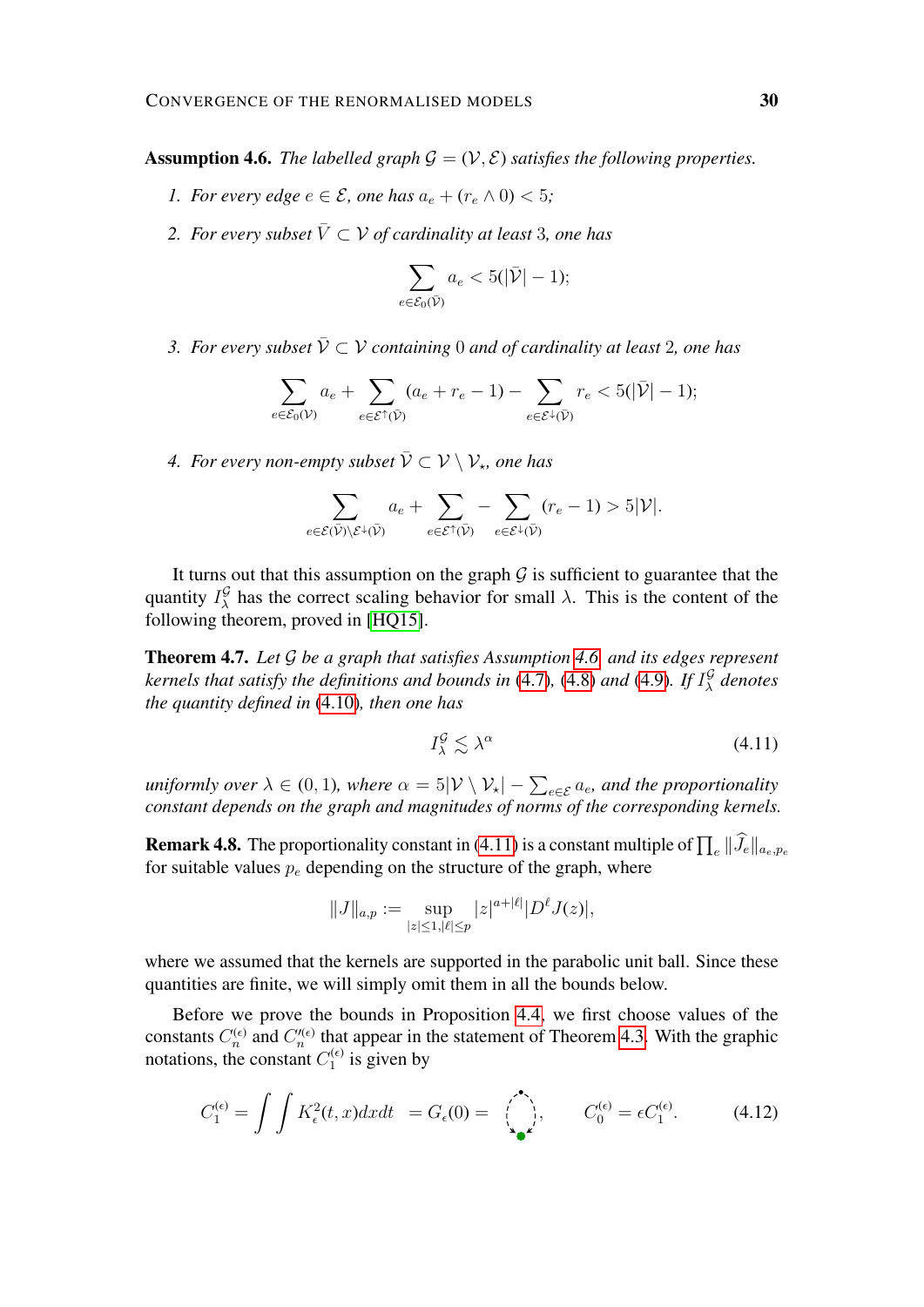**Assumption 4.6.** *The labelled graph $\mathcal{G} = (\mathcal{V}, \mathcal{E})$ satisfies the following properties.*

1. *For every edge $e \in \mathcal{E}$, one has $a_e + (r_e \wedge 0) < 5$;*

2. *For every subset $\bar{V} \subset \mathcal{V}$ of cardinality at least 3, one has*
$$\sum_{e \in \mathcal{E}_0(\bar{\mathcal{V}})} a_e < 5(|\bar{\mathcal{V}}| - 1);$$

3. *For every subset $\bar{\mathcal{V}} \subset \mathcal{V}$ containing 0 and of cardinality at least 2, one has*
$$\sum_{e \in \mathcal{E}_0(\mathcal{V})} a_e + \sum_{e \in \mathcal{E}^{\uparrow}(\bar{\mathcal{V}})} (a_e + r_e - 1) - \sum_{e \in \mathcal{E}^{\downarrow}(\bar{\mathcal{V}})} r_e < 5(|\bar{\mathcal{V}}| - 1);$$

4. *For every non-empty subset $\bar{\mathcal{V}} \subset \mathcal{V} \setminus \mathcal{V}_\star$, one has*
$$\sum_{e \in \mathcal{E}(\bar{\mathcal{V}}) \setminus \mathcal{E}^{\downarrow}(\bar{\mathcal{V}})} a_e + \sum_{e \in \mathcal{E}^{\uparrow}(\bar{\mathcal{V}})} - \sum_{e \in \mathcal{E}^{\downarrow}(\bar{\mathcal{V}})} (r_e - 1) > 5|\mathcal{V}|.$$

It turns out that this assumption on the graph $\mathcal{G}$ is sufficient to guarantee that the quantity $I_\lambda^{\mathcal{G}}$ has the correct scaling behavior for small $\lambda$. This is the content of the following theorem, proved in [HQ15].

**Theorem 4.7.** *Let $\mathcal{G}$ be a graph that satisfies Assumption 4.6 and its edges represent kernels that satisfy the definitions and bounds in (4.7), (4.8) and (4.9). If $I_\lambda^{\mathcal{G}}$ denotes the quantity defined in (4.10), then one has*

$$I_\lambda^{\mathcal{G}} \lesssim \lambda^\alpha \tag{4.11}$$

*uniformly over $\lambda \in (0, 1)$, where $\alpha = 5|\mathcal{V} \setminus \mathcal{V}_\star| - \sum_{e \in \mathcal{E}} a_e$, and the proportionality constant depends on the graph and magnitudes of norms of the corresponding kernels.*

**Remark 4.8.** The proportionality constant in (4.11) is a constant multiple of $\prod_e \|\widehat{J}_e\|_{a_e, p_e}$ for suitable values $p_e$ depending on the structure of the graph, where

$$\|J\|_{a,p} := \sup_{|z| \leq 1, |\ell| \leq p} |z|^{a + |\ell|} |D^\ell J(z)|,$$

where we assumed that the kernels are supported in the parabolic unit ball. Since these quantities are finite, we will simply omit them in all the bounds below.

Before we prove the bounds in Proposition 4.4, we first choose values of the constants $C_n^{(\epsilon)}$ and $C_n^{\prime(\epsilon)}$ that appear in the statement of Theorem 4.3. With the graphic notations, the constant $C_1^{(\epsilon)}$ is given by

$$C_1^{(\epsilon)} = \int \int K_\epsilon^2(t, x) dx dt \;= G_\epsilon(0) = \text{(graph)}, \qquad C_0^{(\epsilon)} = \epsilon C_1^{(\epsilon)}. \tag{4.12}$$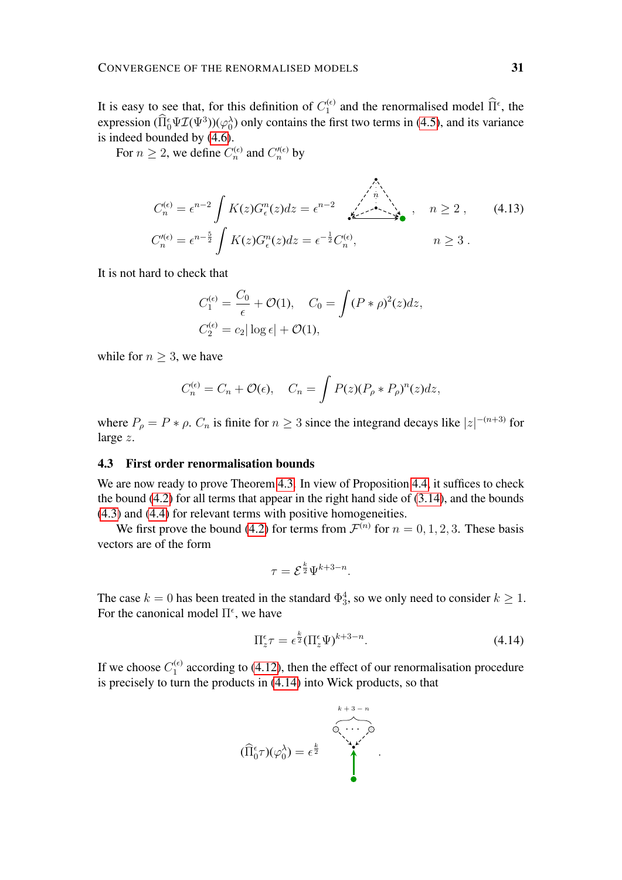It is easy to see that, for this definition of $C_1^{(\epsilon)}$ and the renormalised model $\widehat{\Pi}^\epsilon$, the expression $(\widehat{\Pi}_0^\epsilon \Psi \mathcal{I}(\Psi^3))(\varphi_0^\lambda)$ only contains the first two terms in (4.5), and its variance is indeed bounded by (4.6).

For $n \geq 2$, we define $C_n^{(\epsilon)}$ and $C_n^{\prime(\epsilon)}$ by

$$
\begin{aligned}
C_n^{(\epsilon)} &= \epsilon^{n-2} \int K(z) G_\epsilon^n(z) dz = \epsilon^{n-2} \quad [\text{diagram}] \;, \qquad n \geq 2\,, \\
C_n^{\prime(\epsilon)} &= \epsilon^{n-\frac{5}{2}} \int K(z) G_\epsilon^n(z) dz = \epsilon^{-\frac{1}{2}} C_n^{(\epsilon)}, \qquad n \geq 3\,.
\end{aligned}
\tag{4.13}
$$

It is not hard to check that

$$
\begin{aligned}
C_1^{(\epsilon)} &= \frac{C_0}{\epsilon} + \mathcal{O}(1), \quad C_0 = \int (P * \rho)^2(z) dz, \\
C_2^{(\epsilon)} &= c_2 |\log \epsilon| + \mathcal{O}(1),
\end{aligned}
$$

while for $n \geq 3$, we have

$$
C_n^{(\epsilon)} = C_n + \mathcal{O}(\epsilon), \quad C_n = \int P(z) (P_\rho * P_\rho)^n(z) dz,
$$

where $P_\rho = P * \rho$. $C_n$ is finite for $n \geq 3$ since the integrand decays like $|z|^{-(n+3)}$ for large $z$.

### 4.3 First order renormalisation bounds

We are now ready to prove Theorem 4.3. In view of Proposition 4.4, it suffices to check the bound (4.2) for all terms that appear in the right hand side of (3.14), and the bounds (4.3) and (4.4) for relevant terms with positive homogeneities.

We first prove the bound (4.2) for terms from $\mathcal{F}^{(n)}$ for $n = 0, 1, 2, 3$. These basis vectors are of the form

$$
\tau = \mathcal{E}^{\frac{k}{2}} \Psi^{k+3-n}.
$$

The case $k = 0$ has been treated in the standard $\Phi_3^4$, so we only need to consider $k \geq 1$. For the canonical model $\Pi^\epsilon$, we have

$$
\Pi_z^\epsilon \tau = \epsilon^{\frac{k}{2}} (\Pi_z^\epsilon \Psi)^{k+3-n}. \tag{4.14}
$$

If we choose $C_1^{(\epsilon)}$ according to (4.12), then the effect of our renormalisation procedure is precisely to turn the products in (4.14) into Wick products, so that

$$
(\widehat{\Pi}_0^\epsilon \tau)(\varphi_0^\lambda) = \epsilon^{\frac{k}{2}} \quad [\text{diagram with } k+3-n \text{ legs}] \;.
$$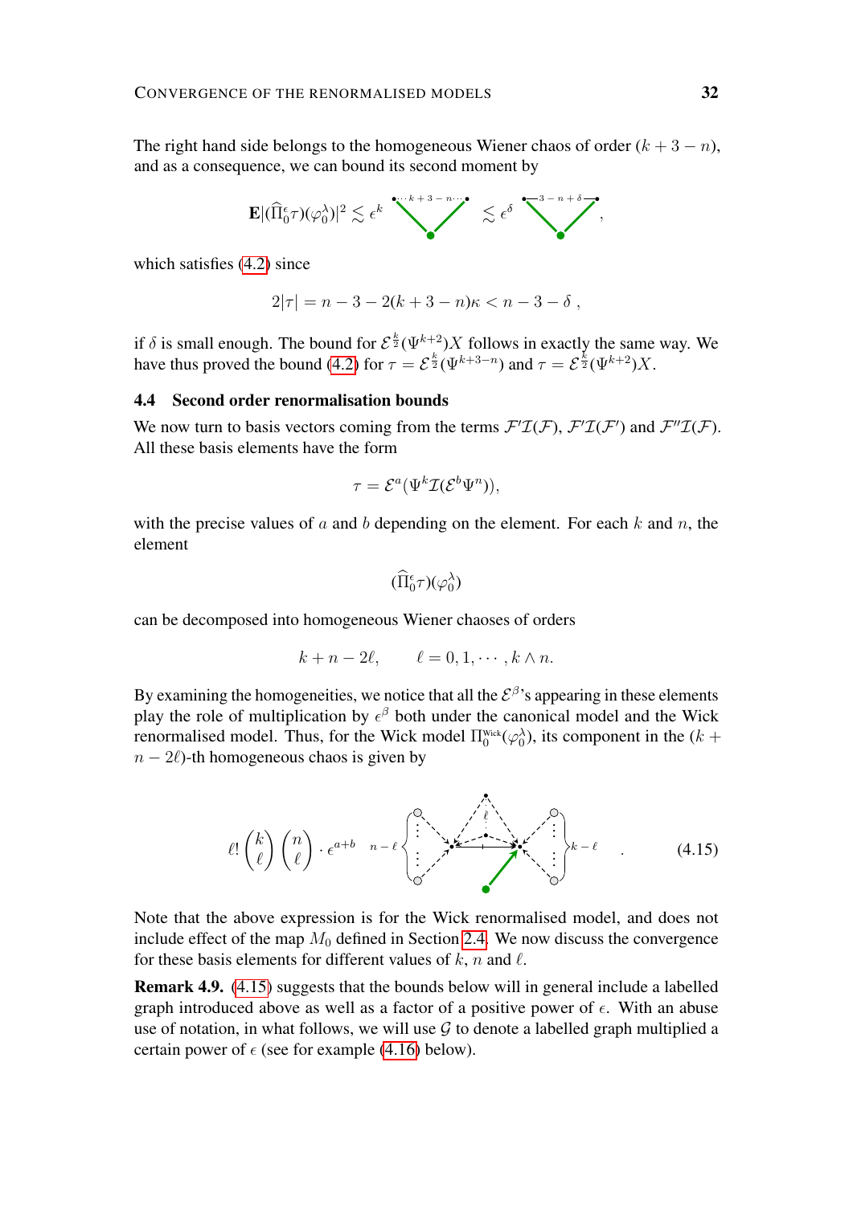The right hand side belongs to the homogeneous Wiener chaos of order $(k+3-n)$, and as a consequence, we can bound its second moment by

$$\mathbf{E}|(\widehat{\Pi}_0^\epsilon \tau)(\varphi_0^\lambda)|^2 \lesssim \epsilon^k \quad [\text{graph}: k+3-n] \quad \lesssim \epsilon^\delta \quad [\text{graph}: 3-n+\delta] ,$$

which satisfies (4.2) since

$$2|\tau| = n - 3 - 2(k+3-n)\kappa < n - 3 - \delta ,$$

if $\delta$ is small enough. The bound for $\mathcal{E}^{\frac{k}{2}}(\Psi^{k+2})X$ follows in exactly the same way. We have thus proved the bound (4.2) for $\tau = \mathcal{E}^{\frac{k}{2}}(\Psi^{k+3-n})$ and $\tau = \mathcal{E}^{\frac{k}{2}}(\Psi^{k+2})X$.

### 4.4 Second order renormalisation bounds

We now turn to basis vectors coming from the terms $\mathcal{F}'\mathcal{I}(\mathcal{F})$, $\mathcal{F}'\mathcal{I}(\mathcal{F}')$ and $\mathcal{F}''\mathcal{I}(\mathcal{F})$. All these basis elements have the form

$$\tau = \mathcal{E}^a(\Psi^k \mathcal{I}(\mathcal{E}^b \Psi^n)),$$

with the precise values of $a$ and $b$ depending on the element. For each $k$ and $n$, the element

$$(\widehat{\Pi}_0^\epsilon \tau)(\varphi_0^\lambda)$$

can be decomposed into homogeneous Wiener chaoses of orders

$$k + n - 2\ell, \qquad \ell = 0, 1, \cdots, k \wedge n.$$

By examining the homogeneities, we notice that all the $\mathcal{E}^\beta$'s appearing in these elements play the role of multiplication by $\epsilon^\beta$ both under the canonical model and the Wick renormalised model. Thus, for the Wick model $\Pi_0^{\text{Wick}}(\varphi_0^\lambda)$, its component in the $(k+n-2\ell)$-th homogeneous chaos is given by

$$\ell! \binom{k}{\ell} \binom{n}{\ell} \cdot \epsilon^{a+b} \quad [\text{graph}: n-\ell,\ \ell,\ k-\ell] \quad . \tag{4.15}$$

Note that the above expression is for the Wick renormalised model, and does not include effect of the map $M_0$ defined in Section 2.4. We now discuss the convergence for these basis elements for different values of $k$, $n$ and $\ell$.

**Remark 4.9.** (4.15) suggests that the bounds below will in general include a labelled graph introduced above as well as a factor of a positive power of $\epsilon$. With an abuse use of notation, in what follows, we will use $\mathcal{G}$ to denote a labelled graph multiplied a certain power of $\epsilon$ (see for example (4.16) below).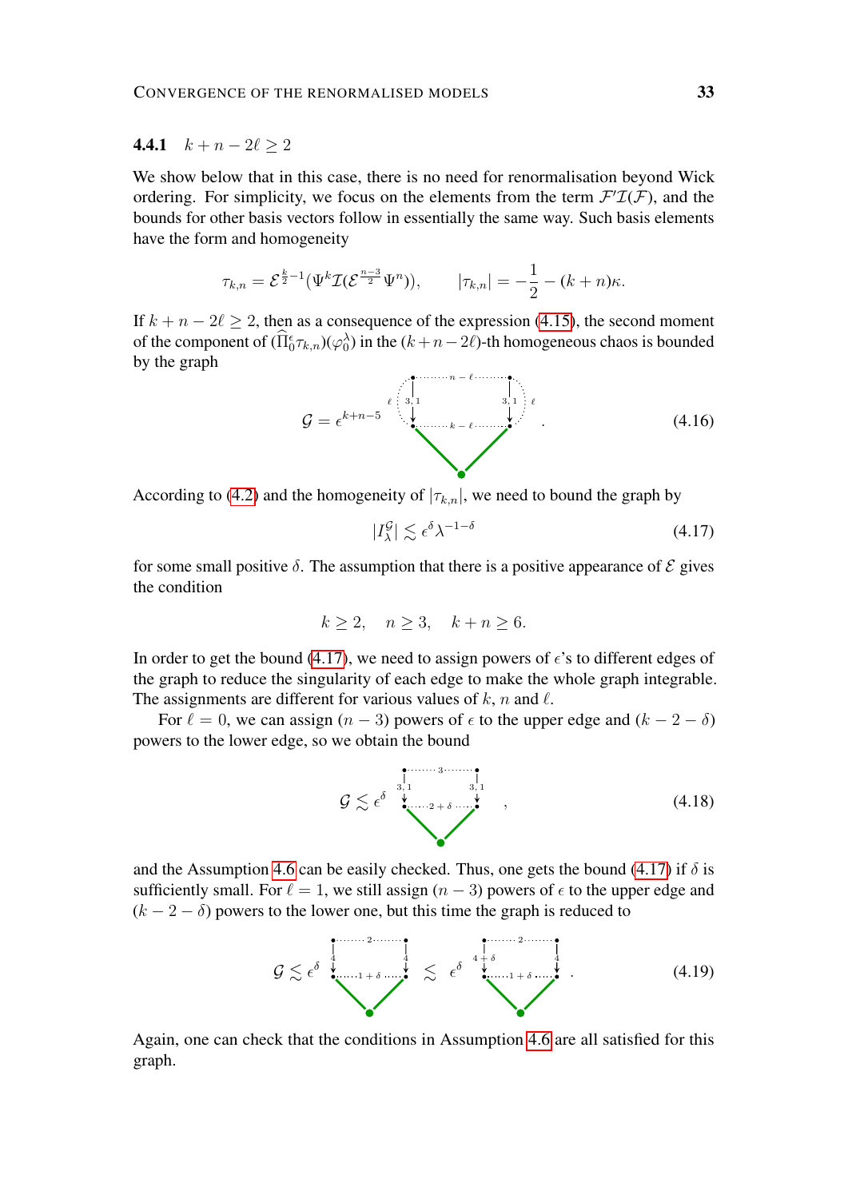### 4.4.1 $k + n - 2\ell \geq 2$

We show below that in this case, there is no need for renormalisation beyond Wick ordering. For simplicity, we focus on the elements from the term $\mathcal{F}'\mathcal{I}(\mathcal{F})$, and the bounds for other basis vectors follow in essentially the same way. Such basis elements have the form and homogeneity

$$\tau_{k,n} = \mathcal{E}^{\frac{k}{2}-1}(\Psi^k \mathcal{I}(\mathcal{E}^{\frac{n-3}{2}}\Psi^n)), \qquad |\tau_{k,n}| = -\frac{1}{2} - (k+n)\kappa.$$

If $k + n - 2\ell \geq 2$, then as a consequence of the expression (4.15), the second moment of the component of $(\widehat{\Pi}_0^\epsilon \tau_{k,n})(\varphi_0^\lambda)$ in the $(k+n-2\ell)$-th homogeneous chaos is bounded by the graph

$$\mathcal{G} = \epsilon^{k+n-5} \quad [\text{graph}] \quad . \tag{4.16}$$

According to (4.2) and the homogeneity of $|\tau_{k,n}|$, we need to bound the graph by

$$|I_\lambda^{\mathcal{G}}| \lesssim \epsilon^\delta \lambda^{-1-\delta} \tag{4.17}$$

for some small positive $\delta$. The assumption that there is a positive appearance of $\mathcal{E}$ gives the condition

$$k \geq 2, \quad n \geq 3, \quad k+n \geq 6.$$

In order to get the bound (4.17), we need to assign powers of $\epsilon$'s to different edges of the graph to reduce the singularity of each edge to make the whole graph integrable. The assignments are different for various values of $k$, $n$ and $\ell$.

For $\ell = 0$, we can assign $(n-3)$ powers of $\epsilon$ to the upper edge and $(k-2-\delta)$ powers to the lower edge, so we obtain the bound

$$\mathcal{G} \lesssim \epsilon^\delta \quad [\text{graph}] \quad , \tag{4.18}$$

and the Assumption 4.6 can be easily checked. Thus, one gets the bound (4.17) if $\delta$ is sufficiently small. For $\ell = 1$, we still assign $(n-3)$ powers of $\epsilon$ to the upper edge and $(k-2-\delta)$ powers to the lower one, but this time the graph is reduced to

$$\mathcal{G} \lesssim \epsilon^\delta \quad [\text{graph}] \quad \lesssim \quad \epsilon^\delta \quad [\text{graph}] \quad . \tag{4.19}$$

Again, one can check that the conditions in Assumption 4.6 are all satisfied for this graph.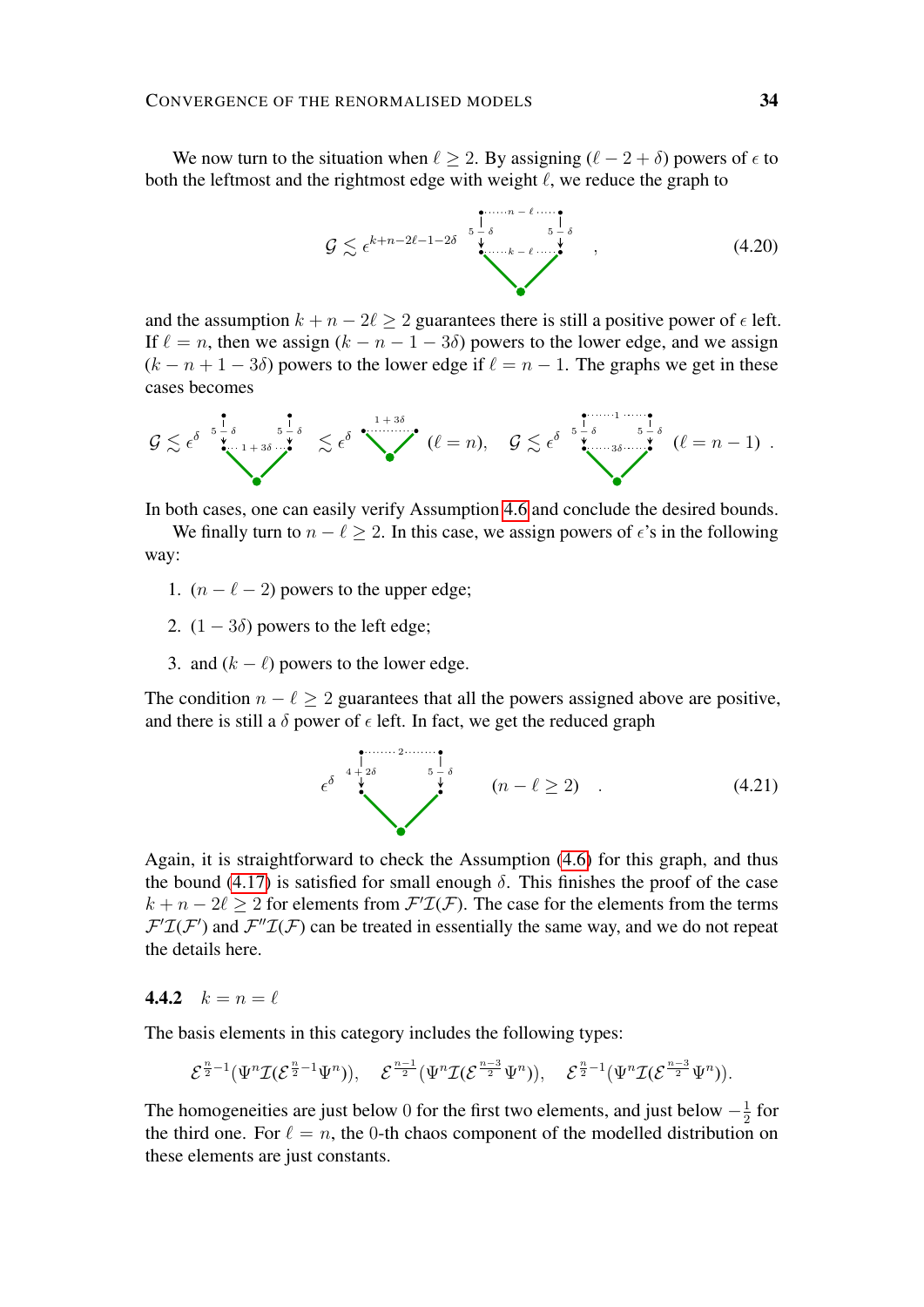We now turn to the situation when $\ell \geq 2$. By assigning $(\ell - 2 + \delta)$ powers of $\epsilon$ to both the leftmost and the rightmost edge with weight $\ell$, we reduce the graph to

$$\mathcal{G} \lesssim \epsilon^{k+n-2\ell-1-2\delta} \quad , \tag{4.20}$$

and the assumption $k + n - 2\ell \geq 2$ guarantees there is still a positive power of $\epsilon$ left. If $\ell = n$, then we assign $(k - n - 1 - 3\delta)$ powers to the lower edge, and we assign $(k - n + 1 - 3\delta)$ powers to the lower edge if $\ell = n - 1$. The graphs we get in these cases becomes

$$\mathcal{G} \lesssim \epsilon^{\delta} \quad \lesssim \epsilon^{\delta} \quad (\ell = n), \quad \mathcal{G} \lesssim \epsilon^{\delta} \quad (\ell = n-1) \; .$$

In both cases, one can easily verify Assumption 4.6 and conclude the desired bounds.

We finally turn to $n - \ell \geq 2$. In this case, we assign powers of $\epsilon$'s in the following way:

1. $(n - \ell - 2)$ powers to the upper edge;
2. $(1 - 3\delta)$ powers to the left edge;
3. and $(k - \ell)$ powers to the lower edge.

The condition $n - \ell \geq 2$ guarantees that all the powers assigned above are positive, and there is still a $\delta$ power of $\epsilon$ left. In fact, we get the reduced graph

$$\epsilon^{\delta} \qquad (n - \ell \geq 2) \quad . \tag{4.21}$$

Again, it is straightforward to check the Assumption (4.6) for this graph, and thus the bound (4.17) is satisfied for small enough $\delta$. This finishes the proof of the case $k + n - 2\ell \geq 2$ for elements from $\mathcal{F}'\mathcal{I}(\mathcal{F})$. The case for the elements from the terms $\mathcal{F}'\mathcal{I}(\mathcal{F}')$ and $\mathcal{F}''\mathcal{I}(\mathcal{F})$ can be treated in essentially the same way, and we do not repeat the details here.

### 4.4.2 $k = n = \ell$

The basis elements in this category includes the following types:

$$\mathcal{E}^{\frac{n}{2}-1}(\Psi^n \mathcal{I}(\mathcal{E}^{\frac{n}{2}-1}\Psi^n)), \quad \mathcal{E}^{\frac{n-1}{2}}(\Psi^n \mathcal{I}(\mathcal{E}^{\frac{n-3}{2}}\Psi^n)), \quad \mathcal{E}^{\frac{n}{2}-1}(\Psi^n \mathcal{I}(\mathcal{E}^{\frac{n-3}{2}}\Psi^n)).$$

The homogeneities are just below $0$ for the first two elements, and just below $-\frac{1}{2}$ for the third one. For $\ell = n$, the $0$-th chaos component of the modelled distribution on these elements are just constants.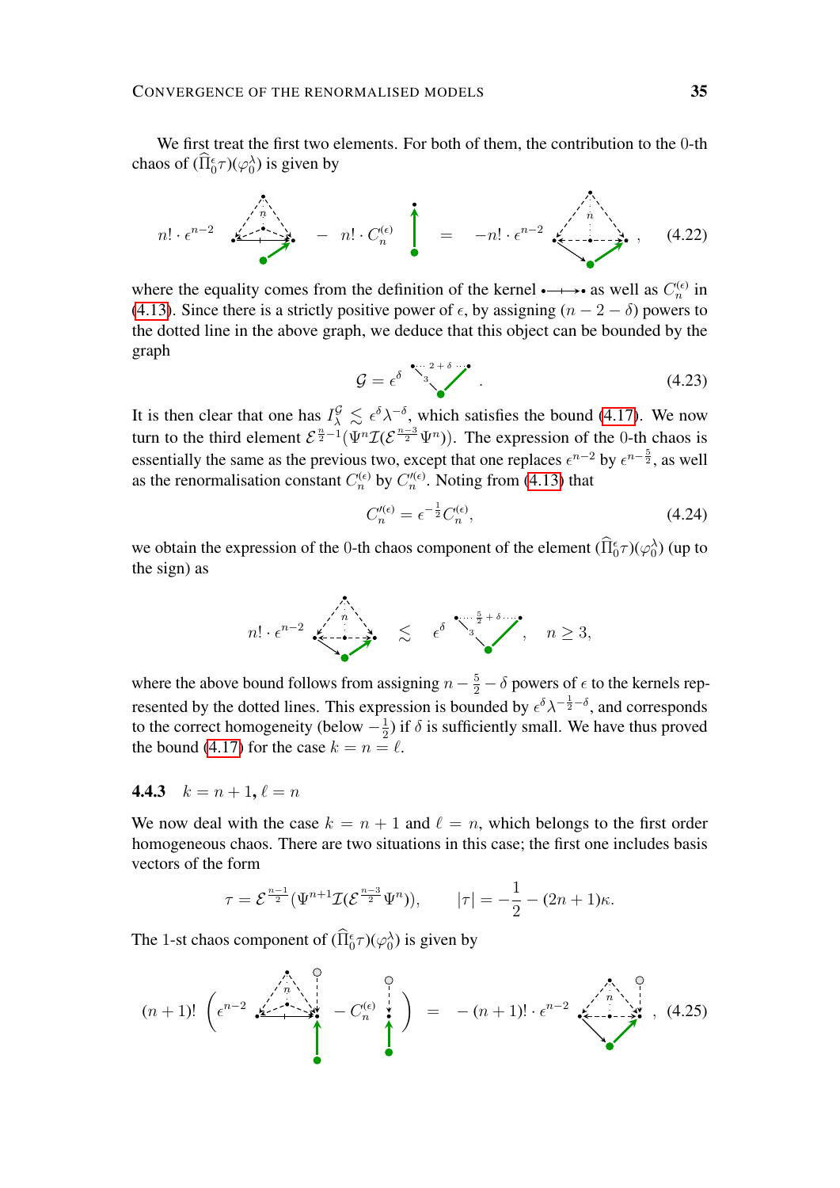We first treat the first two elements. For both of them, the contribution to the 0-th chaos of $(\widehat{\Pi}_0^\epsilon \tau)(\varphi_0^\lambda)$ is given by

$$n! \cdot \epsilon^{n-2} \; [\text{graph}] \; - \; n! \cdot C_n^{(\epsilon)} \; [\text{graph}] \; = \; -n! \cdot \epsilon^{n-2} \; [\text{graph}] \; , \tag{4.22}$$

where the equality comes from the definition of the kernel $\bullet\!\!\longrightarrow\!\!\bullet$ as well as $C_n^{(\epsilon)}$ in (4.13). Since there is a strictly positive power of $\epsilon$, by assigning $(n-2-\delta)$ powers to the dotted line in the above graph, we deduce that this object can be bounded by the graph

$$\mathcal{G} = \epsilon^\delta \; [\text{graph}] \; . \tag{4.23}$$

It is then clear that one has $I_\lambda^{\mathcal{G}} \lesssim \epsilon^\delta \lambda^{-\delta}$, which satisfies the bound (4.17). We now turn to the third element $\mathcal{E}^{\frac{n}{2}-1}(\Psi^n \mathcal{I}(\mathcal{E}^{\frac{n-3}{2}}\Psi^n))$. The expression of the 0-th chaos is essentially the same as the previous two, except that one replaces $\epsilon^{n-2}$ by $\epsilon^{n-\frac{5}{2}}$, as well as the renormalisation constant $C_n^{(\epsilon)}$ by $C_n^{\prime(\epsilon)}$. Noting from (4.13) that

$$C_n^{\prime(\epsilon)} = \epsilon^{-\frac{1}{2}} C_n^{(\epsilon)}, \tag{4.24}$$

we obtain the expression of the 0-th chaos component of the element $(\widehat{\Pi}_0^\epsilon \tau)(\varphi_0^\lambda)$ (up to the sign) as

$$n! \cdot \epsilon^{n-2} \; [\text{graph}] \; \lesssim \; \epsilon^\delta \; [\text{graph}] \; , \qquad n \geq 3,$$

where the above bound follows from assigning $n - \frac{5}{2} - \delta$ powers of $\epsilon$ to the kernels represented by the dotted lines. This expression is bounded by $\epsilon^\delta \lambda^{-\frac{1}{2}-\delta}$, and corresponds to the correct homogeneity (below $-\frac{1}{2}$) if $\delta$ is sufficiently small. We have thus proved the bound (4.17) for the case $k = n = \ell$.

### 4.4.3 $k = n+1$, $\ell = n$

We now deal with the case $k = n+1$ and $\ell = n$, which belongs to the first order homogeneous chaos. There are two situations in this case; the first one includes basis vectors of the form

$$\tau = \mathcal{E}^{\frac{n-1}{2}}(\Psi^{n+1}\mathcal{I}(\mathcal{E}^{\frac{n-3}{2}}\Psi^n)), \qquad |\tau| = -\frac{1}{2} - (2n+1)\kappa.$$

The 1-st chaos component of $(\widehat{\Pi}_0^\epsilon \tau)(\varphi_0^\lambda)$ is given by

$$(n+1)! \left( \epsilon^{n-2} \; [\text{graph}] \; - C_n^{(\epsilon)} \; [\text{graph}] \right) \; = \; -(n+1)! \cdot \epsilon^{n-2} \; [\text{graph}] \; , \tag{4.25}$$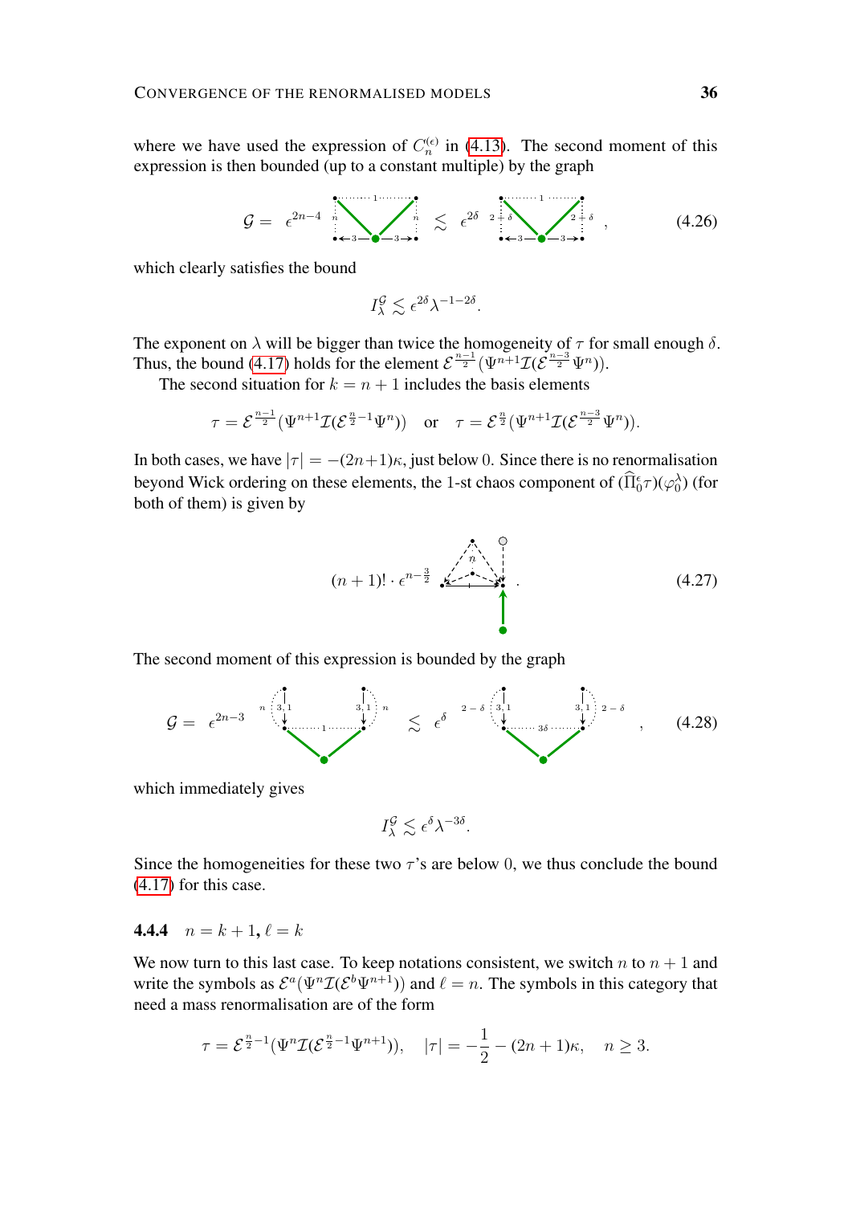where we have used the expression of $C_n^{(\epsilon)}$ in (4.13). The second moment of this expression is then bounded (up to a constant multiple) by the graph

$$\mathcal{G} = \epsilon^{2n-4} \quad [\text{graph}] \quad \lesssim \epsilon^{2\delta} \quad [\text{graph}] \,, \tag{4.26}$$

which clearly satisfies the bound

$$I_\lambda^{\mathcal{G}} \lesssim \epsilon^{2\delta} \lambda^{-1-2\delta}.$$

The exponent on $\lambda$ will be bigger than twice the homogeneity of $\tau$ for small enough $\delta$. Thus, the bound (4.17) holds for the element $\mathcal{E}^{\frac{n-1}{2}}(\Psi^{n+1}\mathcal{I}(\mathcal{E}^{\frac{n-3}{2}}\Psi^n))$.

The second situation for $k = n+1$ includes the basis elements

$$\tau = \mathcal{E}^{\frac{n-1}{2}}(\Psi^{n+1}\mathcal{I}(\mathcal{E}^{\frac{n}{2}-1}\Psi^n)) \quad \text{or} \quad \tau = \mathcal{E}^{\frac{n}{2}}(\Psi^{n+1}\mathcal{I}(\mathcal{E}^{\frac{n-3}{2}}\Psi^n)).$$

In both cases, we have $|\tau| = -(2n+1)\kappa$, just below $0$. Since there is no renormalisation beyond Wick ordering on these elements, the 1-st chaos component of $(\widehat{\Pi}_0^\epsilon \tau)(\varphi_0^\lambda)$ (for both of them) is given by

$$(n+1)! \cdot \epsilon^{n-\frac{3}{2}} \quad [\text{graph}] \,. \tag{4.27}$$

The second moment of this expression is bounded by the graph

$$\mathcal{G} = \epsilon^{2n-3} \quad [\text{graph}] \quad \lesssim \epsilon^{\delta} \quad [\text{graph}] \,, \tag{4.28}$$

which immediately gives

$$I_\lambda^{\mathcal{G}} \lesssim \epsilon^{\delta} \lambda^{-3\delta}.$$

Since the homogeneities for these two $\tau$'s are below $0$, we thus conclude the bound (4.17) for this case.

### 4.4.4 $n = k+1$, $\ell = k$

We now turn to this last case. To keep notations consistent, we switch $n$ to $n+1$ and write the symbols as $\mathcal{E}^a(\Psi^n\mathcal{I}(\mathcal{E}^b\Psi^{n+1}))$ and $\ell = n$. The symbols in this category that need a mass renormalisation are of the form

$$\tau = \mathcal{E}^{\frac{n}{2}-1}(\Psi^n\mathcal{I}(\mathcal{E}^{\frac{n}{2}-1}\Psi^{n+1})), \quad |\tau| = -\frac{1}{2} - (2n+1)\kappa, \quad n \geq 3.$$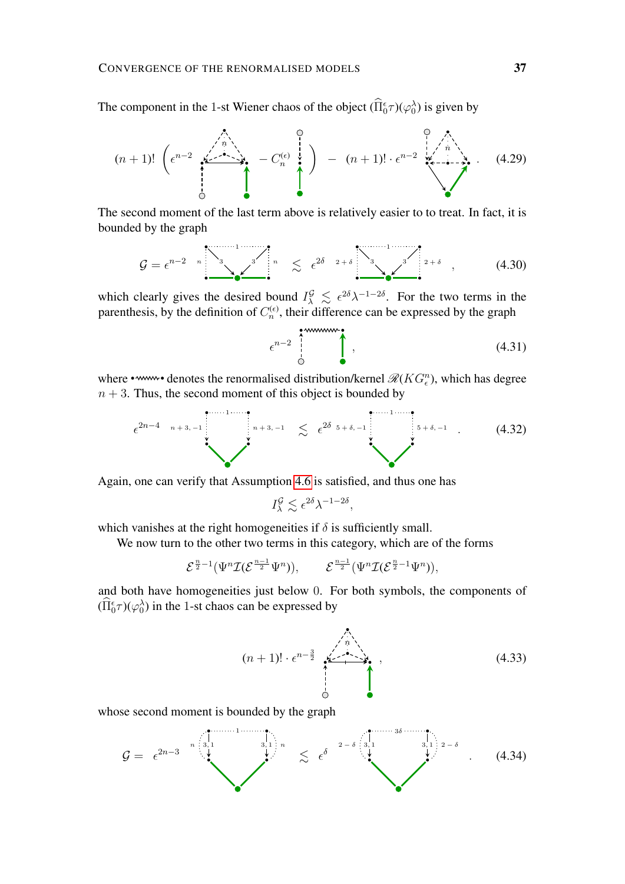The component in the 1-st Wiener chaos of the object $(\widehat{\Pi}_0^\epsilon \tau)(\varphi_0^\lambda)$ is given by

$$(n+1)!\left(\epsilon^{n-2}\ [\text{graph}]\ - C_n^{(\epsilon)}\ [\text{graph}]\right) - (n+1)!\cdot\epsilon^{n-2}\ [\text{graph}] . \tag{4.29}$$

The second moment of the last term above is relatively easier to to treat. In fact, it is bounded by the graph

$$\mathcal{G} = \epsilon^{n-2}\ [\text{graph}] \lesssim \epsilon^{2\delta}\ [\text{graph}] , \tag{4.30}$$

which clearly gives the desired bound $I_\lambda^{\mathcal{G}} \lesssim \epsilon^{2\delta}\lambda^{-1-2\delta}$. For the two terms in the parenthesis, by the definition of $C_n^{(\epsilon)}$, their difference can be expressed by the graph

$$\epsilon^{n-2}\ [\text{graph}] , \tag{4.31}$$

where [wavy line] denotes the renormalised distribution/kernel $\mathscr{R}(KG_\epsilon^n)$, which has degree $n+3$. Thus, the second moment of this object is bounded by

$$\epsilon^{2n-4}\ [\text{graph}] \lesssim \epsilon^{2\delta}\ [\text{graph}] . \tag{4.32}$$

Again, one can verify that Assumption 4.6 is satisfied, and thus one has

$$I_\lambda^{\mathcal{G}} \lesssim \epsilon^{2\delta}\lambda^{-1-2\delta},$$

which vanishes at the right homogeneities if $\delta$ is sufficiently small.

We now turn to the other two terms in this category, which are of the forms

$$\mathcal{E}^{\frac{n}{2}-1}(\Psi^n \mathcal{I}(\mathcal{E}^{\frac{n-1}{2}}\Psi^n)), \qquad \mathcal{E}^{\frac{n-1}{2}}(\Psi^n \mathcal{I}(\mathcal{E}^{\frac{n}{2}-1}\Psi^n)),$$

and both have homogeneities just below $0$. For both symbols, the components of $(\widehat{\Pi}_0^\epsilon \tau)(\varphi_0^\lambda)$ in the 1-st chaos can be expressed by

$$(n+1)!\cdot\epsilon^{n-\frac{3}{2}}\ [\text{graph}] , \tag{4.33}$$

whose second moment is bounded by the graph

$$\mathcal{G} = \epsilon^{2n-3}\ [\text{graph}] \lesssim \epsilon^{\delta}\ [\text{graph}] . \tag{4.34}$$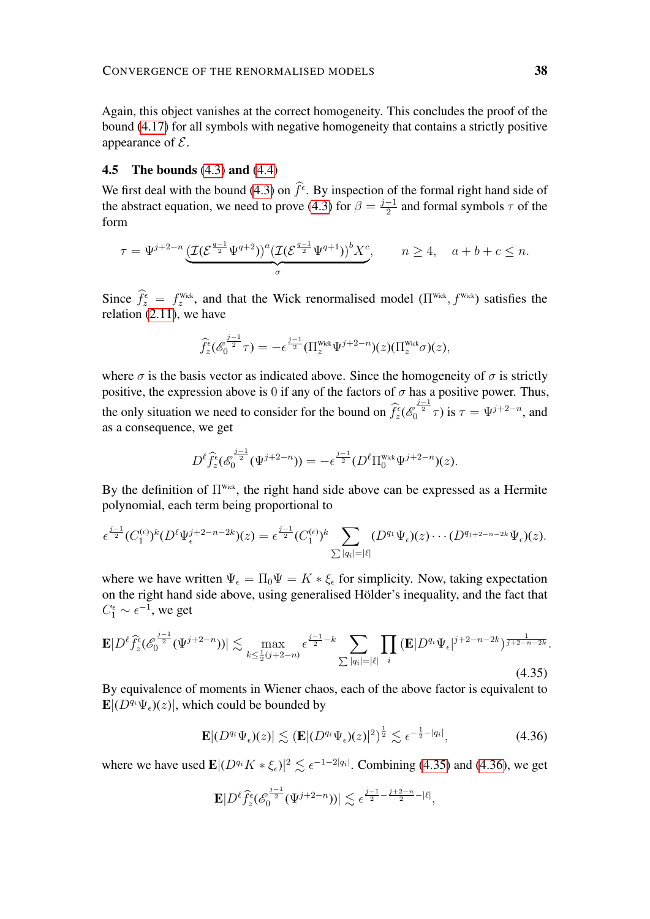Again, this object vanishes at the correct homogeneity. This concludes the proof of the bound (4.17) for all symbols with negative homogeneity that contains a strictly positive appearance of $\mathcal{E}$.

### 4.5 The bounds (4.3) and (4.4)

We first deal with the bound (4.3) on $\widehat{f}^\epsilon$. By inspection of the formal right hand side of the abstract equation, we need to prove (4.3) for $\beta = \frac{j-1}{2}$ and formal symbols $\tau$ of the form

$$\tau = \Psi^{j+2-n} \underbrace{(\mathcal{I}(\mathcal{E}^{\frac{q-1}{2}} \Psi^{q+2}))^a (\mathcal{I}(\mathcal{E}^{\frac{q-1}{2}} \Psi^{q+1}))^b X^c}_{\sigma}, \qquad n \geq 4, \quad a+b+c \leq n.$$

Since $\widehat{f}_z^\epsilon = f_z^{\text{Wick}}$, and that the Wick renormalised model $(\Pi^{\text{Wick}}, f^{\text{Wick}})$ satisfies the relation (2.11), we have

$$\widehat{f}_z^\epsilon(\mathscr{E}_0^{\frac{j-1}{2}} \tau) = -\epsilon^{\frac{j-1}{2}} (\Pi_z^{\text{Wick}} \Psi^{j+2-n})(z) (\Pi_z^{\text{Wick}} \sigma)(z),$$

where $\sigma$ is the basis vector as indicated above. Since the homogeneity of $\sigma$ is strictly positive, the expression above is $0$ if any of the factors of $\sigma$ has a positive power. Thus, the only situation we need to consider for the bound on $\widehat{f}_z^\epsilon(\mathscr{E}_0^{\frac{j-1}{2}} \tau)$ is $\tau = \Psi^{j+2-n}$, and as a consequence, we get

$$D^\ell \widehat{f}_z^\epsilon(\mathscr{E}_0^{\frac{j-1}{2}} (\Psi^{j+2-n})) = -\epsilon^{\frac{j-1}{2}} (D^\ell \Pi_0^{\text{Wick}} \Psi^{j+2-n})(z).$$

By the definition of $\Pi^{\text{Wick}}$, the right hand side above can be expressed as a Hermite polynomial, each term being proportional to

$$\epsilon^{\frac{j-1}{2}} (C_1^{(\epsilon)})^k (D^\ell \Psi_\epsilon^{j+2-n-2k})(z) = \epsilon^{\frac{j-1}{2}} (C_1^{(\epsilon)})^k \sum_{\sum |q_i| = |\ell|} (D^{q_1} \Psi_\epsilon)(z) \cdots (D^{q_{j+2-n-2k}} \Psi_\epsilon)(z).$$

where we have written $\Psi_\epsilon = \Pi_0 \Psi = K * \xi_\epsilon$ for simplicity. Now, taking expectation on the right hand side above, using generalised Hölder's inequality, and the fact that $C_1^\epsilon \sim \epsilon^{-1}$, we get

$$\mathbf{E}|D^\ell \widehat{f}_z^\epsilon(\mathscr{E}_0^{\frac{j-1}{2}} (\Psi^{j+2-n}))| \lesssim \max_{k \leq \frac{1}{2}(j+2-n)} \epsilon^{\frac{j-1}{2}-k} \sum_{\sum |q_i| = |\ell|} \prod_i (\mathbf{E}|D^{q_i} \Psi_\epsilon|^{j+2-n-2k})^{\frac{1}{j+2-n-2k}}. \tag{4.35}$$

By equivalence of moments in Wiener chaos, each of the above factor is equivalent to $\mathbf{E}|(D^{q_i} \Psi_\epsilon)(z)|$, which could be bounded by

$$\mathbf{E}|(D^{q_i} \Psi_\epsilon)(z)| \lesssim (\mathbf{E}|(D^{q_i} \Psi_\epsilon)(z)|^2)^{\frac{1}{2}} \lesssim \epsilon^{-\frac{1}{2}-|q_i|}, \tag{4.36}$$

where we have used $\mathbf{E}|(D^{q_i} K * \xi_\epsilon)|^2 \lesssim \epsilon^{-1-2|q_i|}$. Combining (4.35) and (4.36), we get

$$\mathbf{E}|D^\ell \widehat{f}_z^\epsilon(\mathscr{E}_0^{\frac{j-1}{2}} (\Psi^{j+2-n}))| \lesssim \epsilon^{\frac{j-1}{2} - \frac{j+2-n}{2} - |\ell|},$$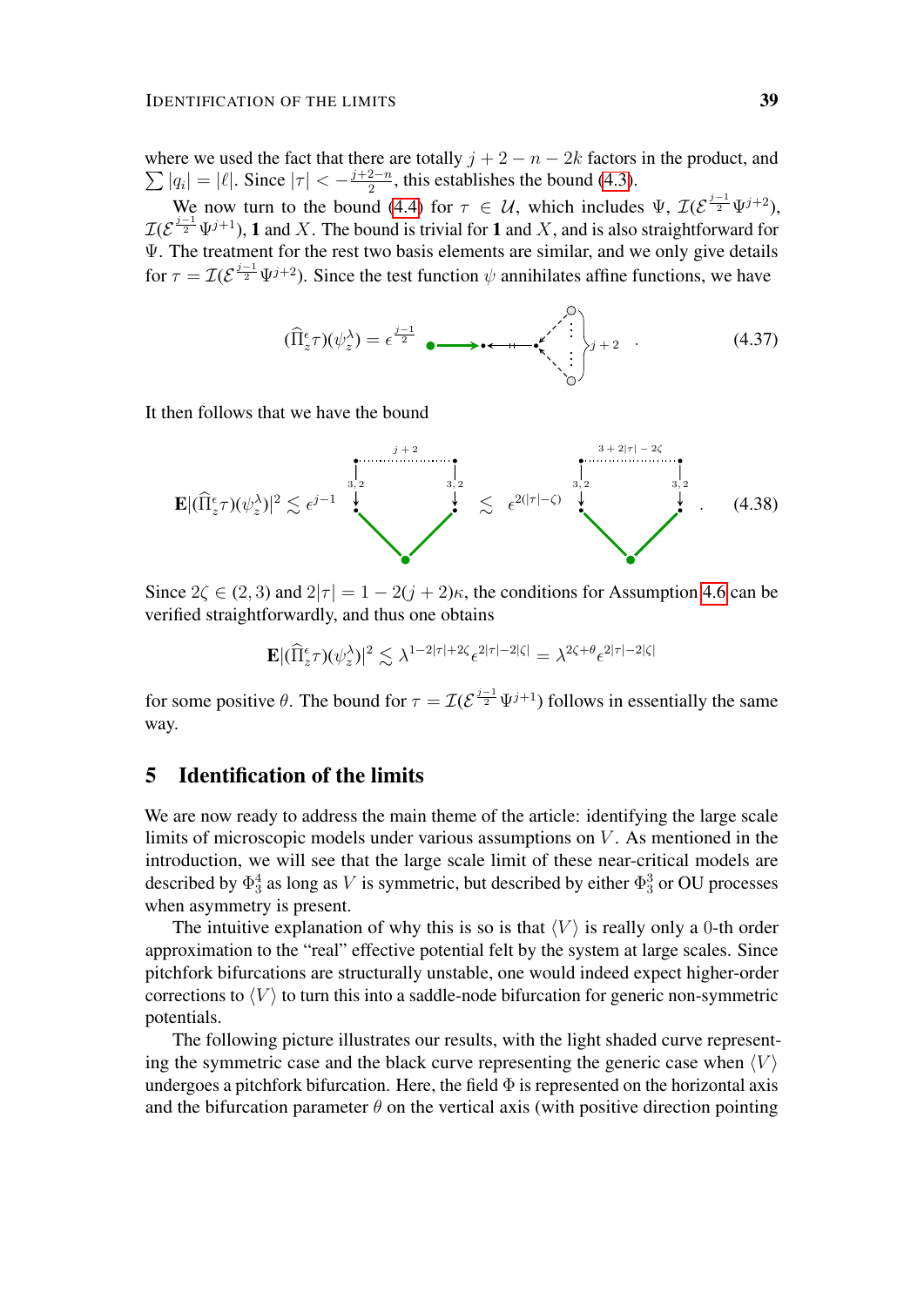where we used the fact that there are totally $j+2-n-2k$ factors in the product, and $\sum |q_i| = |\ell|$. Since $|\tau| < -\frac{j+2-n}{2}$, this establishes the bound (4.3).

We now turn to the bound (4.4) for $\tau \in \mathcal{U}$, which includes $\Psi$, $\mathcal{I}(\mathcal{E}^{\frac{j-1}{2}}\Psi^{j+2})$, $\mathcal{I}(\mathcal{E}^{\frac{j-1}{2}}\Psi^{j+1})$, $\mathbf{1}$ and $X$. The bound is trivial for $\mathbf{1}$ and $X$, and is also straightforward for $\Psi$. The treatment for the rest two basis elements are similar, and we only give details for $\tau = \mathcal{I}(\mathcal{E}^{\frac{j-1}{2}}\Psi^{j+2})$. Since the test function $\psi$ annihilates affine functions, we have

$$(\widehat{\Pi}_z^\epsilon \tau)(\psi_z^\lambda) = \epsilon^{\frac{j-1}{2}} \quad [\text{graph}]\Big\}j+2 \quad . \tag{4.37}$$

It then follows that we have the bound

$$\mathbf{E}|(\widehat{\Pi}_z^\epsilon \tau)(\psi_z^\lambda)|^2 \lesssim \epsilon^{j-1} \quad [\text{graph with } j+2 \text{ edges labelled } 3,2] \quad \lesssim \quad \epsilon^{2(|\tau|-\zeta)} \quad [\text{graph with } 3+2|\tau|-2\zeta \text{ edges labelled } 3,2] \quad . \tag{4.38}$$

Since $2\zeta \in (2,3)$ and $2|\tau| = 1-2(j+2)\kappa$, the conditions for Assumption 4.6 can be verified straightforwardly, and thus one obtains

$$\mathbf{E}|(\widehat{\Pi}_z^\epsilon \tau)(\psi_z^\lambda)|^2 \lesssim \lambda^{1-2|\tau|+2\zeta} \epsilon^{2|\tau|-2|\zeta|} = \lambda^{2\zeta+\theta} \epsilon^{2|\tau|-2|\zeta|}$$

for some positive $\theta$. The bound for $\tau = \mathcal{I}(\mathcal{E}^{\frac{j-1}{2}}\Psi^{j+1})$ follows in essentially the same way.

## 5 Identification of the limits

We are now ready to address the main theme of the article: identifying the large scale limits of microscopic models under various assumptions on $V$. As mentioned in the introduction, we will see that the large scale limit of these near-critical models are described by $\Phi^4_3$ as long as $V$ is symmetric, but described by either $\Phi^3_3$ or OU processes when asymmetry is present.

The intuitive explanation of why this is so is that $\langle V \rangle$ is really only a 0-th order approximation to the "real" effective potential felt by the system at large scales. Since pitchfork bifurcations are structurally unstable, one would indeed expect higher-order corrections to $\langle V \rangle$ to turn this into a saddle-node bifurcation for generic non-symmetric potentials.

The following picture illustrates our results, with the light shaded curve representing the symmetric case and the black curve representing the generic case when $\langle V \rangle$ undergoes a pitchfork bifurcation. Here, the field $\Phi$ is represented on the horizontal axis and the bifurcation parameter $\theta$ on the vertical axis (with positive direction pointing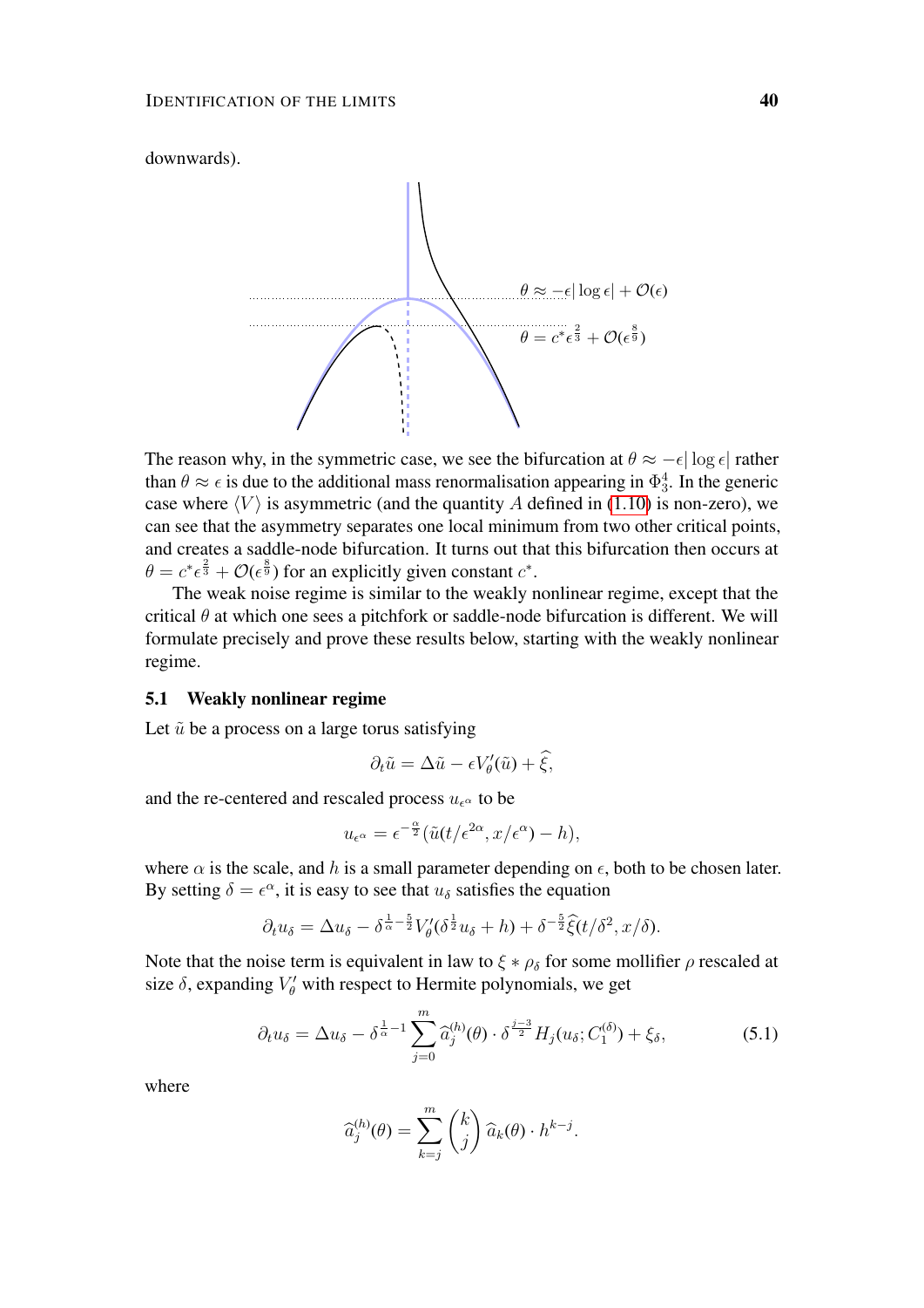downwards).

The reason why, in the symmetric case, we see the bifurcation at $\theta \approx -\epsilon |\log \epsilon|$ rather than $\theta \approx \epsilon$ is due to the additional mass renormalisation appearing in $\Phi^4_3$. In the generic case where $\langle V \rangle$ is asymmetric (and the quantity $A$ defined in (1.10) is non-zero), we can see that the asymmetry separates one local minimum from two other critical points, and creates a saddle-node bifurcation. It turns out that this bifurcation then occurs at $\theta = c^* \epsilon^{\frac{2}{3}} + \mathcal{O}(\epsilon^{\frac{8}{9}})$ for an explicitly given constant $c^*$.

The weak noise regime is similar to the weakly nonlinear regime, except that the critical $\theta$ at which one sees a pitchfork or saddle-node bifurcation is different. We will formulate precisely and prove these results below, starting with the weakly nonlinear regime.

### 5.1 Weakly nonlinear regime

Let $\tilde{u}$ be a process on a large torus satisfying

$$\partial_t \tilde{u} = \Delta \tilde{u} - \epsilon V'_\theta(\tilde{u}) + \widehat{\xi},$$

and the re-centered and rescaled process $u_{\epsilon^\alpha}$ to be

$$u_{\epsilon^\alpha} = \epsilon^{-\frac{\alpha}{2}} (\tilde{u}(t/\epsilon^{2\alpha}, x/\epsilon^\alpha) - h),$$

where $\alpha$ is the scale, and $h$ is a small parameter depending on $\epsilon$, both to be chosen later. By setting $\delta = \epsilon^\alpha$, it is easy to see that $u_\delta$ satisfies the equation

$$\partial_t u_\delta = \Delta u_\delta - \delta^{\frac{1}{\alpha} - \frac{5}{2}} V'_\theta(\delta^{\frac{1}{2}} u_\delta + h) + \delta^{-\frac{5}{2}} \widehat{\xi}(t/\delta^2, x/\delta).$$

Note that the noise term is equivalent in law to $\xi * \rho_\delta$ for some mollifier $\rho$ rescaled at size $\delta$, expanding $V'_\theta$ with respect to Hermite polynomials, we get

$$\partial_t u_\delta = \Delta u_\delta - \delta^{\frac{1}{\alpha} - 1} \sum_{j=0}^{m} \widehat{a}_j^{(h)}(\theta) \cdot \delta^{\frac{j-3}{2}} H_j(u_\delta; C_1^{(\delta)}) + \xi_\delta, \tag{5.1}$$

where

$$\widehat{a}_j^{(h)}(\theta) = \sum_{k=j}^{m} \binom{k}{j} \widehat{a}_k(\theta) \cdot h^{k-j}.$$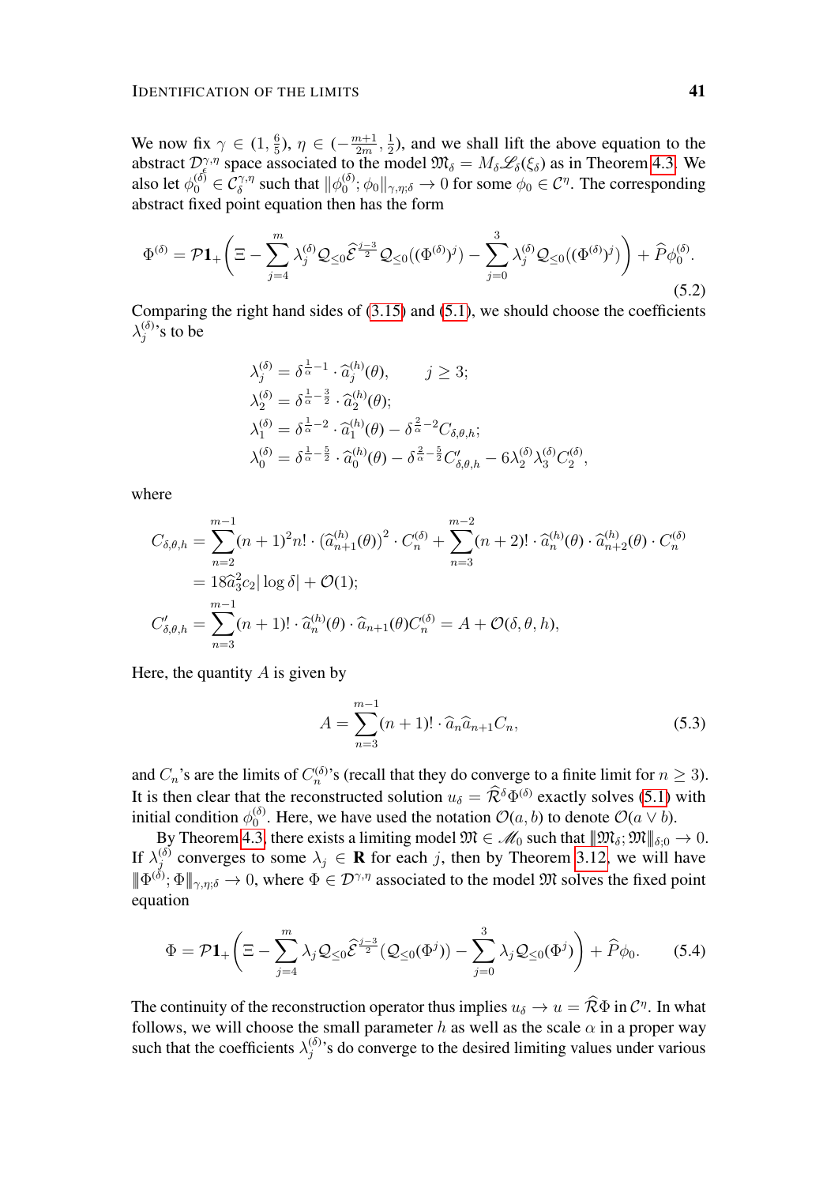We now fix $\gamma \in (1, \frac{6}{5})$, $\eta \in (-\frac{m+1}{2m}, \frac{1}{2})$, and we shall lift the above equation to the abstract $\mathcal{D}^{\gamma,\eta}_{\epsilon}$ space associated to the model $\mathfrak{M}_\delta = M_\delta \mathscr{L}_\delta(\xi_\delta)$ as in Theorem 4.3. We also let $\phi_0^{(\delta)} \in \mathcal{C}_\delta^{\gamma,\eta}$ such that $\|\phi_0^{(\delta)}; \phi_0\|_{\gamma,\eta;\delta} \to 0$ for some $\phi_0 \in \mathcal{C}^\eta$. The corresponding abstract fixed point equation then has the form

$$\Phi^{(\delta)} = \mathcal{P}\mathbf{1}_+\bigg(\Xi - \sum_{j=4}^{m} \lambda_j^{(\delta)} \mathcal{Q}_{\le 0} \widehat{\mathcal{E}}^{\frac{j-3}{2}} \mathcal{Q}_{\le 0}((\Phi^{(\delta)})^j) - \sum_{j=0}^{3} \lambda_j^{(\delta)} \mathcal{Q}_{\le 0}((\Phi^{(\delta)})^j)\bigg) + \widehat{P}\phi_0^{(\delta)}. \tag{5.2}$$

Comparing the right hand sides of (3.15) and (5.1), we should choose the coefficients $\lambda_j^{(\delta)}$'s to be

$$\begin{aligned}
\lambda_j^{(\delta)} &= \delta^{\frac{1}{\alpha}-1} \cdot \widehat{a}_j^{(h)}(\theta), \qquad j \ge 3;\\
\lambda_2^{(\delta)} &= \delta^{\frac{1}{\alpha}-\frac{3}{2}} \cdot \widehat{a}_2^{(h)}(\theta);\\
\lambda_1^{(\delta)} &= \delta^{\frac{1}{\alpha}-2} \cdot \widehat{a}_1^{(h)}(\theta) - \delta^{\frac{2}{\alpha}-2} C_{\delta,\theta,h};\\
\lambda_0^{(\delta)} &= \delta^{\frac{1}{\alpha}-\frac{5}{2}} \cdot \widehat{a}_0^{(h)}(\theta) - \delta^{\frac{2}{\alpha}-\frac{5}{2}} C'_{\delta,\theta,h} - 6\lambda_2^{(\delta)}\lambda_3^{(\delta)} C_2^{(\delta)},
\end{aligned}$$

where

$$\begin{aligned}
C_{\delta,\theta,h} &= \sum_{n=2}^{m-1} (n+1)^2 n! \cdot \big(\widehat{a}_{n+1}^{(h)}(\theta)\big)^2 \cdot C_n^{(\delta)} + \sum_{n=3}^{m-2} (n+2)! \cdot \widehat{a}_n^{(h)}(\theta) \cdot \widehat{a}_{n+2}^{(h)}(\theta) \cdot C_n^{(\delta)}\\
&= 18\widehat{a}_3^2 c_2 |\log \delta| + \mathcal{O}(1);\\
C'_{\delta,\theta,h} &= \sum_{n=3}^{m-1} (n+1)! \cdot \widehat{a}_n^{(h)}(\theta) \cdot \widehat{a}_{n+1}(\theta) C_n^{(\delta)} = A + \mathcal{O}(\delta, \theta, h),
\end{aligned}$$

Here, the quantity $A$ is given by

$$A = \sum_{n=3}^{m-1} (n+1)! \cdot \widehat{a}_n \widehat{a}_{n+1} C_n, \tag{5.3}$$

and $C_n$'s are the limits of $C_n^{(\delta)}$'s (recall that they do converge to a finite limit for $n \ge 3$). It is then clear that the reconstructed solution $u_\delta = \widehat{\mathcal{R}}^\delta \Phi^{(\delta)}$ exactly solves (5.1) with initial condition $\phi_0^{(\delta)}$. Here, we have used the notation $\mathcal{O}(a, b)$ to denote $\mathcal{O}(a \vee b)$.

By Theorem 4.3, there exists a limiting model $\mathfrak{M} \in \mathscr{M}_0$ such that $\|\mathfrak{M}_\delta; \mathfrak{M}\|_{\delta;0} \to 0$. If $\lambda_j^{(\delta)}$ converges to some $\lambda_j \in \mathbf{R}$ for each $j$, then by Theorem 3.12, we will have $\|\Phi^{(\delta)}; \Phi\|_{\gamma,\eta;\delta} \to 0$, where $\Phi \in \mathcal{D}^{\gamma,\eta}$ associated to the model $\mathfrak{M}$ solves the fixed point equation

$$\Phi = \mathcal{P}\mathbf{1}_+\bigg(\Xi - \sum_{j=4}^{m} \lambda_j \mathcal{Q}_{\le 0} \widehat{\mathcal{E}}^{\frac{j-3}{2}} (\mathcal{Q}_{\le 0}(\Phi^j)) - \sum_{j=0}^{3} \lambda_j \mathcal{Q}_{\le 0}(\Phi^j)\bigg) + \widehat{P}\phi_0. \tag{5.4}$$

The continuity of the reconstruction operator thus implies $u_\delta \to u = \widehat{\mathcal{R}}\Phi$ in $\mathcal{C}^\eta$. In what follows, we will choose the small parameter $h$ as well as the scale $\alpha$ in a proper way such that the coefficients $\lambda_j^{(\delta)}$'s do converge to the desired limiting values under various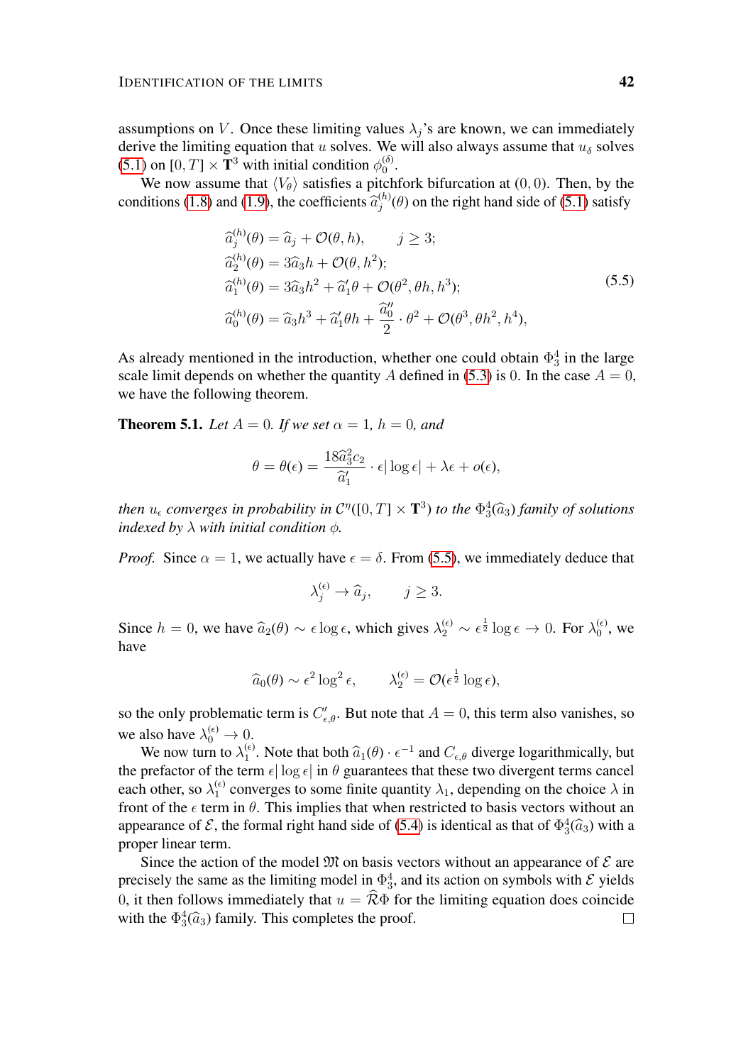assumptions on $V$. Once these limiting values $\lambda_j$'s are known, we can immediately derive the limiting equation that $u$ solves. We will also always assume that $u_\delta$ solves (5.1) on $[0,T] \times \mathbf{T}^3$ with initial condition $\phi_0^{(\delta)}$.

We now assume that $\langle V_\theta \rangle$ satisfies a pitchfork bifurcation at $(0,0)$. Then, by the conditions (1.8) and (1.9), the coefficients $\widehat{a}_j^{(h)}(\theta)$ on the right hand side of (5.1) satisfy

$$
\begin{aligned}
&\widehat{a}_j^{(h)}(\theta) = \widehat{a}_j + \mathcal{O}(\theta, h), \qquad j \geq 3; \\
&\widehat{a}_2^{(h)}(\theta) = 3\widehat{a}_3 h + \mathcal{O}(\theta, h^2); \\
&\widehat{a}_1^{(h)}(\theta) = 3\widehat{a}_3 h^2 + \widehat{a}_1' \theta + \mathcal{O}(\theta^2, \theta h, h^3); \\
&\widehat{a}_0^{(h)}(\theta) = \widehat{a}_3 h^3 + \widehat{a}_1' \theta h + \frac{\widehat{a}_0''}{2} \cdot \theta^2 + \mathcal{O}(\theta^3, \theta h^2, h^4),
\end{aligned}
\tag{5.5}
$$

As already mentioned in the introduction, whether one could obtain $\Phi_3^4$ in the large scale limit depends on whether the quantity $A$ defined in (5.3) is $0$. In the case $A = 0$, we have the following theorem.

**Theorem 5.1.** *Let $A = 0$. If we set $\alpha = 1$, $h = 0$, and*

$$
\theta = \theta(\epsilon) = \frac{18\widehat{a}_3^2 c_2}{\widehat{a}_1'} \cdot \epsilon |\log \epsilon| + \lambda \epsilon + o(\epsilon),
$$

*then $u_\epsilon$ converges in probability in $\mathcal{C}^\eta([0,T] \times \mathbf{T}^3)$ to the $\Phi_3^4(\widehat{a}_3)$ family of solutions indexed by $\lambda$ with initial condition $\phi$.*

*Proof.* Since $\alpha = 1$, we actually have $\epsilon = \delta$. From (5.5), we immediately deduce that

$$
\lambda_j^{(\epsilon)} \to \widehat{a}_j, \qquad j \geq 3.
$$

Since $h = 0$, we have $\widehat{a}_2(\theta) \sim \epsilon \log \epsilon$, which gives $\lambda_2^{(\epsilon)} \sim \epsilon^{\frac{1}{2}} \log \epsilon \to 0$. For $\lambda_0^{(\epsilon)}$, we have

$$
\widehat{a}_0(\theta) \sim \epsilon^2 \log^2 \epsilon, \qquad \lambda_2^{(\epsilon)} = \mathcal{O}(\epsilon^{\frac{1}{2}} \log \epsilon),
$$

so the only problematic term is $C'_{\epsilon,\theta}$. But note that $A = 0$, this term also vanishes, so we also have $\lambda_0^{(\epsilon)} \to 0$.

We now turn to $\lambda_1^{(\epsilon)}$. Note that both $\widehat{a}_1(\theta) \cdot \epsilon^{-1}$ and $C_{\epsilon,\theta}$ diverge logarithmically, but the prefactor of the term $\epsilon |\log \epsilon|$ in $\theta$ guarantees that these two divergent terms cancel each other, so $\lambda_1^{(\epsilon)}$ converges to some finite quantity $\lambda_1$, depending on the choice $\lambda$ in front of the $\epsilon$ term in $\theta$. This implies that when restricted to basis vectors without an appearance of $\mathcal{E}$, the formal right hand side of (5.4) is identical as that of $\Phi_3^4(\widehat{a}_3)$ with a proper linear term.

Since the action of the model $\mathfrak{M}$ on basis vectors without an appearance of $\mathcal{E}$ are precisely the same as the limiting model in $\Phi_3^4$, and its action on symbols with $\mathcal{E}$ yields $0$, it then follows immediately that $u = \widehat{\mathcal{R}}\Phi$ for the limiting equation does coincide with the $\Phi_3^4(\widehat{a}_3)$ family. This completes the proof. $\square$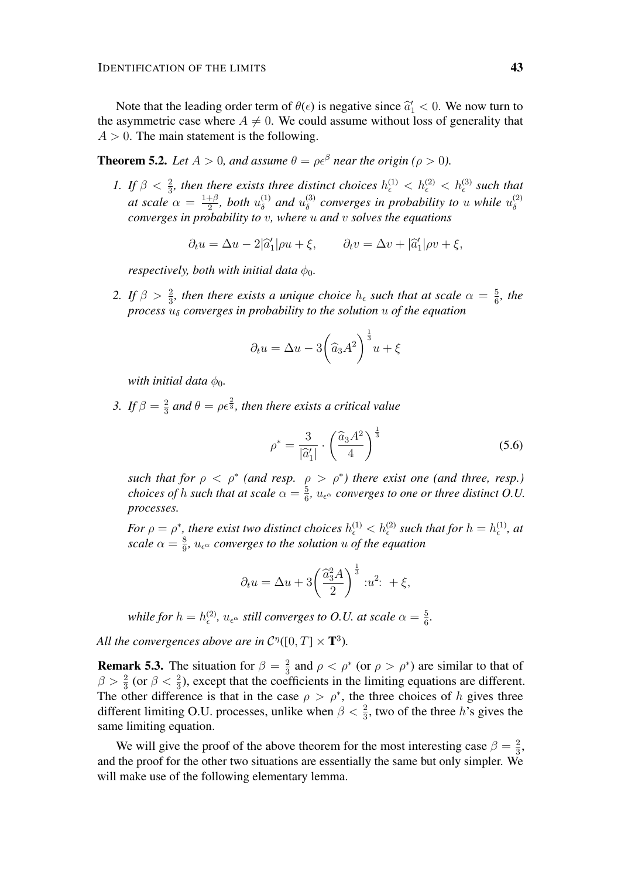Note that the leading order term of $\theta(\epsilon)$ is negative since $\widehat{a}_1' < 0$. We now turn to the asymmetric case where $A \neq 0$. We could assume without loss of generality that $A > 0$. The main statement is the following.

**Theorem 5.2.** *Let $A > 0$, and assume $\theta = \rho\epsilon^{\beta}$ near the origin ($\rho > 0$).*

1. *If $\beta < \frac{2}{3}$, then there exists three distinct choices $h_\epsilon^{(1)} < h_\epsilon^{(2)} < h_\epsilon^{(3)}$ such that at scale $\alpha = \frac{1+\beta}{2}$, both $u_\delta^{(1)}$ and $u_\delta^{(3)}$ converges in probability to $u$ while $u_\delta^{(2)}$ converges in probability to $v$, where $u$ and $v$ solves the equations*

   $$\partial_t u = \Delta u - 2|\widehat{a}_1'|\rho u + \xi, \qquad \partial_t v = \Delta v + |\widehat{a}_1'|\rho v + \xi,$$

   *respectively, both with initial data $\phi_0$.*

2. *If $\beta > \frac{2}{3}$, then there exists a unique choice $h_\epsilon$ such that at scale $\alpha = \frac{5}{6}$, the process $u_\delta$ converges in probability to the solution $u$ of the equation*

   $$\partial_t u = \Delta u - 3\bigg(\widehat{a}_3 A^2\bigg)^{\frac{1}{3}} u + \xi$$

   *with initial data $\phi_0$.*

3. *If $\beta = \frac{2}{3}$ and $\theta = \rho\epsilon^{\frac{2}{3}}$, then there exists a critical value*

   $$\rho^* = \frac{3}{|\widehat{a}_1'|} \cdot \left(\frac{\widehat{a}_3 A^2}{4}\right)^{\frac{1}{3}} \tag{5.6}$$

   *such that for $\rho < \rho^*$ (and resp. $\rho > \rho^*$) there exist one (and three, resp.) choices of $h$ such that at scale $\alpha = \frac{5}{6}$, $u_{\epsilon^\alpha}$ converges to one or three distinct O.U. processes.*

   *For $\rho = \rho^*$, there exist two distinct choices $h_\epsilon^{(1)} < h_\epsilon^{(2)}$ such that for $h = h_\epsilon^{(1)}$, at scale $\alpha = \frac{8}{9}$, $u_{\epsilon^\alpha}$ converges to the solution $u$ of the equation*

   $$\partial_t u = \Delta u + 3\bigg(\frac{\widehat{a}_3^2 A}{2}\bigg)^{\frac{1}{3}} :u^2: + \xi,$$

   *while for $h = h_\epsilon^{(2)}$, $u_{\epsilon^\alpha}$ still converges to O.U. at scale $\alpha = \frac{5}{6}$.*

*All the convergences above are in $\mathcal{C}^\eta([0,T] \times \mathbf{T}^3)$.*

**Remark 5.3.** The situation for $\beta = \frac{2}{3}$ and $\rho < \rho^*$ (or $\rho > \rho^*$) are similar to that of $\beta > \frac{2}{3}$ (or $\beta < \frac{2}{3}$), except that the coefficients in the limiting equations are different. The other difference is that in the case $\rho > \rho^*$, the three choices of $h$ gives three different limiting O.U. processes, unlike when $\beta < \frac{2}{3}$, two of the three $h$'s gives the same limiting equation.

We will give the proof of the above theorem for the most interesting case $\beta = \frac{2}{3}$, and the proof for the other two situations are essentially the same but only simpler. We will make use of the following elementary lemma.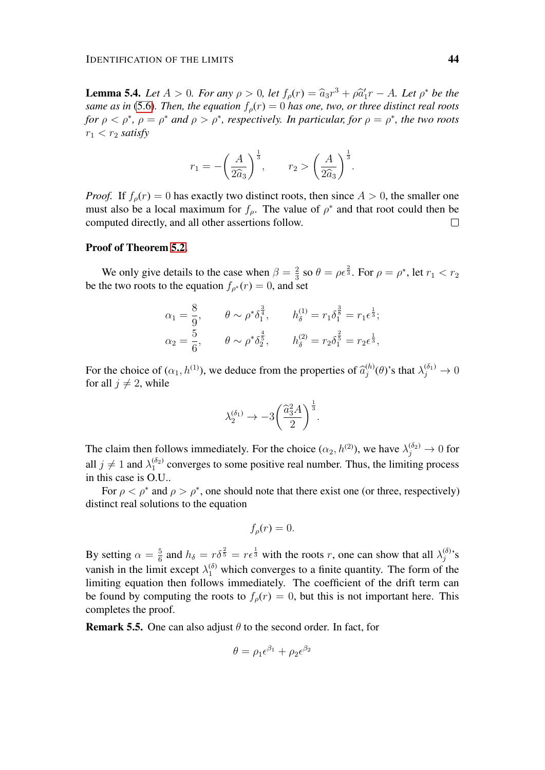**Lemma 5.4.** *Let $A > 0$. For any $\rho > 0$, let $f_\rho(r) = \widehat{a}_3 r^3 + \rho \widehat{a}_1' r - A$. Let $\rho^*$ be the same as in (5.6). Then, the equation $f_\rho(r) = 0$ has one, two, or three distinct real roots for $\rho < \rho^*$, $\rho = \rho^*$ and $\rho > \rho^*$, respectively. In particular, for $\rho = \rho^*$, the two roots $r_1 < r_2$ satisfy*

$$r_1 = -\left(\frac{A}{2\widehat{a}_3}\right)^{\frac{1}{3}}, \qquad r_2 > \left(\frac{A}{2\widehat{a}_3}\right)^{\frac{1}{3}}.$$

*Proof.* If $f_\rho(r) = 0$ has exactly two distinct roots, then since $A > 0$, the smaller one must also be a local maximum for $f_\rho$. The value of $\rho^*$ and that root could then be computed directly, and all other assertions follow. $\square$

**Proof of Theorem 5.2.**

We only give details to the case when $\beta = \frac{2}{3}$ so $\theta = \rho \epsilon^{\frac{2}{3}}$. For $\rho = \rho^*$, let $r_1 < r_2$ be the two roots to the equation $f_{\rho^*}(r) = 0$, and set

$$\alpha_1 = \frac{8}{9}, \qquad \theta \sim \rho^* \delta_1^{\frac{3}{4}}, \qquad h_\delta^{(1)} = r_1 \delta_1^{\frac{3}{8}} = r_1 \epsilon^{\frac{1}{3}};$$
$$\alpha_2 = \frac{5}{6}, \qquad \theta \sim \rho^* \delta_2^{\frac{4}{5}}, \qquad h_\delta^{(2)} = r_2 \delta_1^{\frac{2}{5}} = r_2 \epsilon^{\frac{1}{3}},$$

For the choice of $(\alpha_1, h^{(1)})$, we deduce from the properties of $\widehat{a}_j^{(h)}(\theta)$'s that $\lambda_j^{(\delta_1)} \to 0$ for all $j \neq 2$, while

$$\lambda_2^{(\delta_1)} \to -3\left(\frac{\widehat{a}_3^2 A}{2}\right)^{\frac{1}{3}}.$$

The claim then follows immediately. For the choice $(\alpha_2, h^{(2)})$, we have $\lambda_j^{(\delta_2)} \to 0$ for all $j \neq 1$ and $\lambda_1^{(\delta_2)}$ converges to some positive real number. Thus, the limiting process in this case is O.U..

For $\rho < \rho^*$ and $\rho > \rho^*$, one should note that there exist one (or three, respectively) distinct real solutions to the equation

$$f_\rho(r) = 0.$$

By setting $\alpha = \frac{5}{6}$ and $h_\delta = r\delta^{\frac{2}{5}} = r\epsilon^{\frac{1}{3}}$ with the roots $r$, one can show that all $\lambda_j^{(\delta)}$'s vanish in the limit except $\lambda_1^{(\delta)}$ which converges to a finite quantity. The form of the limiting equation then follows immediately. The coefficient of the drift term can be found by computing the roots to $f_\rho(r) = 0$, but this is not important here. This completes the proof.

**Remark 5.5.** One can also adjust $\theta$ to the second order. In fact, for

$$\theta = \rho_1 \epsilon^{\beta_1} + \rho_2 \epsilon^{\beta_2}$$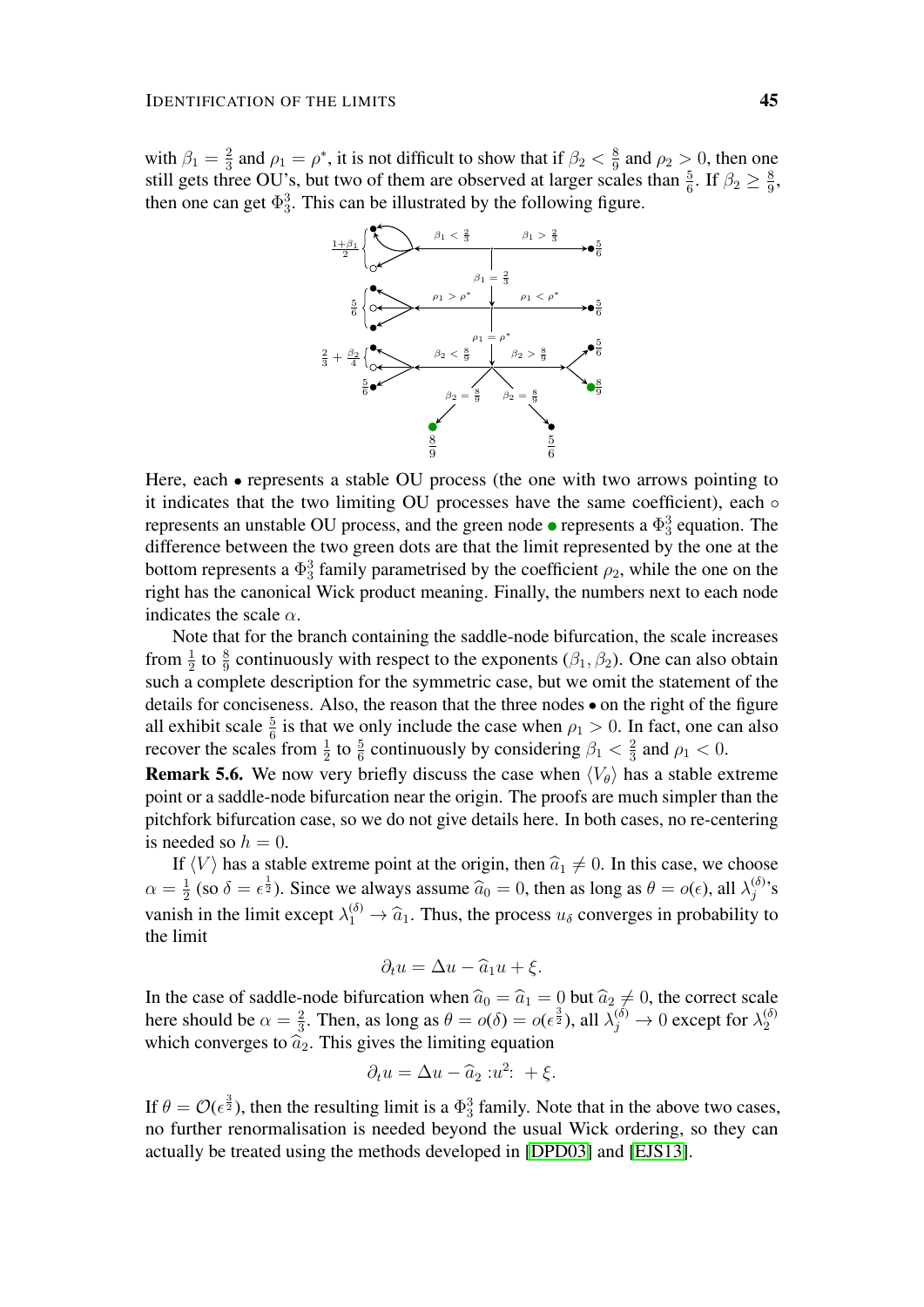with $\beta_1 = \frac{2}{3}$ and $\rho_1 = \rho^*$, it is not difficult to show that if $\beta_2 < \frac{8}{9}$ and $\rho_2 > 0$, then one still gets three OU's, but two of them are observed at larger scales than $\frac{5}{6}$. If $\beta_2 \geq \frac{8}{9}$, then one can get $\Phi^3_3$. This can be illustrated by the following figure.

Here, each $\bullet$ represents a stable OU process (the one with two arrows pointing to it indicates that the two limiting OU processes have the same coefficient), each $\circ$ represents an unstable OU process, and the green node $\bullet$ represents a $\Phi^3_3$ equation. The difference between the two green dots are that the limit represented by the one at the bottom represents a $\Phi^3_3$ family parametrised by the coefficient $\rho_2$, while the one on the right has the canonical Wick product meaning. Finally, the numbers next to each node indicates the scale $\alpha$.

Note that for the branch containing the saddle-node bifurcation, the scale increases from $\frac{1}{2}$ to $\frac{8}{9}$ continuously with respect to the exponents $(\beta_1, \beta_2)$. One can also obtain such a complete description for the symmetric case, but we omit the statement of the details for conciseness. Also, the reason that the three nodes $\bullet$ on the right of the figure all exhibit scale $\frac{5}{6}$ is that we only include the case when $\rho_1 > 0$. In fact, one can also recover the scales from $\frac{1}{2}$ to $\frac{5}{6}$ continuously by considering $\beta_1 < \frac{2}{3}$ and $\rho_1 < 0$.

**Remark 5.6.** We now very briefly discuss the case when $\langle V_\theta \rangle$ has a stable extreme point or a saddle-node bifurcation near the origin. The proofs are much simpler than the pitchfork bifurcation case, so we do not give details here. In both cases, no re-centering is needed so $h = 0$.

If $\langle V \rangle$ has a stable extreme point at the origin, then $\widehat{a}_1 \neq 0$. In this case, we choose $\alpha = \frac{1}{2}$ (so $\delta = \epsilon^{\frac{1}{2}}$). Since we always assume $\widehat{a}_0 = 0$, then as long as $\theta = o(\epsilon)$, all $\lambda_j^{(\delta)}$'s vanish in the limit except $\lambda_1^{(\delta)} \to \widehat{a}_1$. Thus, the process $u_\delta$ converges in probability to the limit

$$\partial_t u = \Delta u - \widehat{a}_1 u + \xi.$$

In the case of saddle-node bifurcation when $\widehat{a}_0 = \widehat{a}_1 = 0$ but $\widehat{a}_2 \neq 0$, the correct scale here should be $\alpha = \frac{2}{3}$. Then, as long as $\theta = o(\delta) = o(\epsilon^{\frac{3}{2}})$, all $\lambda_j^{(\delta)} \to 0$ except for $\lambda_2^{(\delta)}$ which converges to $\widehat{a}_2$. This gives the limiting equation

$$\partial_t u = \Delta u - \widehat{a}_2 :u^2: + \xi.$$

If $\theta = \mathcal{O}(\epsilon^{\frac{3}{2}})$, then the resulting limit is a $\Phi^3_3$ family. Note that in the above two cases, no further renormalisation is needed beyond the usual Wick ordering, so they can actually be treated using the methods developed in [DPD03] and [EJS13].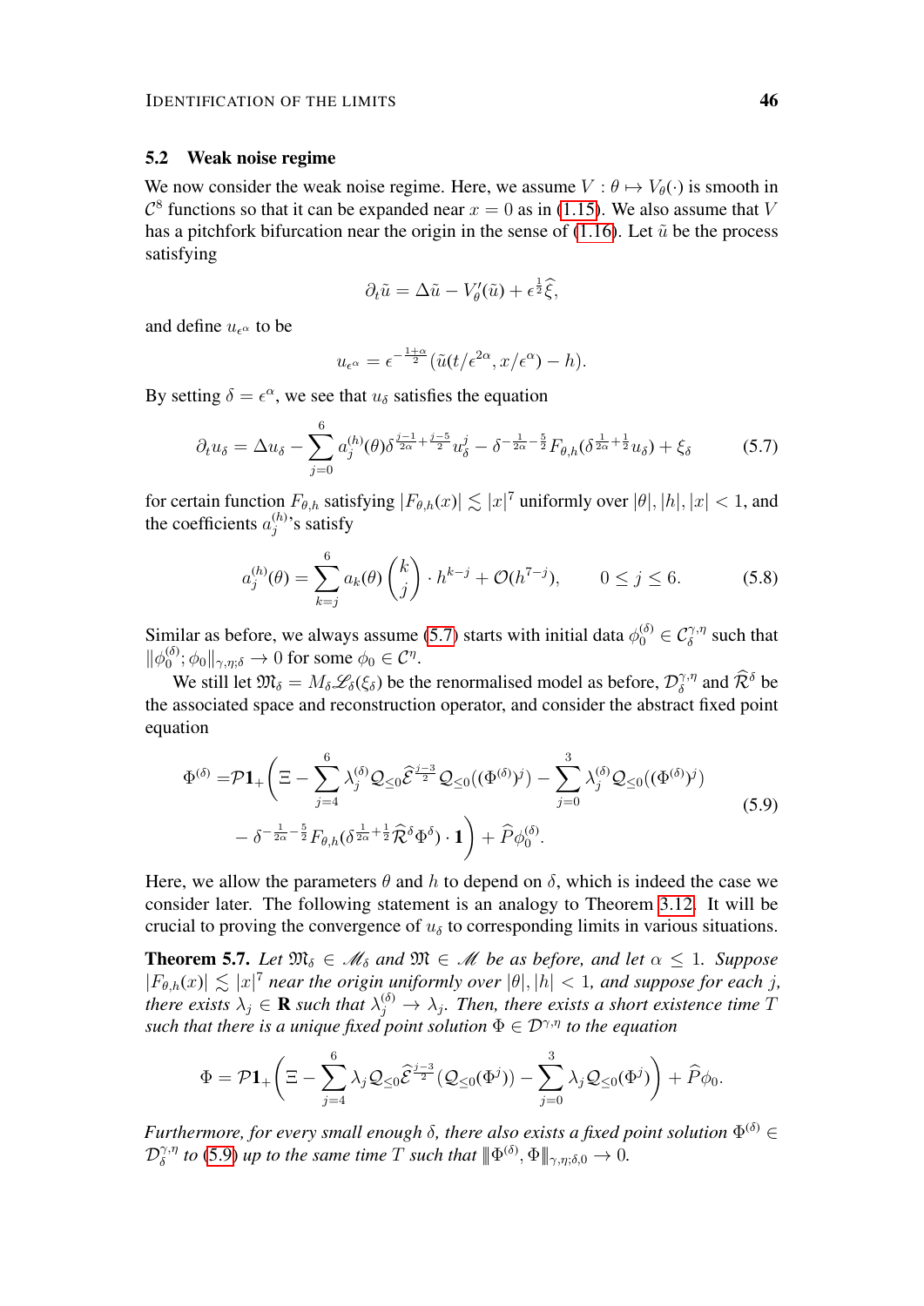### 5.2 Weak noise regime

We now consider the weak noise regime. Here, we assume $V : \theta \mapsto V_\theta(\cdot)$ is smooth in $\mathcal{C}^8$ functions so that it can be expanded near $x = 0$ as in (1.15). We also assume that $V$ has a pitchfork bifurcation near the origin in the sense of (1.16). Let $\tilde{u}$ be the process satisfying

$$\partial_t \tilde{u} = \Delta \tilde{u} - V_\theta'(\tilde{u}) + \epsilon^{\frac{1}{2}} \widehat{\xi},$$

and define $u_{\epsilon^\alpha}$ to be

$$u_{\epsilon^\alpha} = \epsilon^{-\frac{1+\alpha}{2}} \big( \tilde{u}(t/\epsilon^{2\alpha}, x/\epsilon^\alpha) - h \big).$$

By setting $\delta = \epsilon^\alpha$, we see that $u_\delta$ satisfies the equation

$$\partial_t u_\delta = \Delta u_\delta - \sum_{j=0}^{6} a_j^{(h)}(\theta) \delta^{\frac{j-1}{2\alpha} + \frac{j-5}{2}} u_\delta^j - \delta^{-\frac{1}{2\alpha} - \frac{5}{2}} F_{\theta,h}(\delta^{\frac{1}{2\alpha} + \frac{1}{2}} u_\delta) + \xi_\delta \tag{5.7}$$

for certain function $F_{\theta,h}$ satisfying $|F_{\theta,h}(x)| \lesssim |x|^7$ uniformly over $|\theta|, |h|, |x| < 1$, and the coefficients $a_j^{(h)}$'s satisfy

$$a_j^{(h)}(\theta) = \sum_{k=j}^{6} a_k(\theta) \binom{k}{j} \cdot h^{k-j} + \mathcal{O}(h^{7-j}), \qquad 0 \leq j \leq 6. \tag{5.8}$$

Similar as before, we always assume (5.7) starts with initial data $\phi_0^{(\delta)} \in \mathcal{C}_\delta^{\gamma,\eta}$ such that $\|\phi_0^{(\delta)}; \phi_0\|_{\gamma,\eta;\delta} \to 0$ for some $\phi_0 \in \mathcal{C}^\eta$.

We still let $\mathfrak{M}_\delta = M_\delta \mathscr{L}_\delta(\xi_\delta)$ be the renormalised model as before, $\mathcal{D}_\delta^{\gamma,\eta}$ and $\widehat{\mathcal{R}}^\delta$ be the associated space and reconstruction operator, and consider the abstract fixed point equation

$$\begin{aligned}
\Phi^{(\delta)} =& \mathcal{P} \mathbf{1}_+ \bigg( \Xi - \sum_{j=4}^{6} \lambda_j^{(\delta)} \mathcal{Q}_{\leq 0} \widehat{\mathcal{E}}^{\frac{j-3}{2}} \mathcal{Q}_{\leq 0}((\Phi^{(\delta)})^j) - \sum_{j=0}^{3} \lambda_j^{(\delta)} \mathcal{Q}_{\leq 0}((\Phi^{(\delta)})^j) \\
&- \delta^{-\frac{1}{2\alpha} - \frac{5}{2}} F_{\theta,h}(\delta^{\frac{1}{2\alpha} + \frac{1}{2}} \widehat{\mathcal{R}}^\delta \Phi^\delta) \cdot \mathbf{1} \bigg) + \widehat{P} \phi_0^{(\delta)}.
\end{aligned} \tag{5.9}$$

Here, we allow the parameters $\theta$ and $h$ to depend on $\delta$, which is indeed the case we consider later. The following statement is an analogy to Theorem 3.12. It will be crucial to proving the convergence of $u_\delta$ to corresponding limits in various situations.

**Theorem 5.7.** *Let $\mathfrak{M}_\delta \in \mathscr{M}_\delta$ and $\mathfrak{M} \in \mathscr{M}$ be as before, and let $\alpha \leq 1$. Suppose $|F_{\theta,h}(x)| \lesssim |x|^7$ near the origin uniformly over $|\theta|, |h| < 1$, and suppose for each $j$, there exists $\lambda_j \in \mathbf{R}$ such that $\lambda_j^{(\delta)} \to \lambda_j$. Then, there exists a short existence time $T$ such that there is a unique fixed point solution $\Phi \in \mathcal{D}^{\gamma,\eta}$ to the equation*

$$\Phi = \mathcal{P} \mathbf{1}_+ \bigg( \Xi - \sum_{j=4}^{6} \lambda_j \mathcal{Q}_{\leq 0} \widehat{\mathcal{E}}^{\frac{j-3}{2}} (\mathcal{Q}_{\leq 0}(\Phi^j)) - \sum_{j=0}^{3} \lambda_j \mathcal{Q}_{\leq 0}(\Phi^j) \bigg) + \widehat{P} \phi_0.$$

*Furthermore, for every small enough $\delta$, there also exists a fixed point solution $\Phi^{(\delta)} \in \mathcal{D}_\delta^{\gamma,\eta}$ to (5.9) up to the same time $T$ such that $\|\Phi^{(\delta)}, \Phi\|_{\gamma,\eta;\delta,0} \to 0$.*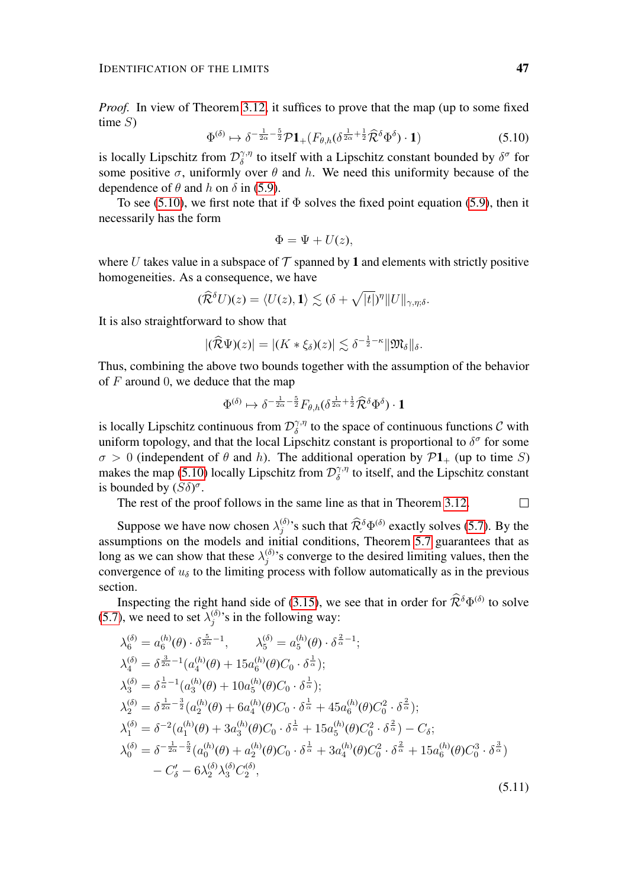*Proof.* In view of Theorem 3.12, it suffices to prove that the map (up to some fixed time $S$)

$$\Phi^{(\delta)} \mapsto \delta^{-\frac{1}{2\alpha}-\frac{5}{2}} \mathcal{P}\mathbf{1}_{+}\big(F_{\theta,h}(\delta^{\frac{1}{2\alpha}+\frac{1}{2}} \widehat{\mathcal{R}}^{\delta} \Phi^{\delta}) \cdot \mathbf{1}\big) \tag{5.10}$$

is locally Lipschitz from $\mathcal{D}_{\delta}^{\gamma,\eta}$ to itself with a Lipschitz constant bounded by $\delta^{\sigma}$ for some positive $\sigma$, uniformly over $\theta$ and $h$. We need this uniformity because of the dependence of $\theta$ and $h$ on $\delta$ in (5.9).

To see (5.10), we first note that if $\Phi$ solves the fixed point equation (5.9), then it necessarily has the form

$$\Phi = \Psi + U(z),$$

where $U$ takes value in a subspace of $\mathcal{T}$ spanned by $\mathbf{1}$ and elements with strictly positive homogeneities. As a consequence, we have

$$(\widehat{\mathcal{R}}^{\delta} U)(z) = \langle U(z), \mathbf{1} \rangle \lesssim (\delta + \sqrt{|t|})^{\eta} \|U\|_{\gamma,\eta;\delta}.$$

It is also straightforward to show that

$$|(\widehat{\mathcal{R}}\Psi)(z)| = |(K * \xi_{\delta})(z)| \lesssim \delta^{-\frac{1}{2}-\kappa} \|\mathfrak{M}_{\delta}\|_{\delta}.$$

Thus, combining the above two bounds together with the assumption of the behavior of $F$ around $0$, we deduce that the map

$$\Phi^{(\delta)} \mapsto \delta^{-\frac{1}{2\alpha}-\frac{5}{2}} F_{\theta,h}(\delta^{\frac{1}{2\alpha}+\frac{1}{2}} \widehat{\mathcal{R}}^{\delta} \Phi^{\delta}) \cdot \mathbf{1}$$

is locally Lipschitz continuous from $\mathcal{D}_{\delta}^{\gamma,\eta}$ to the space of continuous functions $\mathcal{C}$ with uniform topology, and that the local Lipschitz constant is proportional to $\delta^{\sigma}$ for some $\sigma > 0$ (independent of $\theta$ and $h$). The additional operation by $\mathcal{P}\mathbf{1}_{+}$ (up to time $S$) makes the map (5.10) locally Lipschitz from $\mathcal{D}_{\delta}^{\gamma,\eta}$ to itself, and the Lipschitz constant is bounded by $(S\delta)^{\sigma}$.

The rest of the proof follows in the same line as that in Theorem 3.12. $\square$

Suppose we have now chosen $\lambda_j^{(\delta)}$'s such that $\widehat{\mathcal{R}}^{\delta}\Phi^{(\delta)}$ exactly solves (5.7). By the assumptions on the models and initial conditions, Theorem 5.7 guarantees that as long as we can show that these $\lambda_j^{(\delta)}$'s converge to the desired limiting values, then the convergence of $u_{\delta}$ to the limiting process with follow automatically as in the previous section.

Inspecting the right hand side of (3.15), we see that in order for $\widehat{\mathcal{R}}^{\delta}\Phi^{(\delta)}$ to solve (5.7), we need to set $\lambda_j^{(\delta)}$'s in the following way:

$$\begin{aligned}
&\lambda_6^{(\delta)} = a_6^{(h)}(\theta) \cdot \delta^{\frac{5}{2\alpha}-1}, \qquad \lambda_5^{(\delta)} = a_5^{(h)}(\theta) \cdot \delta^{\frac{2}{\alpha}-1};\\
&\lambda_4^{(\delta)} = \delta^{\frac{3}{2\alpha}-1}\big(a_4^{(h)}(\theta) + 15 a_6^{(h)}(\theta) C_0 \cdot \delta^{\frac{1}{\alpha}}\big);\\
&\lambda_3^{(\delta)} = \delta^{\frac{1}{\alpha}-1}\big(a_3^{(h)}(\theta) + 10 a_5^{(h)}(\theta) C_0 \cdot \delta^{\frac{1}{\alpha}}\big);\\
&\lambda_2^{(\delta)} = \delta^{\frac{1}{2\alpha}-\frac{3}{2}}\big(a_2^{(h)}(\theta) + 6 a_4^{(h)}(\theta) C_0 \cdot \delta^{\frac{1}{\alpha}} + 45 a_6^{(h)}(\theta) C_0^2 \cdot \delta^{\frac{2}{\alpha}}\big);\\
&\lambda_1^{(\delta)} = \delta^{-2}\big(a_1^{(h)}(\theta) + 3 a_3^{(h)}(\theta) C_0 \cdot \delta^{\frac{1}{\alpha}} + 15 a_5^{(h)}(\theta) C_0^2 \cdot \delta^{\frac{2}{\alpha}}\big) - C_{\delta};\\
&\lambda_0^{(\delta)} = \delta^{-\frac{1}{2\alpha}-\frac{5}{2}}\big(a_0^{(h)}(\theta) + a_2^{(h)}(\theta) C_0 \cdot \delta^{\frac{1}{\alpha}} + 3 a_4^{(h)}(\theta) C_0^2 \cdot \delta^{\frac{2}{\alpha}} + 15 a_6^{(h)}(\theta) C_0^3 \cdot \delta^{\frac{3}{\alpha}}\big)\\
&\qquad - C_{\delta}' - 6 \lambda_2^{(\delta)} \lambda_3^{(\delta)} C_2^{(\delta)},
\end{aligned} \tag{5.11}$$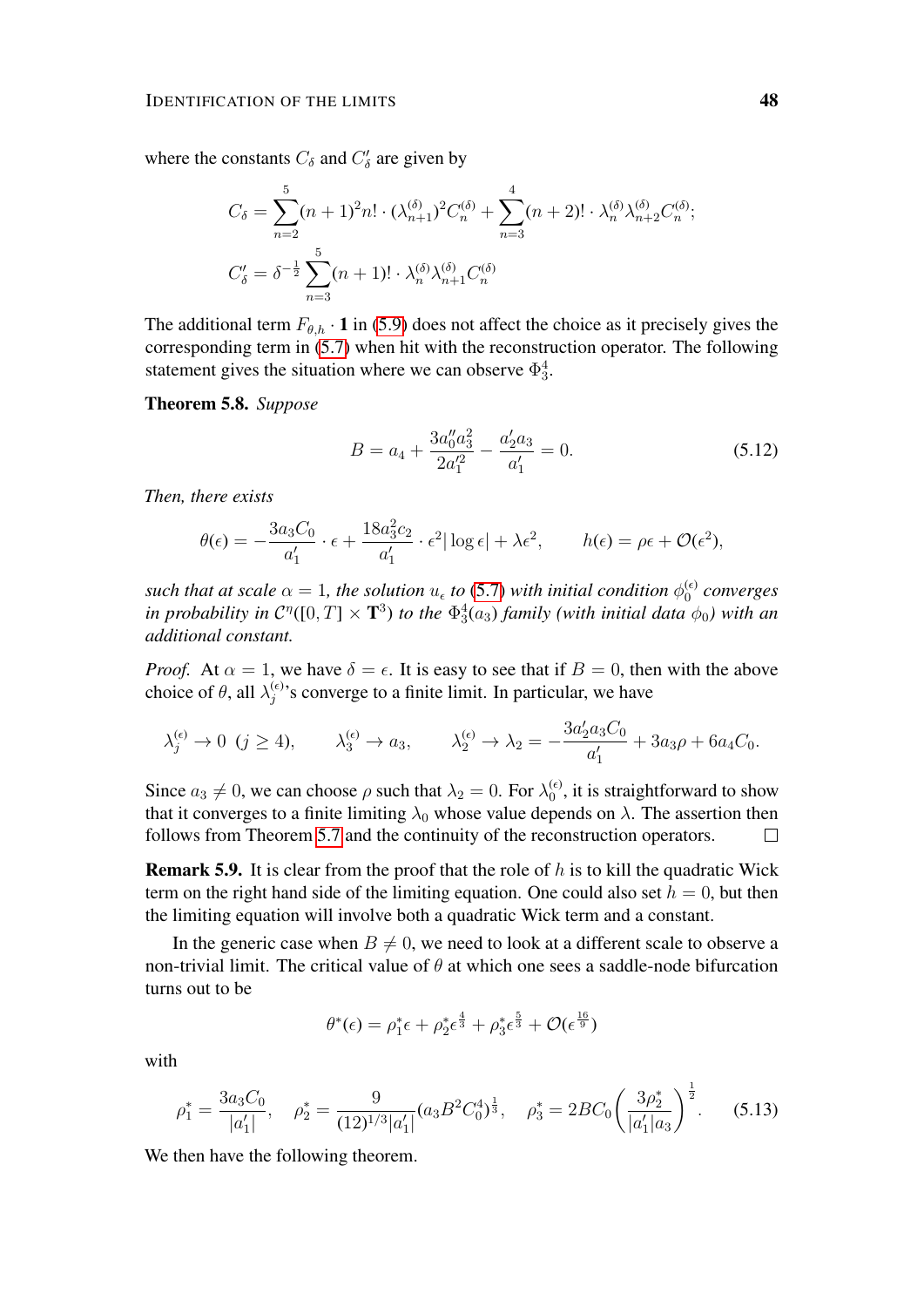where the constants $C_\delta$ and $C'_\delta$ are given by

$$
\begin{aligned}
C_\delta &= \sum_{n=2}^{5} (n+1)^2 n! \cdot (\lambda_{n+1}^{(\delta)})^2 C_n^{(\delta)} + \sum_{n=3}^{4} (n+2)! \cdot \lambda_n^{(\delta)} \lambda_{n+2}^{(\delta)} C_n^{(\delta)}; \\
C'_\delta &= \delta^{-\frac{1}{2}} \sum_{n=3}^{5} (n+1)! \cdot \lambda_n^{(\delta)} \lambda_{n+1}^{(\delta)} C_n^{(\delta)}
\end{aligned}
$$

The additional term $F_{\theta,h} \cdot \mathbf{1}$ in (5.9) does not affect the choice as it precisely gives the corresponding term in (5.7) when hit with the reconstruction operator. The following statement gives the situation where we can observe $\Phi^4_3$.

**Theorem 5.8.** *Suppose*

$$
B = a_4 + \frac{3a''_0 a_3^2}{2a'^2_1} - \frac{a'_2 a_3}{a'_1} = 0. \tag{5.12}
$$

*Then, there exists*

$$
\theta(\epsilon) = -\frac{3a_3 C_0}{a'_1} \cdot \epsilon + \frac{18 a_3^2 c_2}{a'_1} \cdot \epsilon^2 |\log \epsilon| + \lambda \epsilon^2, \qquad h(\epsilon) = \rho \epsilon + \mathcal{O}(\epsilon^2),
$$

*such that at scale $\alpha = 1$, the solution $u_\epsilon$ to (5.7) with initial condition $\phi_0^{(\epsilon)}$ converges in probability in $\mathcal{C}^\eta([0,T] \times \mathbf{T}^3)$ to the $\Phi^4_3(a_3)$ family (with initial data $\phi_0$) with an additional constant.*

*Proof.* At $\alpha = 1$, we have $\delta = \epsilon$. It is easy to see that if $B = 0$, then with the above choice of $\theta$, all $\lambda_j^{(\epsilon)}$'s converge to a finite limit. In particular, we have

$$
\lambda_j^{(\epsilon)} \to 0 \ (j \geq 4), \qquad \lambda_3^{(\epsilon)} \to a_3, \qquad \lambda_2^{(\epsilon)} \to \lambda_2 = -\frac{3a'_2 a_3 C_0}{a'_1} + 3a_3 \rho + 6 a_4 C_0.
$$

Since $a_3 \neq 0$, we can choose $\rho$ such that $\lambda_2 = 0$. For $\lambda_0^{(\epsilon)}$, it is straightforward to show that it converges to a finite limiting $\lambda_0$ whose value depends on $\lambda$. The assertion then follows from Theorem 5.7 and the continuity of the reconstruction operators. $\square$

**Remark 5.9.** It is clear from the proof that the role of $h$ is to kill the quadratic Wick term on the right hand side of the limiting equation. One could also set $h = 0$, but then the limiting equation will involve both a quadratic Wick term and a constant.

In the generic case when $B \neq 0$, we need to look at a different scale to observe a non-trivial limit. The critical value of $\theta$ at which one sees a saddle-node bifurcation turns out to be

$$
\theta^*(\epsilon) = \rho_1^* \epsilon + \rho_2^* \epsilon^{\frac{4}{3}} + \rho_3^* \epsilon^{\frac{5}{3}} + \mathcal{O}(\epsilon^{\frac{16}{9}})
$$

with

$$
\rho_1^* = \frac{3a_3 C_0}{|a'_1|}, \quad \rho_2^* = \frac{9}{(12)^{1/3} |a'_1|} (a_3 B^2 C_0^4)^{\frac{1}{3}}, \quad \rho_3^* = 2BC_0 \bigg( \frac{3\rho_2^*}{|a'_1| a_3} \bigg)^{\frac{1}{2}}. \tag{5.13}
$$

We then have the following theorem.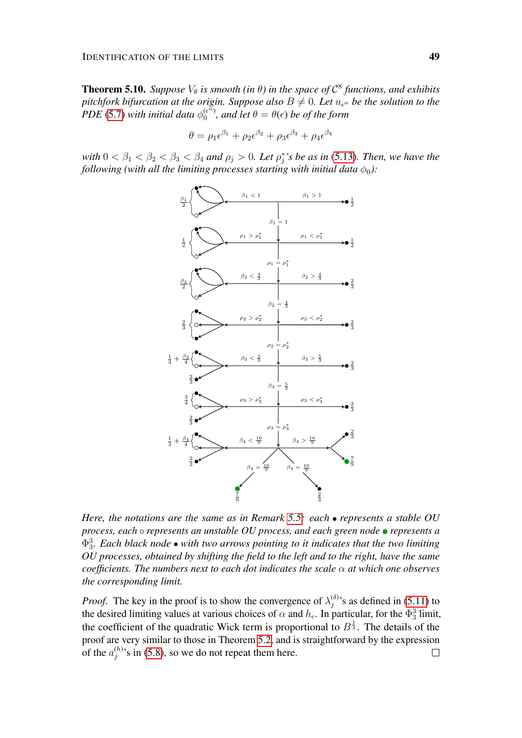**Theorem 5.10.** *Suppose $V_\theta$ is smooth (in $\theta$) in the space of $\mathcal{C}^8$ functions, and exhibits pitchfork bifurcation at the origin. Suppose also $B \neq 0$. Let $u_{\epsilon^\alpha}$ be the solution to the PDE (5.7) with initial data $\phi_0^{(\epsilon^\alpha)}$, and let $\theta = \theta(\epsilon)$ be of the form*

$$\theta = \rho_1 \epsilon^{\beta_1} + \rho_2 \epsilon^{\beta_2} + \rho_3 \epsilon^{\beta_3} + \rho_4 \epsilon^{\beta_4}$$

*with $0 < \beta_1 < \beta_2 < \beta_3 < \beta_4$ and $\rho_j > 0$. Let $\rho_j^*$'s be as in (5.13). Then, we have the following (with all the limiting processes starting with initial data $\phi_0$):*

*Here, the notations are the same as in Remark 5.5: each $\bullet$ represents a stable OU process, each $\circ$ represents an unstable OU process, and each green node $\bullet$ represents a $\Phi^3_3$. Each black node $\bullet$ with two arrows pointing to it indicates that the two limiting OU processes, obtained by shifting the field to the left and to the right, have the same coefficients. The numbers next to each dot indicates the scale $\alpha$ at which one observes the corresponding limit.*

*Proof.* The key in the proof is to show the convergence of $\lambda_j^{(\delta)}$'s as defined in (5.11) to the desired limiting values at various choices of $\alpha$ and $h_\epsilon$. In particular, for the $\Phi^3_3$ limit, the coefficient of the quadratic Wick term is proportional to $B^{\frac{1}{3}}$. The details of the proof are very similar to those in Theorem 5.2, and is straightforward by the expression of the $a_j^{(h)}$'s in (5.8), so we do not repeat them here. □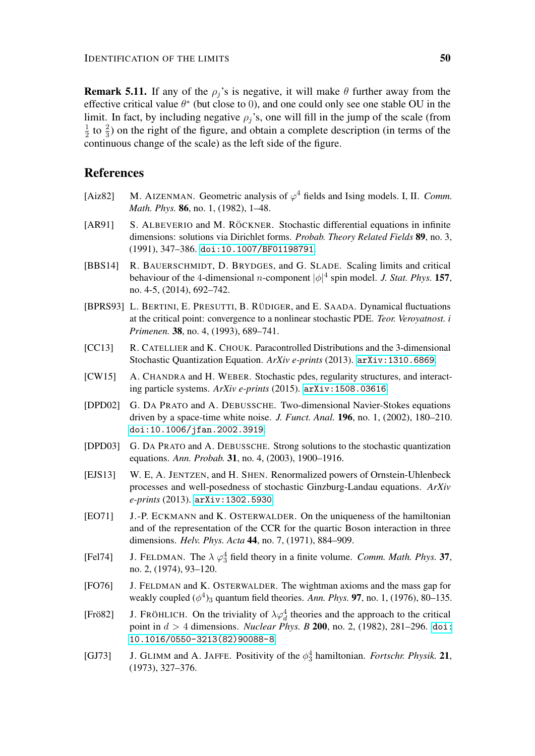**Remark 5.11.** If any of the $\rho_j$'s is negative, it will make $\theta$ further away from the effective critical value $\theta^*$ (but close to 0), and one could only see one stable OU in the limit. In fact, by including negative $\rho_j$'s, one will fill in the jump of the scale (from $\frac{1}{2}$ to $\frac{2}{3}$) on the right of the figure, and obtain a complete description (in terms of the continuous change of the scale) as the left side of the figure.

## References

[Aiz82] M. AIZENMAN. Geometric analysis of $\varphi^4$ fields and Ising models. I, II. *Comm. Math. Phys.* **86**, no. 1, (1982), 1–48.

[AR91] S. ALBEVERIO and M. RÖCKNER. Stochastic differential equations in infinite dimensions: solutions via Dirichlet forms. *Probab. Theory Related Fields* **89**, no. 3, (1991), 347–386. doi:10.1007/BF01198791.

[BBS14] R. BAUERSCHMIDT, D. BRYDGES, and G. SLADE. Scaling limits and critical behaviour of the 4-dimensional $n$-component $|\phi|^4$ spin model. *J. Stat. Phys.* **157**, no. 4-5, (2014), 692–742.

[BPRS93] L. BERTINI, E. PRESUTTI, B. RÜDIGER, and E. SAADA. Dynamical fluctuations at the critical point: convergence to a nonlinear stochastic PDE. *Teor. Veroyatnost. i Primenen.* **38**, no. 4, (1993), 689–741.

[CC13] R. CATELLIER and K. CHOUK. Paracontrolled Distributions and the 3-dimensional Stochastic Quantization Equation. *ArXiv e-prints* (2013). arXiv:1310.6869.

[CW15] A. CHANDRA and H. WEBER. Stochastic pdes, regularity structures, and interacting particle systems. *ArXiv e-prints* (2015). arXiv:1508.03616.

[DPD02] G. DA PRATO and A. DEBUSSCHE. Two-dimensional Navier-Stokes equations driven by a space-time white noise. *J. Funct. Anal.* **196**, no. 1, (2002), 180–210. doi:10.1006/jfan.2002.3919.

[DPD03] G. DA PRATO and A. DEBUSSCHE. Strong solutions to the stochastic quantization equations. *Ann. Probab.* **31**, no. 4, (2003), 1900–1916.

[EJS13] W. E, A. JENTZEN, and H. SHEN. Renormalized powers of Ornstein-Uhlenbeck processes and well-posedness of stochastic Ginzburg-Landau equations. *ArXiv e-prints* (2013). arXiv:1302.5930.

[EO71] J.-P. ECKMANN and K. OSTERWALDER. On the uniqueness of the hamiltonian and of the representation of the CCR for the quartic Boson interaction in three dimensions. *Helv. Phys. Acta* **44**, no. 7, (1971), 884–909.

[Fel74] J. FELDMAN. The $\lambda\,\varphi_3^4$ field theory in a finite volume. *Comm. Math. Phys.* **37**, no. 2, (1974), 93–120.

[FO76] J. FELDMAN and K. OSTERWALDER. The wightman axioms and the mass gap for weakly coupled $(\phi^4)_3$ quantum field theories. *Ann. Phys.* **97**, no. 1, (1976), 80–135.

[Frö82] J. FRÖHLICH. On the triviality of $\lambda\varphi_d^4$ theories and the approach to the critical point in $d > 4$ dimensions. *Nuclear Phys. B* **200**, no. 2, (1982), 281–296. doi:10.1016/0550-3213(82)90088-8.

[GJ73] J. GLIMM and A. JAFFE. Positivity of the $\phi_3^4$ hamiltonian. *Fortschr. Physik.* **21**, (1973), 327–376.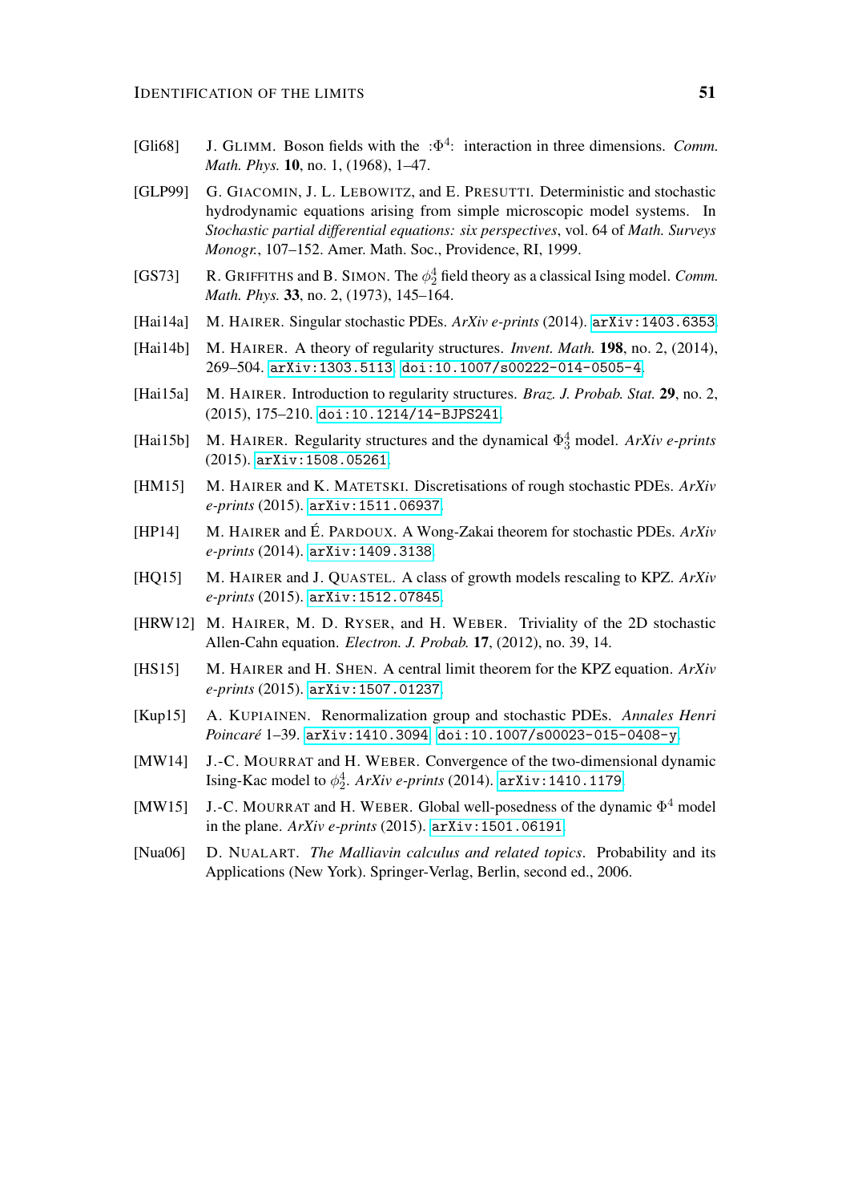[Gli68] J. GLIMM. Boson fields with the $:\Phi^4:$ interaction in three dimensions. *Comm. Math. Phys.* **10**, no. 1, (1968), 1–47.

[GLP99] G. GIACOMIN, J. L. LEBOWITZ, and E. PRESUTTI. Deterministic and stochastic hydrodynamic equations arising from simple microscopic model systems. In *Stochastic partial differential equations: six perspectives*, vol. 64 of *Math. Surveys Monogr.*, 107–152. Amer. Math. Soc., Providence, RI, 1999.

[GS73] R. GRIFFITHS and B. SIMON. The $\phi^4_2$ field theory as a classical Ising model. *Comm. Math. Phys.* **33**, no. 2, (1973), 145–164.

[Hai14a] M. HAIRER. Singular stochastic PDEs. *ArXiv e-prints* (2014). arXiv:1403.6353.

[Hai14b] M. HAIRER. A theory of regularity structures. *Invent. Math.* **198**, no. 2, (2014), 269–504. arXiv:1303.5113. doi:10.1007/s00222-014-0505-4.

[Hai15a] M. HAIRER. Introduction to regularity structures. *Braz. J. Probab. Stat.* **29**, no. 2, (2015), 175–210. doi:10.1214/14-BJPS241.

[Hai15b] M. HAIRER. Regularity structures and the dynamical $\Phi^4_3$ model. *ArXiv e-prints* (2015). arXiv:1508.05261.

[HM15] M. HAIRER and K. MATETSKI. Discretisations of rough stochastic PDEs. *ArXiv e-prints* (2015). arXiv:1511.06937.

[HP14] M. HAIRER and É. PARDOUX. A Wong-Zakai theorem for stochastic PDEs. *ArXiv e-prints* (2014). arXiv:1409.3138.

[HQ15] M. HAIRER and J. QUASTEL. A class of growth models rescaling to KPZ. *ArXiv e-prints* (2015). arXiv:1512.07845.

[HRW12] M. HAIRER, M. D. RYSER, and H. WEBER. Triviality of the 2D stochastic Allen-Cahn equation. *Electron. J. Probab.* **17**, (2012), no. 39, 14.

[HS15] M. HAIRER and H. SHEN. A central limit theorem for the KPZ equation. *ArXiv e-prints* (2015). arXiv:1507.01237.

[Kup15] A. KUPIAINEN. Renormalization group and stochastic PDEs. *Annales Henri Poincaré* 1–39. arXiv:1410.3094. doi:10.1007/s00023-015-0408-y.

[MW14] J.-C. MOURRAT and H. WEBER. Convergence of the two-dimensional dynamic Ising-Kac model to $\phi^4_2$. *ArXiv e-prints* (2014). arXiv:1410.1179.

[MW15] J.-C. MOURRAT and H. WEBER. Global well-posedness of the dynamic $\Phi^4$ model in the plane. *ArXiv e-prints* (2015). arXiv:1501.06191.

[Nua06] D. NUALART. *The Malliavin calculus and related topics*. Probability and its Applications (New York). Springer-Verlag, Berlin, second ed., 2006.